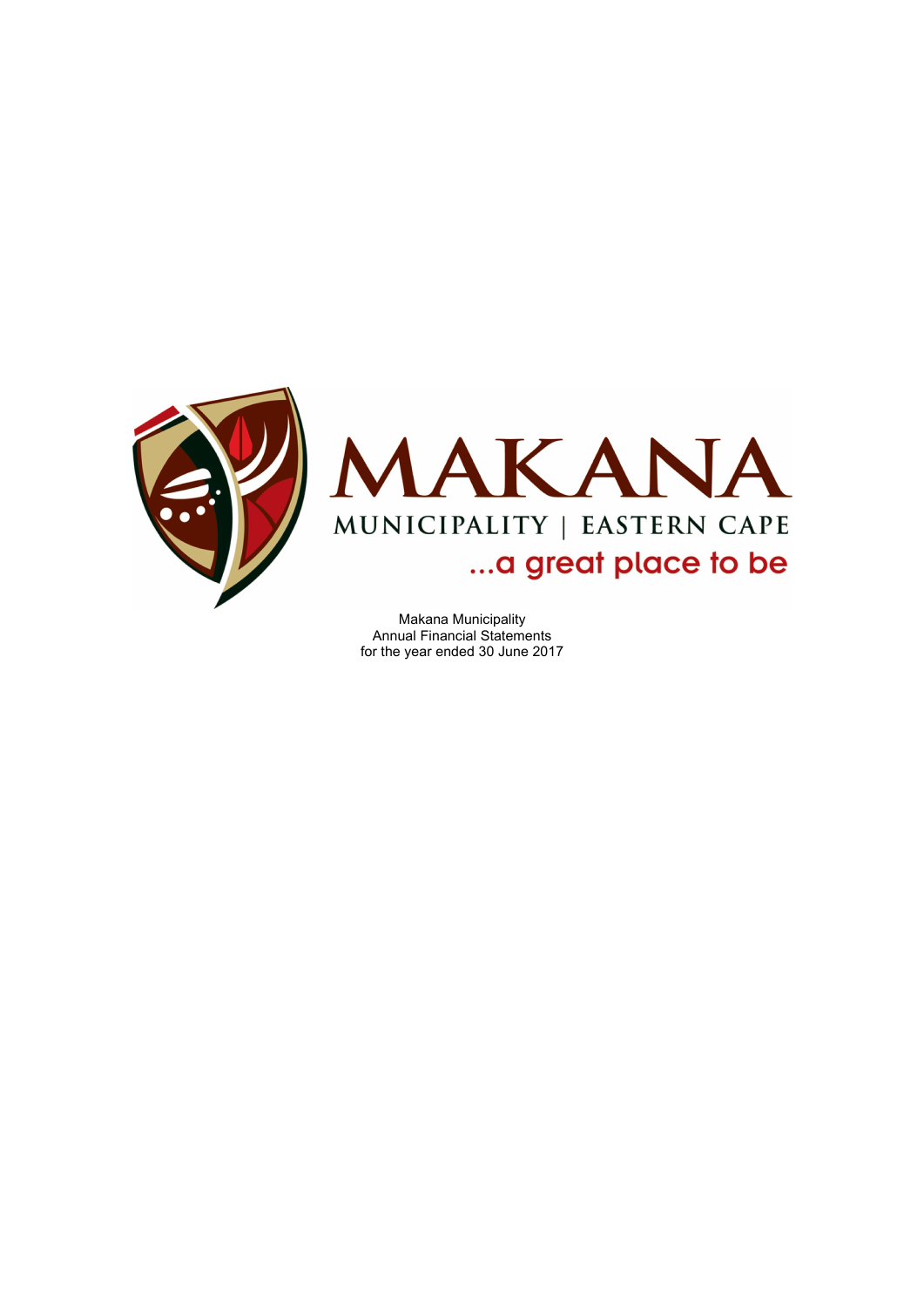MAKANA

MUNICIPALITY | EASTERN CAPE

...a great place to be

Makana Municipality
Annual Financial Statements
for the year ended 30 June 2017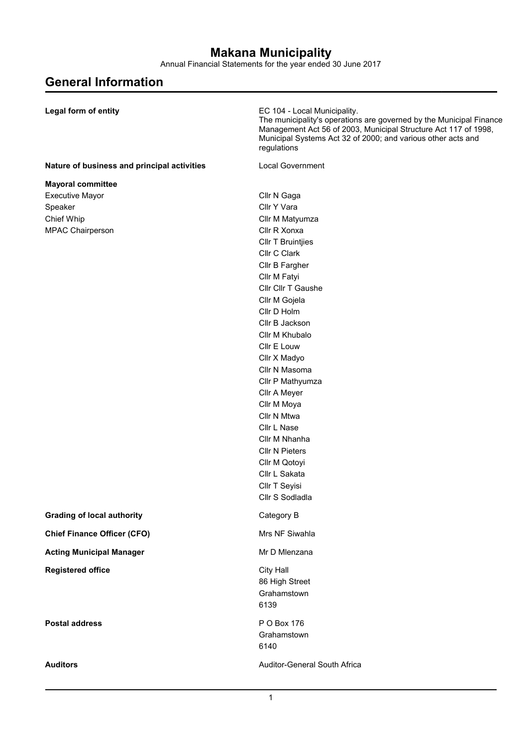# Makana Municipality

Annual Financial Statements for the year ended 30 June 2017

## General Information

| | |
|---|---|
| **Legal form of entity** | EC 104 - Local Municipality. The municipality's operations are governed by the Municipal Finance Management Act 56 of 2003, Municipal Structure Act 117 of 1998, Municipal Systems Act 32 of 2000; and various other acts and regulations |
| **Nature of business and principal activities** | Local Government |
| **Mayoral committee** | |
| Executive Mayor | Cllr N Gaga |
| Speaker | Cllr Y Vara |
| Chief Whip | Cllr M Matyumza |
| MPAC Chairperson | Cllr R Xonxa |
| | Cllr T Bruintjies |
| | Cllr C Clark |
| | Cllr B Fargher |
| | Cllr M Fatyi |
| | Cllr Cllr T Gaushe |
| | Cllr M Gojela |
| | Cllr D Holm |
| | Cllr B Jackson |
| | Cllr M Khubalo |
| | Cllr E Louw |
| | Cllr X Madyo |
| | Cllr N Masoma |
| | Cllr P Mathyumza |
| | Cllr A Meyer |
| | Cllr M Moya |
| | Cllr N Mtwa |
| | Cllr L Nase |
| | Cllr M Nhanha |
| | Cllr N Pieters |
| | Cllr M Qotoyi |
| | Cllr L Sakata |
| | Cllr T Seyisi |
| | Cllr S Sodladla |
| **Grading of local authority** | Category B |
| **Chief Finance Officer (CFO)** | Mrs NF Siwahla |
| **Acting Municipal Manager** | Mr D Mlenzana |
| **Registered office** | City Hall<br>86 High Street<br>Grahamstown<br>6139 |
| **Postal address** | P O Box 176<br>Grahamstown<br>6140 |
| **Auditors** | Auditor-General South Africa |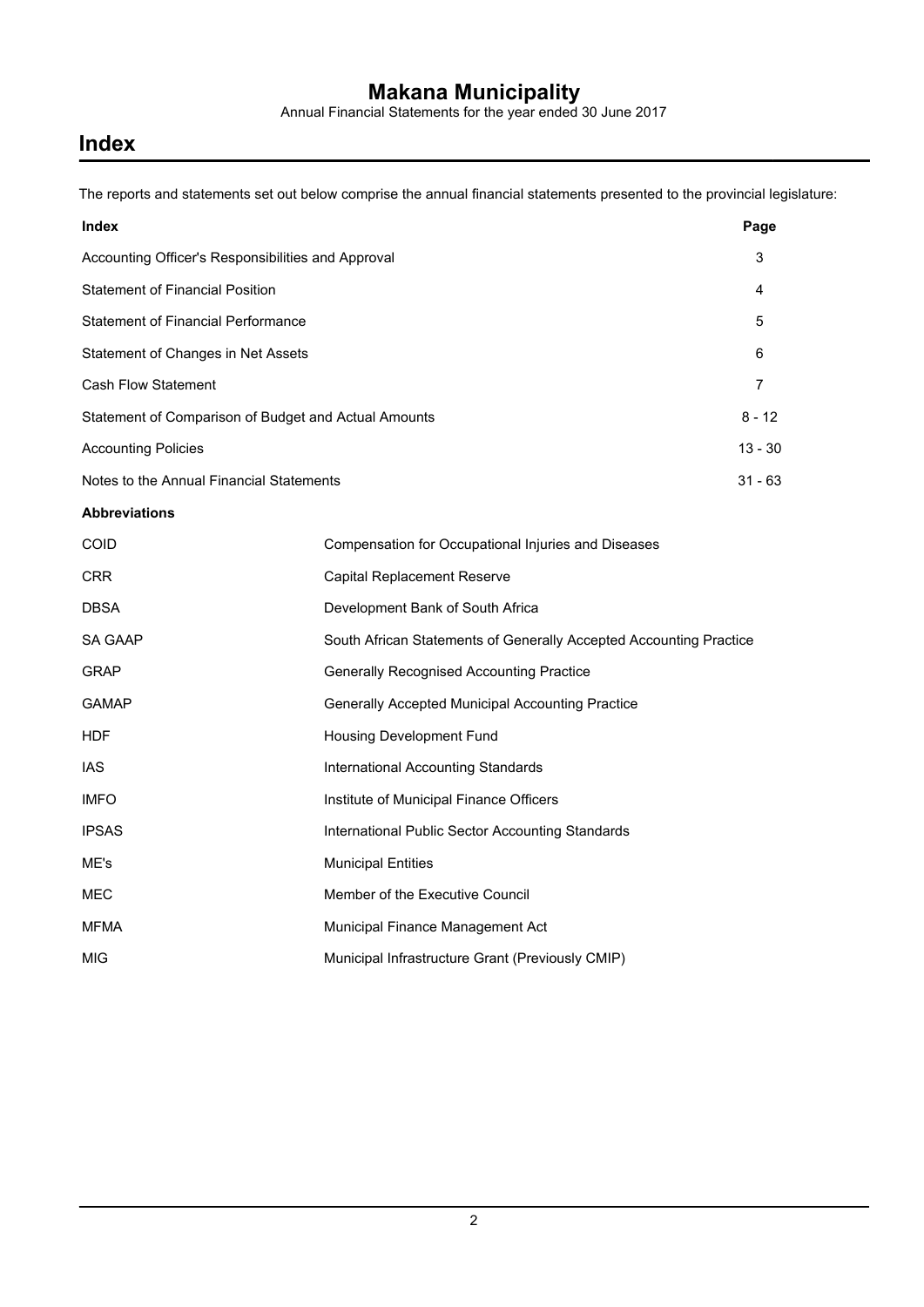# Makana Municipality

Annual Financial Statements for the year ended 30 June 2017

## Index

The reports and statements set out below comprise the annual financial statements presented to the provincial legislature:

| Index | Page |
| --- | --- |
| Accounting Officer's Responsibilities and Approval | 3 |
| Statement of Financial Position | 4 |
| Statement of Financial Performance | 5 |
| Statement of Changes in Net Assets | 6 |
| Cash Flow Statement | 7 |
| Statement of Comparison of Budget and Actual Amounts | 8 - 12 |
| Accounting Policies | 13 - 30 |
| Notes to the Annual Financial Statements | 31 - 63 |

**Abbreviations**

| | |
| --- | --- |
| COID | Compensation for Occupational Injuries and Diseases |
| CRR | Capital Replacement Reserve |
| DBSA | Development Bank of South Africa |
| SA GAAP | South African Statements of Generally Accepted Accounting Practice |
| GRAP | Generally Recognised Accounting Practice |
| GAMAP | Generally Accepted Municipal Accounting Practice |
| HDF | Housing Development Fund |
| IAS | International Accounting Standards |
| IMFO | Institute of Municipal Finance Officers |
| IPSAS | International Public Sector Accounting Standards |
| ME's | Municipal Entities |
| MEC | Member of the Executive Council |
| MFMA | Municipal Finance Management Act |
| MIG | Municipal Infrastructure Grant (Previously CMIP) |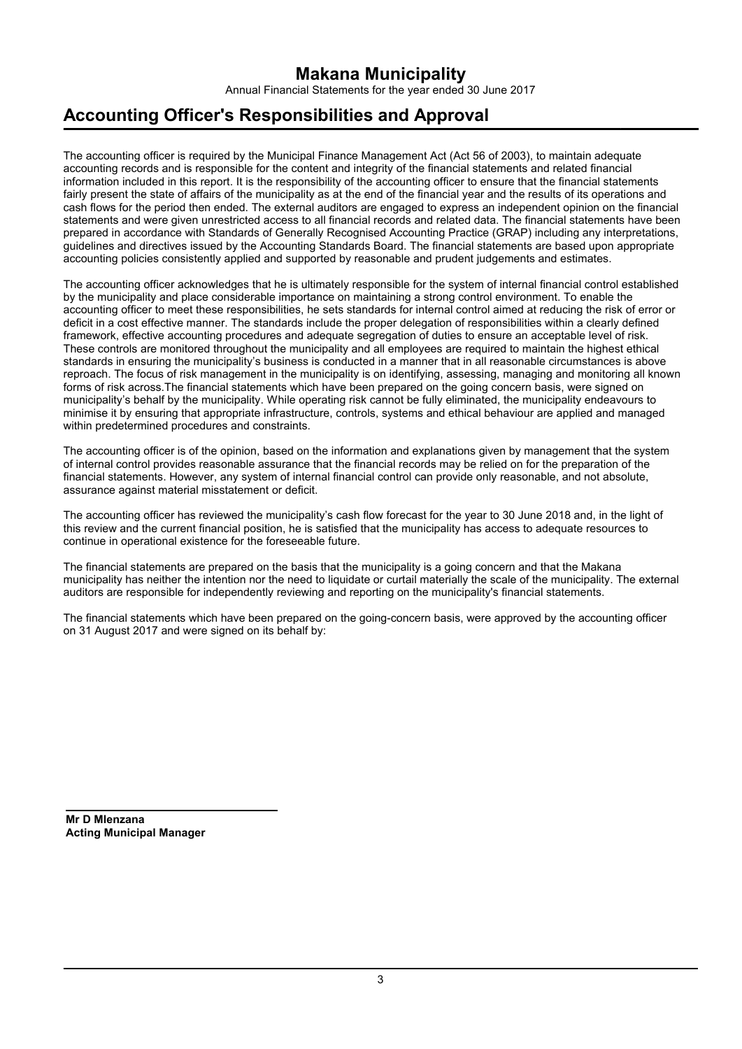# Accounting Officer's Responsibilities and Approval

The accounting officer is required by the Municipal Finance Management Act (Act 56 of 2003), to maintain adequate accounting records and is responsible for the content and integrity of the financial statements and related financial information included in this report. It is the responsibility of the accounting officer to ensure that the financial statements fairly present the state of affairs of the municipality as at the end of the financial year and the results of its operations and cash flows for the period then ended. The external auditors are engaged to express an independent opinion on the financial statements and were given unrestricted access to all financial records and related data. The financial statements have been prepared in accordance with Standards of Generally Recognised Accounting Practice (GRAP) including any interpretations, guidelines and directives issued by the Accounting Standards Board. The financial statements are based upon appropriate accounting policies consistently applied and supported by reasonable and prudent judgements and estimates.

The accounting officer acknowledges that he is ultimately responsible for the system of internal financial control established by the municipality and place considerable importance on maintaining a strong control environment. To enable the accounting officer to meet these responsibilities, he sets standards for internal control aimed at reducing the risk of error or deficit in a cost effective manner. The standards include the proper delegation of responsibilities within a clearly defined framework, effective accounting procedures and adequate segregation of duties to ensure an acceptable level of risk. These controls are monitored throughout the municipality and all employees are required to maintain the highest ethical standards in ensuring the municipality's business is conducted in a manner that in all reasonable circumstances is above reproach. The focus of risk management in the municipality is on identifying, assessing, managing and monitoring all known forms of risk across.The financial statements which have been prepared on the going concern basis, were signed on municipality's behalf by the municipality. While operating risk cannot be fully eliminated, the municipality endeavours to minimise it by ensuring that appropriate infrastructure, controls, systems and ethical behaviour are applied and managed within predetermined procedures and constraints.

The accounting officer is of the opinion, based on the information and explanations given by management that the system of internal control provides reasonable assurance that the financial records may be relied on for the preparation of the financial statements. However, any system of internal financial control can provide only reasonable, and not absolute, assurance against material misstatement or deficit.

The accounting officer has reviewed the municipality's cash flow forecast for the year to 30 June 2018 and, in the light of this review and the current financial position, he is satisfied that the municipality has access to adequate resources to continue in operational existence for the foreseeable future.

The financial statements are prepared on the basis that the municipality is a going concern and that the Makana municipality has neither the intention nor the need to liquidate or curtail materially the scale of the municipality. The external auditors are responsible for independently reviewing and reporting on the municipality's financial statements.

The financial statements which have been prepared on the going-concern basis, were approved by the accounting officer on 31 August 2017 and were signed on its behalf by:

**Mr D Mlenzana**
**Acting Municipal Manager**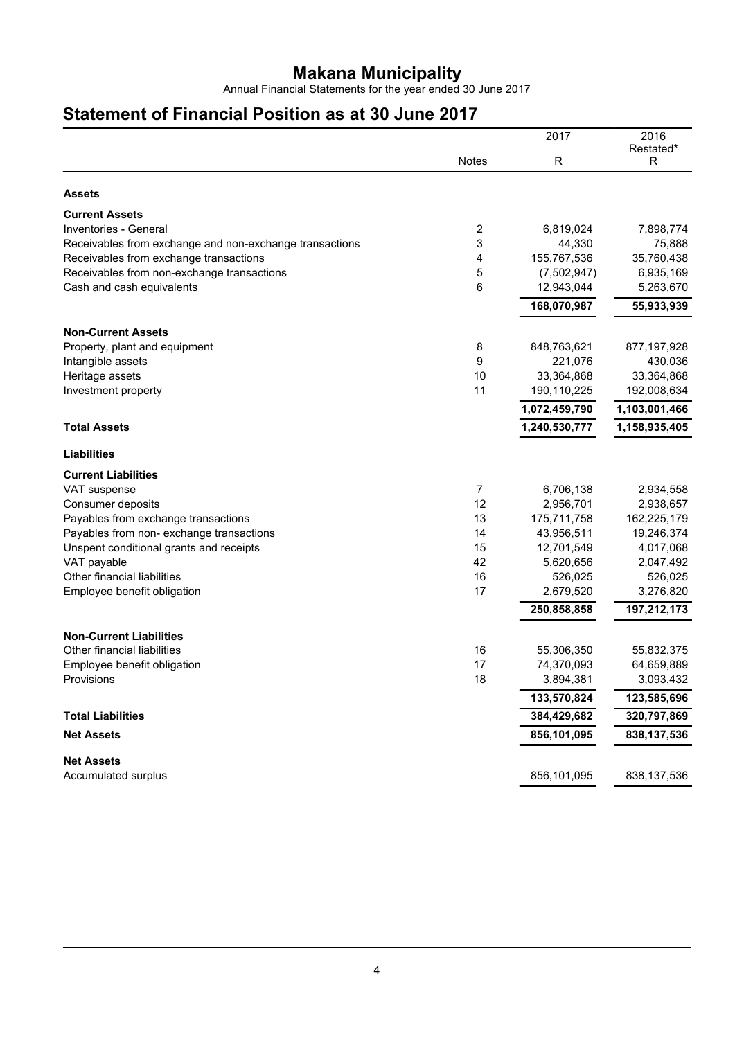# Makana Municipality

Annual Financial Statements for the year ended 30 June 2017

## Statement of Financial Position as at 30 June 2017

| | Notes | 2017<br>R | 2016<br>Restated*<br>R |
|---|---|---|---|
| **Assets** | | | |
| **Current Assets** | | | |
| Inventories - General | 2 | 6,819,024 | 7,898,774 |
| Receivables from exchange and non-exchange transactions | 3 | 44,330 | 75,888 |
| Receivables from exchange transactions | 4 | 155,767,536 | 35,760,438 |
| Receivables from non-exchange transactions | 5 | (7,502,947) | 6,935,169 |
| Cash and cash equivalents | 6 | 12,943,044 | 5,263,670 |
| | | **168,070,987** | **55,933,939** |
| **Non-Current Assets** | | | |
| Property, plant and equipment | 8 | 848,763,621 | 877,197,928 |
| Intangible assets | 9 | 221,076 | 430,036 |
| Heritage assets | 10 | 33,364,868 | 33,364,868 |
| Investment property | 11 | 190,110,225 | 192,008,634 |
| | | **1,072,459,790** | **1,103,001,466** |
| **Total Assets** | | **1,240,530,777** | **1,158,935,405** |
| **Liabilities** | | | |
| **Current Liabilities** | | | |
| VAT suspense | 7 | 6,706,138 | 2,934,558 |
| Consumer deposits | 12 | 2,956,701 | 2,938,657 |
| Payables from exchange transactions | 13 | 175,711,758 | 162,225,179 |
| Payables from non- exchange transactions | 14 | 43,956,511 | 19,246,374 |
| Unspent conditional grants and receipts | 15 | 12,701,549 | 4,017,068 |
| VAT payable | 42 | 5,620,656 | 2,047,492 |
| Other financial liabilities | 16 | 526,025 | 526,025 |
| Employee benefit obligation | 17 | 2,679,520 | 3,276,820 |
| | | **250,858,858** | **197,212,173** |
| **Non-Current Liabilities** | | | |
| Other financial liabilities | 16 | 55,306,350 | 55,832,375 |
| Employee benefit obligation | 17 | 74,370,093 | 64,659,889 |
| Provisions | 18 | 3,894,381 | 3,093,432 |
| | | **133,570,824** | **123,585,696** |
| **Total Liabilities** | | **384,429,682** | **320,797,869** |
| **Net Assets** | | **856,101,095** | **838,137,536** |
| **Net Assets** | | | |
| Accumulated surplus | | 856,101,095 | 838,137,536 |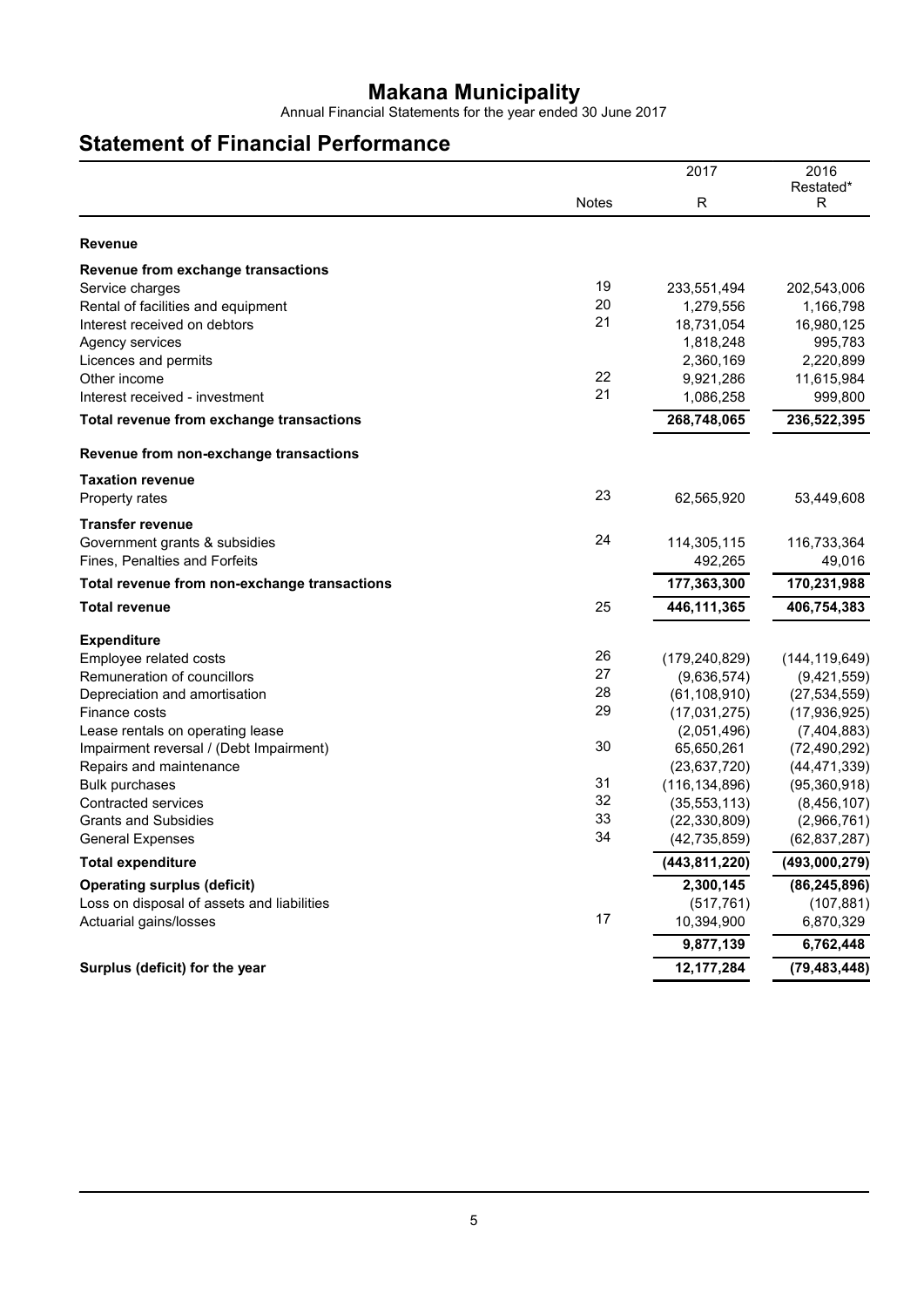# Makana Municipality

Annual Financial Statements for the year ended 30 June 2017

## Statement of Financial Performance

| | Notes | 2017<br>R | 2016<br>Restated*<br>R |
|---|---|---|---|
| **Revenue** | | | |
| **Revenue from exchange transactions** | | | |
| Service charges | 19 | 233,551,494 | 202,543,006 |
| Rental of facilities and equipment | 20 | 1,279,556 | 1,166,798 |
| Interest received on debtors | 21 | 18,731,054 | 16,980,125 |
| Agency services | | 1,818,248 | 995,783 |
| Licences and permits | | 2,360,169 | 2,220,899 |
| Other income | 22 | 9,921,286 | 11,615,984 |
| Interest received - investment | 21 | 1,086,258 | 999,800 |
| **Total revenue from exchange transactions** | | **268,748,065** | **236,522,395** |
| **Revenue from non-exchange transactions** | | | |
| **Taxation revenue** | | | |
| Property rates | 23 | 62,565,920 | 53,449,608 |
| **Transfer revenue** | | | |
| Government grants & subsidies | 24 | 114,305,115 | 116,733,364 |
| Fines, Penalties and Forfeits | | 492,265 | 49,016 |
| **Total revenue from non-exchange transactions** | | **177,363,300** | **170,231,988** |
| **Total revenue** | 25 | **446,111,365** | **406,754,383** |
| **Expenditure** | | | |
| Employee related costs | 26 | (179,240,829) | (144,119,649) |
| Remuneration of councillors | 27 | (9,636,574) | (9,421,559) |
| Depreciation and amortisation | 28 | (61,108,910) | (27,534,559) |
| Finance costs | 29 | (17,031,275) | (17,936,925) |
| Lease rentals on operating lease | | (2,051,496) | (7,404,883) |
| Impairment reversal / (Debt Impairment) | 30 | 65,650,261 | (72,490,292) |
| Repairs and maintenance | | (23,637,720) | (44,471,339) |
| Bulk purchases | 31 | (116,134,896) | (95,360,918) |
| Contracted services | 32 | (35,553,113) | (8,456,107) |
| Grants and Subsidies | 33 | (22,330,809) | (2,966,761) |
| General Expenses | 34 | (42,735,859) | (62,837,287) |
| **Total expenditure** | | **(443,811,220)** | **(493,000,279)** |
| **Operating surplus (deficit)** | | **2,300,145** | **(86,245,896)** |
| Loss on disposal of assets and liabilities | | (517,761) | (107,881) |
| Actuarial gains/losses | 17 | 10,394,900 | 6,870,329 |
| | | **9,877,139** | **6,762,448** |
| **Surplus (deficit) for the year** | | **12,177,284** | **(79,483,448)** |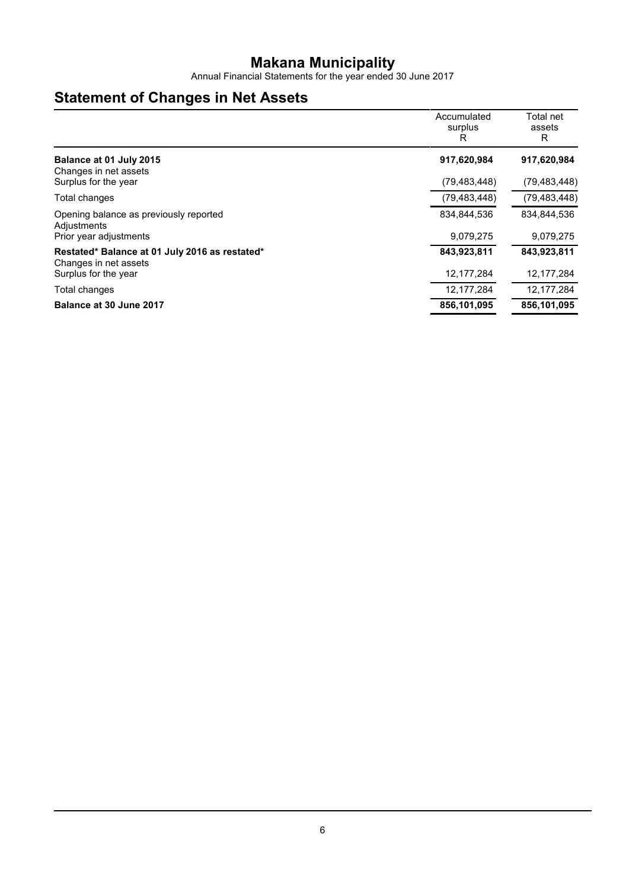# Makana Municipality

Annual Financial Statements for the year ended 30 June 2017

## Statement of Changes in Net Assets

| | Accumulated surplus R | Total net assets R |
|---|---|---|
| **Balance at 01 July 2015** | **917,620,984** | **917,620,984** |
| Changes in net assets | | |
| Surplus for the year | (79,483,448) | (79,483,448) |
| Total changes | (79,483,448) | (79,483,448) |
| Opening balance as previously reported | 834,844,536 | 834,844,536 |
| Adjustments | | |
| Prior year adjustments | 9,079,275 | 9,079,275 |
| **Restated* Balance at 01 July 2016 as restated*** | **843,923,811** | **843,923,811** |
| Changes in net assets | | |
| Surplus for the year | 12,177,284 | 12,177,284 |
| Total changes | 12,177,284 | 12,177,284 |
| **Balance at 30 June 2017** | **856,101,095** | **856,101,095** |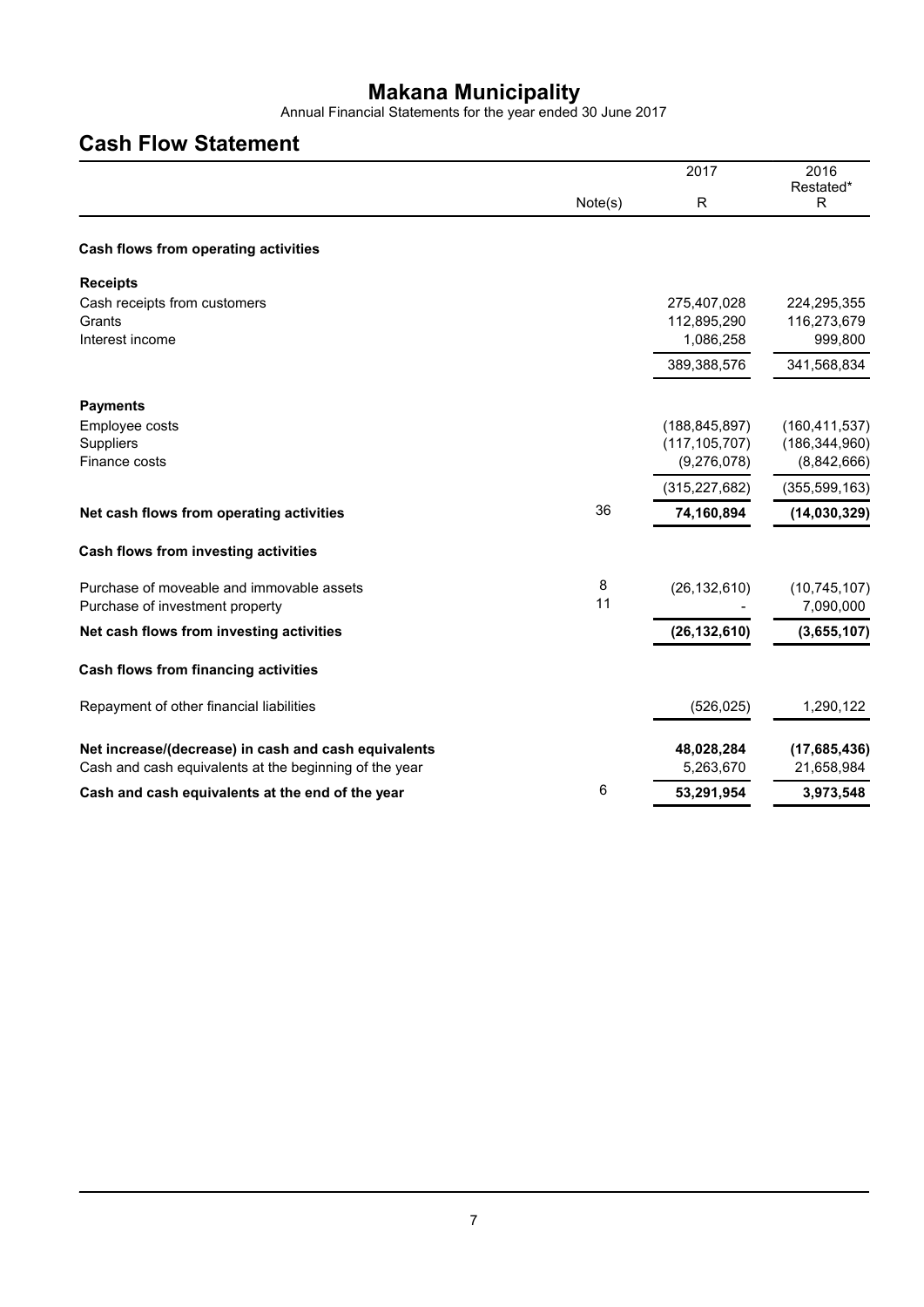# Makana Municipality

Annual Financial Statements for the year ended 30 June 2017

## Cash Flow Statement

| | Note(s) | 2017<br>R | 2016<br>Restated*<br>R |
|---|---|---|---|
| **Cash flows from operating activities** | | | |
| **Receipts** | | | |
| Cash receipts from customers | | 275,407,028 | 224,295,355 |
| Grants | | 112,895,290 | 116,273,679 |
| Interest income | | 1,086,258 | 999,800 |
| | | 389,388,576 | 341,568,834 |
| **Payments** | | | |
| Employee costs | | (188,845,897) | (160,411,537) |
| Suppliers | | (117,105,707) | (186,344,960) |
| Finance costs | | (9,276,078) | (8,842,666) |
| | | (315,227,682) | (355,599,163) |
| **Net cash flows from operating activities** | 36 | **74,160,894** | **(14,030,329)** |
| **Cash flows from investing activities** | | | |
| Purchase of moveable and immovable assets | 8 | (26,132,610) | (10,745,107) |
| Purchase of investment property | 11 | - | 7,090,000 |
| **Net cash flows from investing activities** | | **(26,132,610)** | **(3,655,107)** |
| **Cash flows from financing activities** | | | |
| Repayment of other financial liabilities | | (526,025) | 1,290,122 |
| **Net increase/(decrease) in cash and cash equivalents** | | **48,028,284** | **(17,685,436)** |
| Cash and cash equivalents at the beginning of the year | | 5,263,670 | 21,658,984 |
| **Cash and cash equivalents at the end of the year** | 6 | **53,291,954** | **3,973,548** |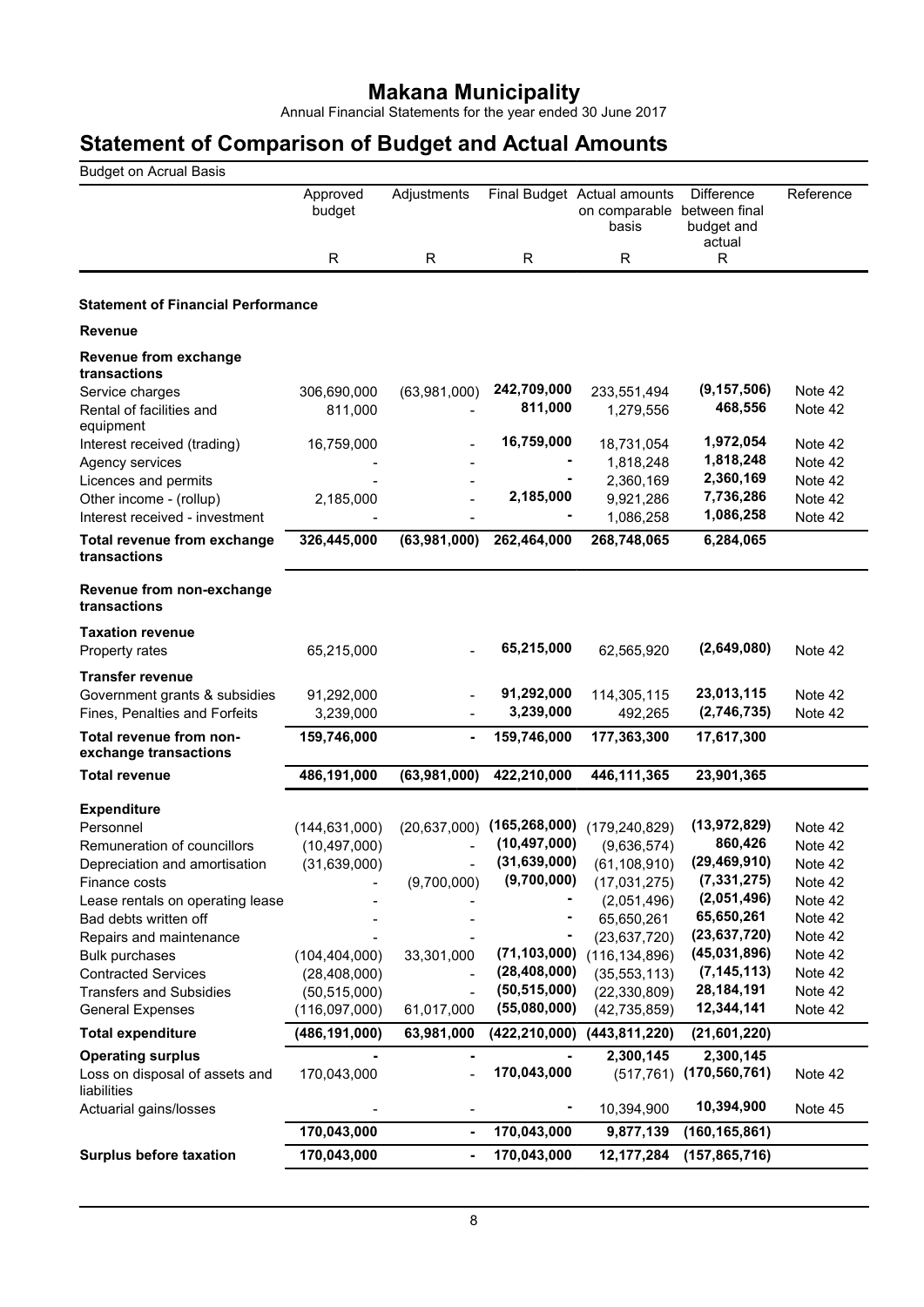# Makana Municipality

Annual Financial Statements for the year ended 30 June 2017

# Statement of Comparison of Budget and Actual Amounts

Budget on Acrual Basis

| | Approved budget | Adjustments | Final Budget | Actual amounts on comparable basis | Difference between final budget and actual | Reference |
|---|---|---|---|---|---|---|
| | R | R | R | R | R | |
| **Statement of Financial Performance** | | | | | | |
| **Revenue** | | | | | | |
| **Revenue from exchange transactions** | | | | | | |
| Service charges | 306,690,000 | (63,981,000) | **242,709,000** | 233,551,494 | **(9,157,506)** | Note 42 |
| Rental of facilities and equipment | 811,000 | - | **811,000** | 1,279,556 | **468,556** | Note 42 |
| Interest received (trading) | 16,759,000 | - | **16,759,000** | 18,731,054 | **1,972,054** | Note 42 |
| Agency services | - | - | **-** | 1,818,248 | **1,818,248** | Note 42 |
| Licences and permits | - | - | **-** | 2,360,169 | **2,360,169** | Note 42 |
| Other income - (rollup) | 2,185,000 | - | **2,185,000** | 9,921,286 | **7,736,286** | Note 42 |
| Interest received - investment | - | - | **-** | 1,086,258 | **1,086,258** | Note 42 |
| **Total revenue from exchange transactions** | **326,445,000** | **(63,981,000)** | **262,464,000** | **268,748,065** | **6,284,065** | |
| **Revenue from non-exchange transactions** | | | | | | |
| **Taxation revenue** | | | | | | |
| Property rates | 65,215,000 | - | **65,215,000** | 62,565,920 | **(2,649,080)** | Note 42 |
| **Transfer revenue** | | | | | | |
| Government grants & subsidies | 91,292,000 | - | **91,292,000** | 114,305,115 | **23,013,115** | Note 42 |
| Fines, Penalties and Forfeits | 3,239,000 | - | **3,239,000** | 492,265 | **(2,746,735)** | Note 42 |
| **Total revenue from non-exchange transactions** | **159,746,000** | **-** | **159,746,000** | **177,363,300** | **17,617,300** | |
| **Total revenue** | **486,191,000** | **(63,981,000)** | **422,210,000** | **446,111,365** | **23,901,365** | |
| **Expenditure** | | | | | | |
| Personnel | (144,631,000) | (20,637,000) | **(165,268,000)** | (179,240,829) | **(13,972,829)** | Note 42 |
| Remuneration of councillors | (10,497,000) | - | **(10,497,000)** | (9,636,574) | **860,426** | Note 42 |
| Depreciation and amortisation | (31,639,000) | - | **(31,639,000)** | (61,108,910) | **(29,469,910)** | Note 42 |
| Finance costs | - | (9,700,000) | **(9,700,000)** | (17,031,275) | **(7,331,275)** | Note 42 |
| Lease rentals on operating lease | - | - | **-** | (2,051,496) | **(2,051,496)** | Note 42 |
| Bad debts written off | - | - | **-** | 65,650,261 | **65,650,261** | Note 42 |
| Repairs and maintenance | - | - | **-** | (23,637,720) | **(23,637,720)** | Note 42 |
| Bulk purchases | (104,404,000) | 33,301,000 | **(71,103,000)** | (116,134,896) | **(45,031,896)** | Note 42 |
| Contracted Services | (28,408,000) | - | **(28,408,000)** | (35,553,113) | **(7,145,113)** | Note 42 |
| Transfers and Subsidies | (50,515,000) | - | **(50,515,000)** | (22,330,809) | **28,184,191** | Note 42 |
| General Expenses | (116,097,000) | 61,017,000 | **(55,080,000)** | (42,735,859) | **12,344,141** | Note 42 |
| **Total expenditure** | **(486,191,000)** | **63,981,000** | **(422,210,000)** | **(443,811,220)** | **(21,601,220)** | |
| **Operating surplus** | **-** | **-** | **-** | **2,300,145** | **2,300,145** | |
| Loss on disposal of assets and liabilities | 170,043,000 | - | **170,043,000** | (517,761) | **(170,560,761)** | Note 42 |
| Actuarial gains/losses | - | - | **-** | 10,394,900 | **10,394,900** | Note 45 |
| | **170,043,000** | **-** | **170,043,000** | **9,877,139** | **(160,165,861)** | |
| **Surplus before taxation** | **170,043,000** | **-** | **170,043,000** | **12,177,284** | **(157,865,716)** | |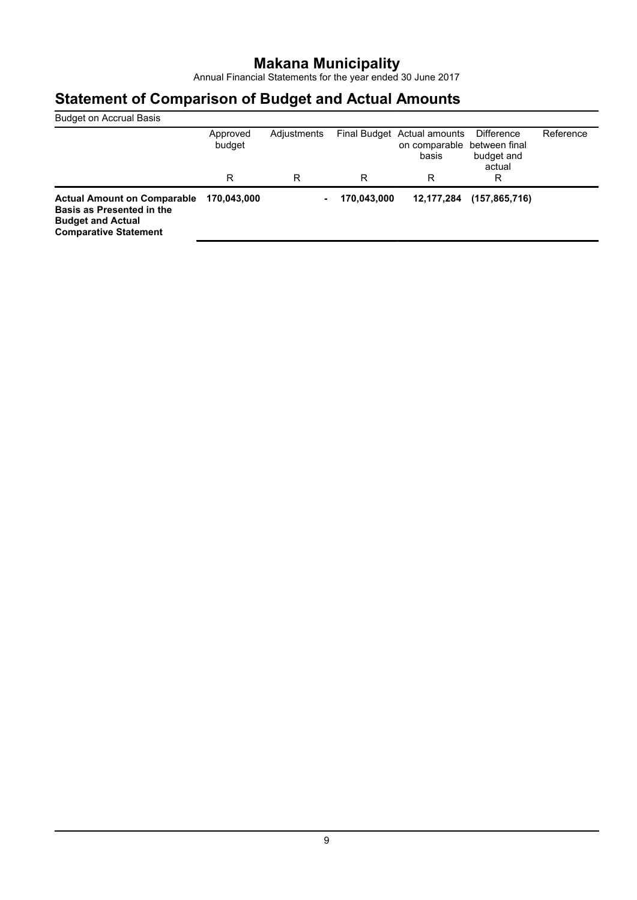# Makana Municipality

Annual Financial Statements for the year ended 30 June 2017

## Statement of Comparison of Budget and Actual Amounts

Budget on Accrual Basis

| | Approved budget | Adjustments | Final Budget | Actual amounts on comparable basis | Difference between final budget and actual | Reference |
|---|---|---|---|---|---|---|
| | R | R | R | R | R | |
| **Actual Amount on Comparable Basis as Presented in the Budget and Actual Comparative Statement** | **170,043,000** | **-** | **170,043,000** | **12,177,284** | **(157,865,716)** | |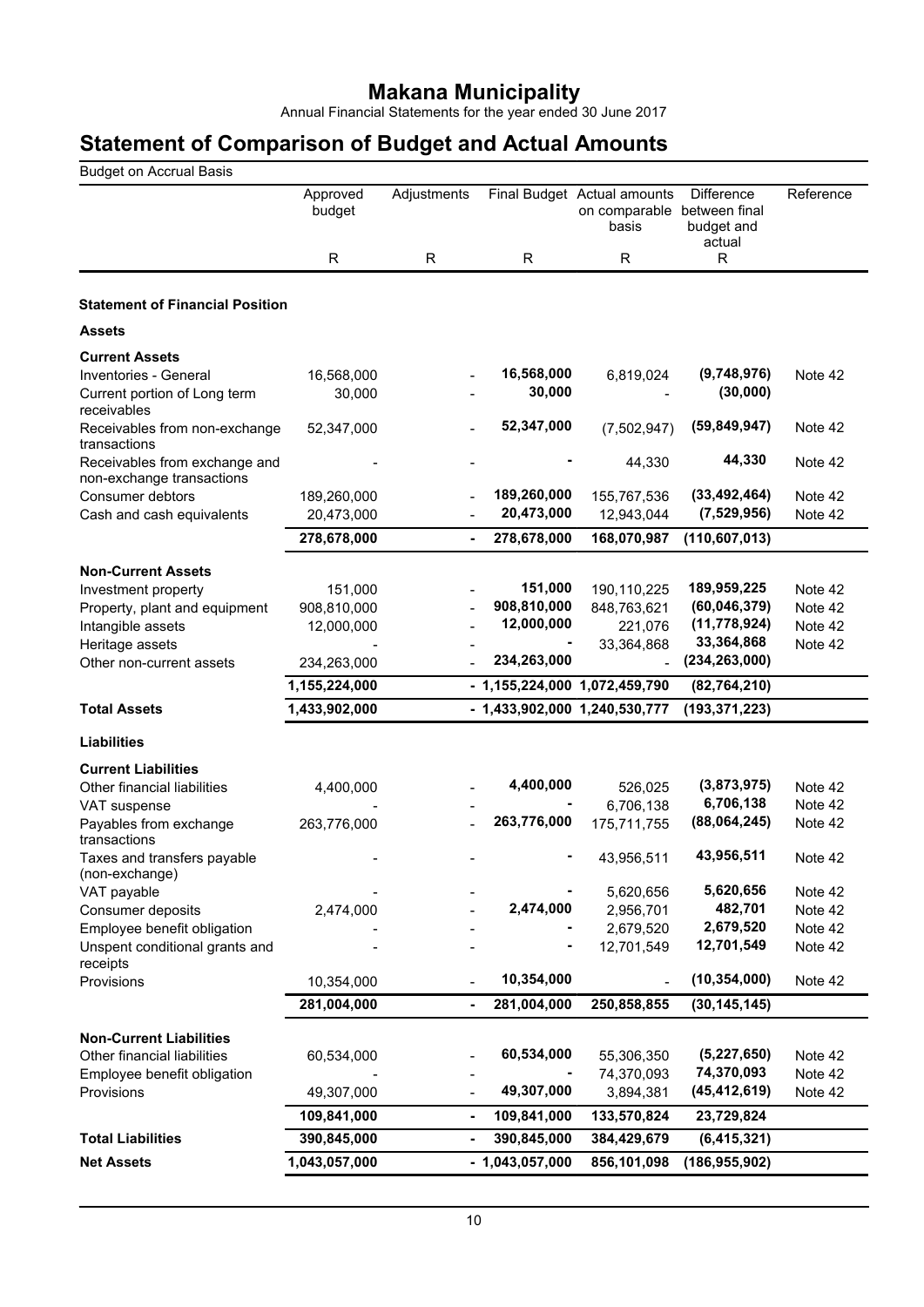# Makana Municipality

Annual Financial Statements for the year ended 30 June 2017

# Statement of Comparison of Budget and Actual Amounts

Budget on Accrual Basis

| | Approved budget | Adjustments | Final Budget | Actual amounts on comparable basis | Difference between final budget and actual | Reference |
|---|---|---|---|---|---|---|
| | R | R | R | R | R | |
| **Statement of Financial Position** | | | | | | |
| **Assets** | | | | | | |
| **Current Assets** | | | | | | |
| Inventories - General | 16,568,000 | - | **16,568,000** | 6,819,024 | **(9,748,976)** | Note 42 |
| Current portion of Long term receivables | 30,000 | - | **30,000** | - | **(30,000)** | |
| Receivables from non-exchange transactions | 52,347,000 | - | **52,347,000** | (7,502,947) | **(59,849,947)** | Note 42 |
| Receivables from exchange and non-exchange transactions | - | - | **-** | 44,330 | **44,330** | Note 42 |
| Consumer debtors | 189,260,000 | - | **189,260,000** | 155,767,536 | **(33,492,464)** | Note 42 |
| Cash and cash equivalents | 20,473,000 | - | **20,473,000** | 12,943,044 | **(7,529,956)** | Note 42 |
| | **278,678,000** | **-** | **278,678,000** | **168,070,987** | **(110,607,013)** | |
| **Non-Current Assets** | | | | | | |
| Investment property | 151,000 | - | **151,000** | 190,110,225 | **189,959,225** | Note 42 |
| Property, plant and equipment | 908,810,000 | - | **908,810,000** | 848,763,621 | **(60,046,379)** | Note 42 |
| Intangible assets | 12,000,000 | - | **12,000,000** | 221,076 | **(11,778,924)** | Note 42 |
| Heritage assets | - | - | **-** | 33,364,868 | **33,364,868** | Note 42 |
| Other non-current assets | 234,263,000 | - | **234,263,000** | - | **(234,263,000)** | |
| | **1,155,224,000** | **-** | **1,155,224,000** | **1,072,459,790** | **(82,764,210)** | |
| **Total Assets** | **1,433,902,000** | **-** | **1,433,902,000** | **1,240,530,777** | **(193,371,223)** | |
| **Liabilities** | | | | | | |
| **Current Liabilities** | | | | | | |
| Other financial liabilities | 4,400,000 | - | **4,400,000** | 526,025 | **(3,873,975)** | Note 42 |
| VAT suspense | - | - | **-** | 6,706,138 | **6,706,138** | Note 42 |
| Payables from exchange transactions | 263,776,000 | - | **263,776,000** | 175,711,755 | **(88,064,245)** | Note 42 |
| Taxes and transfers payable (non-exchange) | - | - | **-** | 43,956,511 | **43,956,511** | Note 42 |
| VAT payable | - | - | **-** | 5,620,656 | **5,620,656** | Note 42 |
| Consumer deposits | 2,474,000 | - | **2,474,000** | 2,956,701 | **482,701** | Note 42 |
| Employee benefit obligation | - | - | **-** | 2,679,520 | **2,679,520** | Note 42 |
| Unspent conditional grants and receipts | - | - | **-** | 12,701,549 | **12,701,549** | Note 42 |
| Provisions | 10,354,000 | - | **10,354,000** | - | **(10,354,000)** | Note 42 |
| | **281,004,000** | **-** | **281,004,000** | **250,858,855** | **(30,145,145)** | |
| **Non-Current Liabilities** | | | | | | |
| Other financial liabilities | 60,534,000 | - | **60,534,000** | 55,306,350 | **(5,227,650)** | Note 42 |
| Employee benefit obligation | - | - | **-** | 74,370,093 | **74,370,093** | Note 42 |
| Provisions | 49,307,000 | - | **49,307,000** | 3,894,381 | **(45,412,619)** | Note 42 |
| | **109,841,000** | **-** | **109,841,000** | **133,570,824** | **23,729,824** | |
| **Total Liabilities** | **390,845,000** | **-** | **390,845,000** | **384,429,679** | **(6,415,321)** | |
| **Net Assets** | **1,043,057,000** | **-** | **1,043,057,000** | **856,101,098** | **(186,955,902)** | |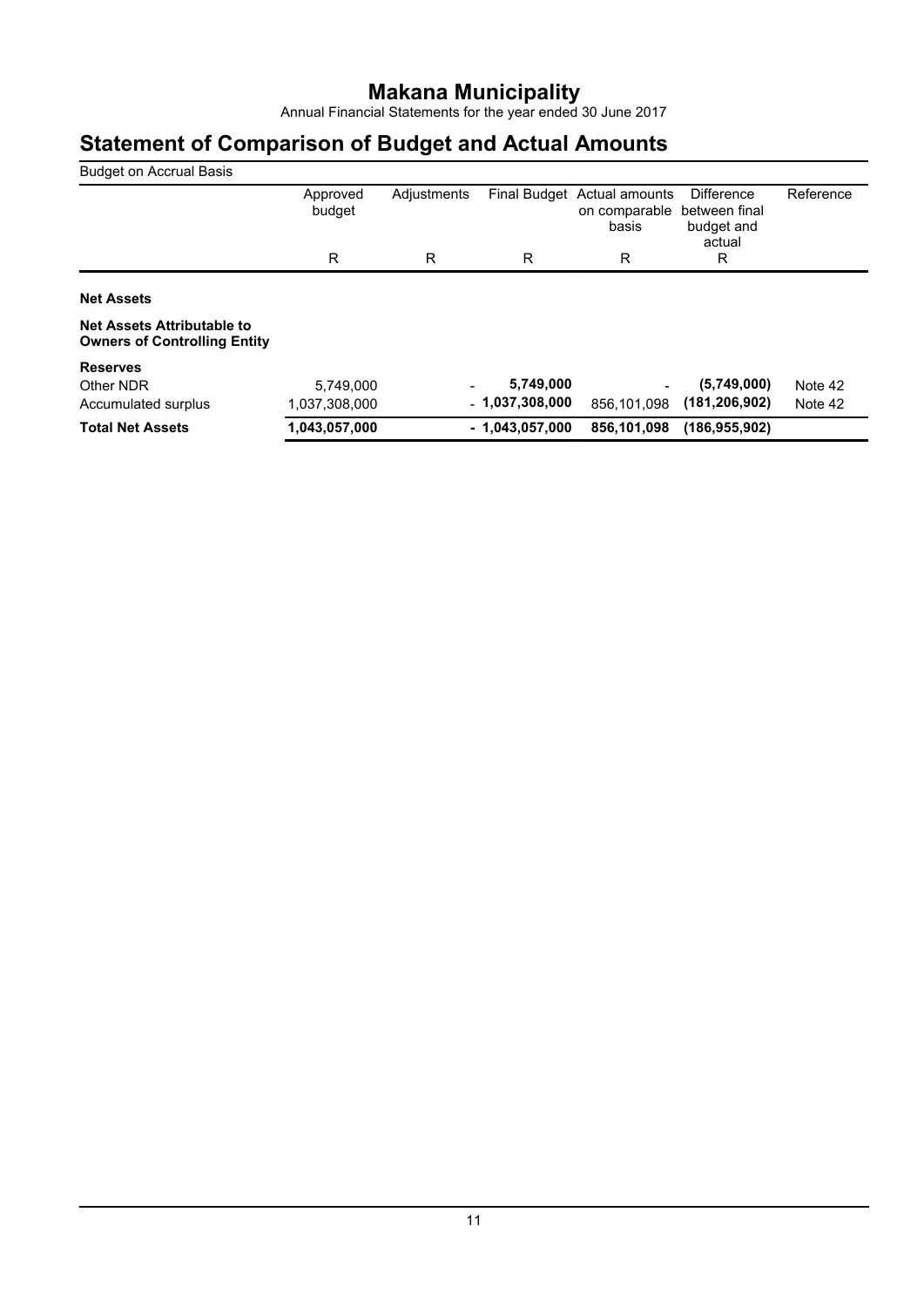# Makana Municipality

Annual Financial Statements for the year ended 30 June 2017

## Statement of Comparison of Budget and Actual Amounts

Budget on Accrual Basis

| | Approved budget | Adjustments | Final Budget | Actual amounts on comparable basis | Difference between final budget and actual | Reference |
|---|---|---|---|---|---|---|
| | R | R | R | R | R | |
| **Net Assets** | | | | | | |
| **Net Assets Attributable to Owners of Controlling Entity** | | | | | | |
| **Reserves** | | | | | | |
| Other NDR | 5,749,000 | - | **5,749,000** | - | **(5,749,000)** | Note 42 |
| Accumulated surplus | 1,037,308,000 | - | **1,037,308,000** | 856,101,098 | **(181,206,902)** | Note 42 |
| **Total Net Assets** | **1,043,057,000** | **-** | **1,043,057,000** | **856,101,098** | **(186,955,902)** | |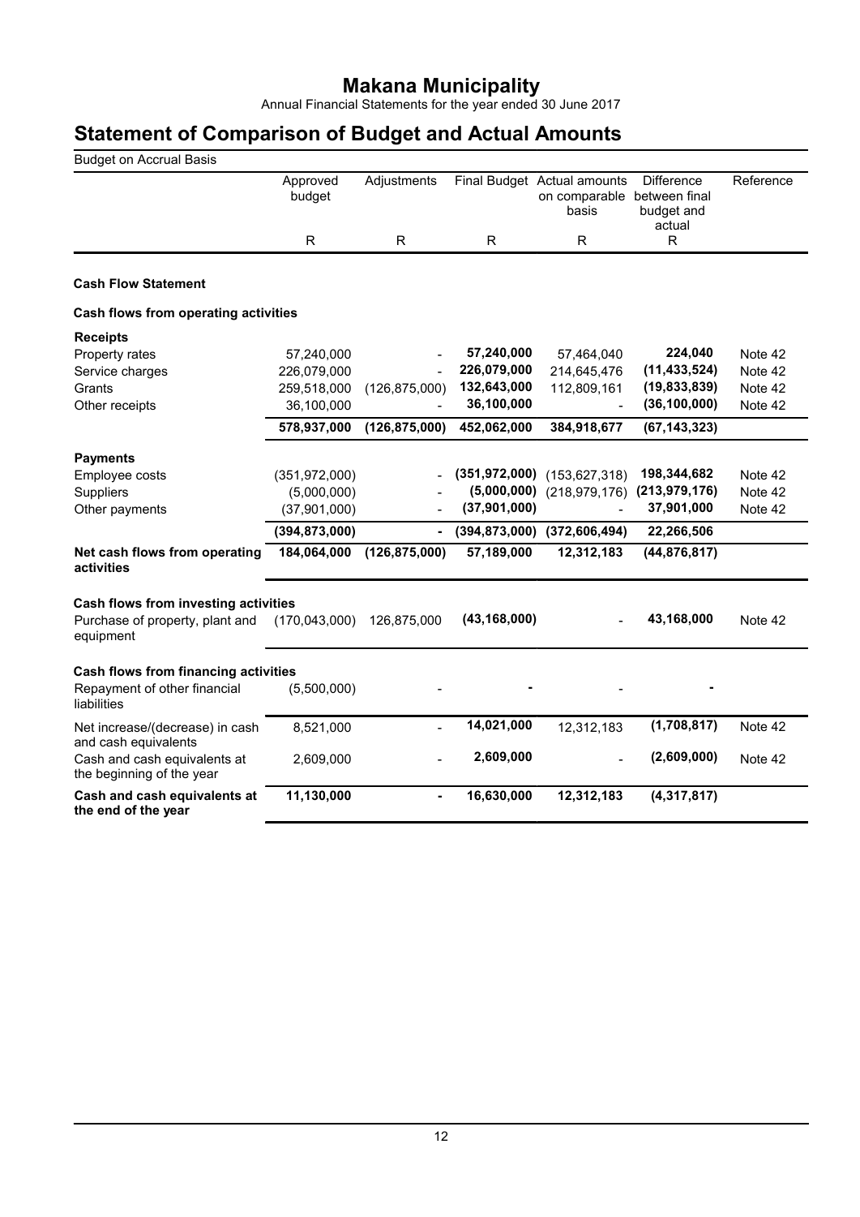# Makana Municipality

Annual Financial Statements for the year ended 30 June 2017

## Statement of Comparison of Budget and Actual Amounts

Budget on Accrual Basis

| | Approved budget | Adjustments | Final Budget | Actual amounts on comparable basis | Difference between final budget and actual | Reference |
|---|---|---|---|---|---|---|
| | R | R | R | R | R | |
| **Cash Flow Statement** | | | | | | |
| **Cash flows from operating activities** | | | | | | |
| **Receipts** | | | | | | |
| Property rates | 57,240,000 | - | **57,240,000** | 57,464,040 | **224,040** | Note 42 |
| Service charges | 226,079,000 | - | **226,079,000** | 214,645,476 | **(11,433,524)** | Note 42 |
| Grants | 259,518,000 | (126,875,000) | **132,643,000** | 112,809,161 | **(19,833,839)** | Note 42 |
| Other receipts | 36,100,000 | - | **36,100,000** | - | **(36,100,000)** | Note 42 |
| | **578,937,000** | **(126,875,000)** | **452,062,000** | **384,918,677** | **(67,143,323)** | |
| **Payments** | | | | | | |
| Employee costs | (351,972,000) | - | **(351,972,000)** | (153,627,318) | **198,344,682** | Note 42 |
| Suppliers | (5,000,000) | - | **(5,000,000)** | (218,979,176) | **(213,979,176)** | Note 42 |
| Other payments | (37,901,000) | - | **(37,901,000)** | - | **37,901,000** | Note 42 |
| | **(394,873,000)** | **-** | **(394,873,000)** | **(372,606,494)** | **22,266,506** | |
| **Net cash flows from operating activities** | **184,064,000** | **(126,875,000)** | **57,189,000** | **12,312,183** | **(44,876,817)** | |
| **Cash flows from investing activities** | | | | | | |
| Purchase of property, plant and equipment | (170,043,000) | 126,875,000 | **(43,168,000)** | - | **43,168,000** | Note 42 |
| **Cash flows from financing activities** | | | | | | |
| Repayment of other financial liabilities | (5,500,000) | - | **-** | - | **-** | |
| Net increase/(decrease) in cash and cash equivalents | 8,521,000 | - | **14,021,000** | 12,312,183 | **(1,708,817)** | Note 42 |
| Cash and cash equivalents at the beginning of the year | 2,609,000 | - | **2,609,000** | - | **(2,609,000)** | Note 42 |
| **Cash and cash equivalents at the end of the year** | **11,130,000** | **-** | **16,630,000** | **12,312,183** | **(4,317,817)** | |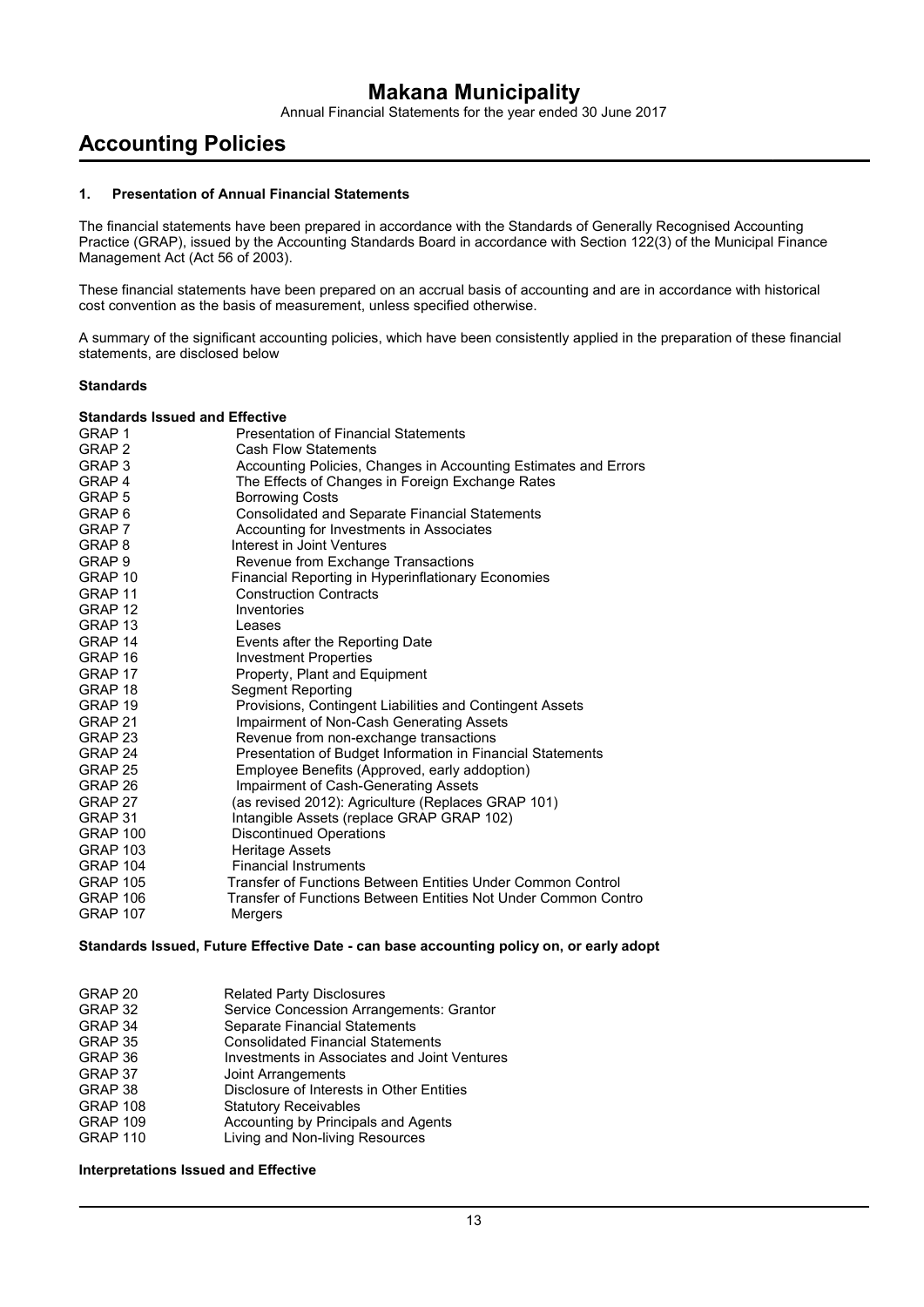# Accounting Policies

## 1. Presentation of Annual Financial Statements

The financial statements have been prepared in accordance with the Standards of Generally Recognised Accounting Practice (GRAP), issued by the Accounting Standards Board in accordance with Section 122(3) of the Municipal Finance Management Act (Act 56 of 2003).

These financial statements have been prepared on an accrual basis of accounting and are in accordance with historical cost convention as the basis of measurement, unless specified otherwise.

A summary of the significant accounting policies, which have been consistently applied in the preparation of these financial statements, are disclosed below

**Standards**

**Standards Issued and Effective**

| | |
|---|---|
| GRAP 1 | Presentation of Financial Statements |
| GRAP 2 | Cash Flow Statements |
| GRAP 3 | Accounting Policies, Changes in Accounting Estimates and Errors |
| GRAP 4 | The Effects of Changes in Foreign Exchange Rates |
| GRAP 5 | Borrowing Costs |
| GRAP 6 | Consolidated and Separate Financial Statements |
| GRAP 7 | Accounting for Investments in Associates |
| GRAP 8 | Interest in Joint Ventures |
| GRAP 9 | Revenue from Exchange Transactions |
| GRAP 10 | Financial Reporting in Hyperinflationary Economies |
| GRAP 11 | Construction Contracts |
| GRAP 12 | Inventories |
| GRAP 13 | Leases |
| GRAP 14 | Events after the Reporting Date |
| GRAP 16 | Investment Properties |
| GRAP 17 | Property, Plant and Equipment |
| GRAP 18 | Segment Reporting |
| GRAP 19 | Provisions, Contingent Liabilities and Contingent Assets |
| GRAP 21 | Impairment of Non-Cash Generating Assets |
| GRAP 23 | Revenue from non-exchange transactions |
| GRAP 24 | Presentation of Budget Information in Financial Statements |
| GRAP 25 | Employee Benefits (Approved, early addoption) |
| GRAP 26 | Impairment of Cash-Generating Assets |
| GRAP 27 | (as revised 2012): Agriculture (Replaces GRAP 101) |
| GRAP 31 | Intangible Assets (replace GRAP GRAP 102) |
| GRAP 100 | Discontinued Operations |
| GRAP 103 | Heritage Assets |
| GRAP 104 | Financial Instruments |
| GRAP 105 | Transfer of Functions Between Entities Under Common Control |
| GRAP 106 | Transfer of Functions Between Entities Not Under Common Contro |
| GRAP 107 | Mergers |

**Standards Issued, Future Effective Date - can base accounting policy on, or early adopt**

| | |
|---|---|
| GRAP 20 | Related Party Disclosures |
| GRAP 32 | Service Concession Arrangements: Grantor |
| GRAP 34 | Separate Financial Statements |
| GRAP 35 | Consolidated Financial Statements |
| GRAP 36 | Investments in Associates and Joint Ventures |
| GRAP 37 | Joint Arrangements |
| GRAP 38 | Disclosure of Interests in Other Entities |
| GRAP 108 | Statutory Receivables |
| GRAP 109 | Accounting by Principals and Agents |
| GRAP 110 | Living and Non-living Resources |

**Interpretations Issued and Effective**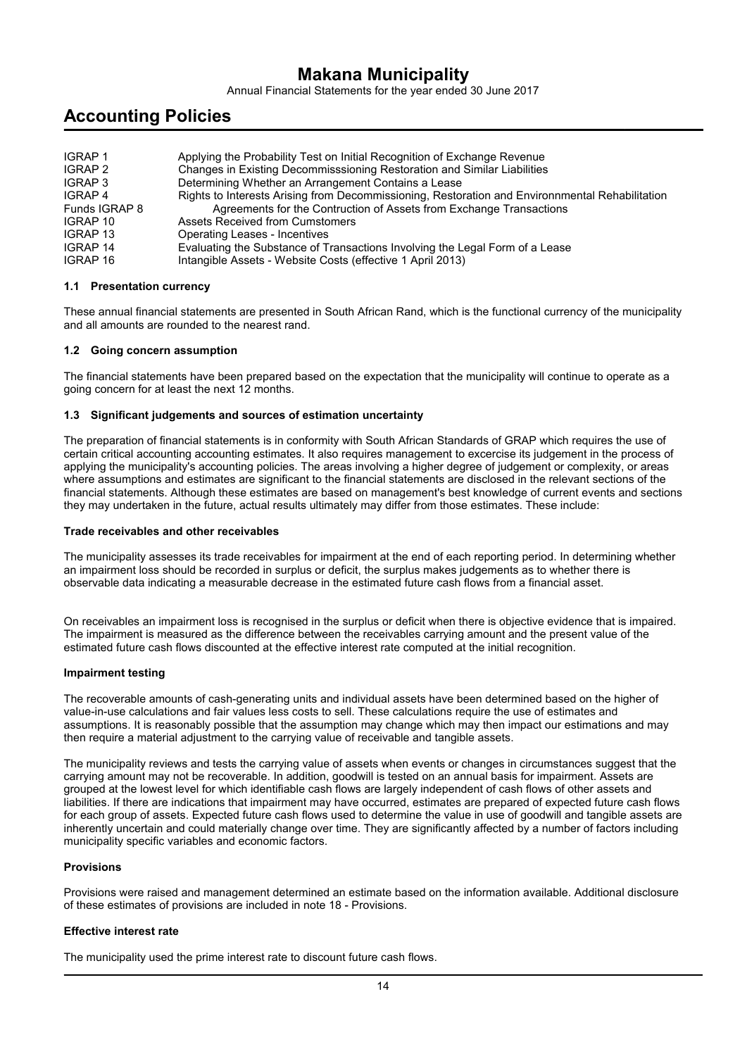| | |
|---|---|
| IGRAP 1 | Applying the Probability Test on Initial Recognition of Exchange Revenue |
| IGRAP 2 | Changes in Existing Decommisssioning Restoration and Similar Liabilities |
| IGRAP 3 | Determining Whether an Arrangement Contains a Lease |
| IGRAP 4 | Rights to Interests Arising from Decommissioning, Restoration and Environnmental Rehabilitation |
| Funds IGRAP 8 | Agreements for the Contruction of Assets from Exchange Transactions |
| IGRAP 10 | Assets Received from Cumstomers |
| IGRAP 13 | Operating Leases - Incentives |
| IGRAP 14 | Evaluating the Substance of Transactions Involving the Legal Form of a Lease |
| IGRAP 16 | Intangible Assets - Website Costs (effective 1 April 2013) |

### 1.1 Presentation currency

These annual financial statements are presented in South African Rand, which is the functional currency of the municipality and all amounts are rounded to the nearest rand.

### 1.2 Going concern assumption

The financial statements have been prepared based on the expectation that the municipality will continue to operate as a going concern for at least the next 12 months.

### 1.3 Significant judgements and sources of estimation uncertainty

The preparation of financial statements is in conformity with South African Standards of GRAP which requires the use of certain critical accounting accounting estimates. It also requires management to excercise its judgement in the process of applying the municipality's accounting policies. The areas involving a higher degree of judgement or complexity, or areas where assumptions and estimates are significant to the financial statements are disclosed in the relevant sections of the financial statements. Although these estimates are based on management's best knowledge of current events and sections they may undertaken in the future, actual results ultimately may differ from those estimates. These include:

**Trade receivables and other receivables**

The municipality assesses its trade receivables for impairment at the end of each reporting period. In determining whether an impairment loss should be recorded in surplus or deficit, the surplus makes judgements as to whether there is observable data indicating a measurable decrease in the estimated future cash flows from a financial asset.

On receivables an impairment loss is recognised in the surplus or deficit when there is objective evidence that is impaired. The impairment is measured as the difference between the receivables carrying amount and the present value of the estimated future cash flows discounted at the effective interest rate computed at the initial recognition.

**Impairment testing**

The recoverable amounts of cash-generating units and individual assets have been determined based on the higher of value-in-use calculations and fair values less costs to sell. These calculations require the use of estimates and assumptions. It is reasonably possible that the assumption may change which may then impact our estimations and may then require a material adjustment to the carrying value of receivable and tangible assets.

The municipality reviews and tests the carrying value of assets when events or changes in circumstances suggest that the carrying amount may not be recoverable. In addition, goodwill is tested on an annual basis for impairment. Assets are grouped at the lowest level for which identifiable cash flows are largely independent of cash flows of other assets and liabilities. If there are indications that impairment may have occurred, estimates are prepared of expected future cash flows for each group of assets. Expected future cash flows used to determine the value in use of goodwill and tangible assets are inherently uncertain and could materially change over time. They are significantly affected by a number of factors including municipality specific variables and economic factors.

**Provisions**

Provisions were raised and management determined an estimate based on the information available. Additional disclosure of these estimates of provisions are included in note 18 - Provisions.

**Effective interest rate**

The municipality used the prime interest rate to discount future cash flows.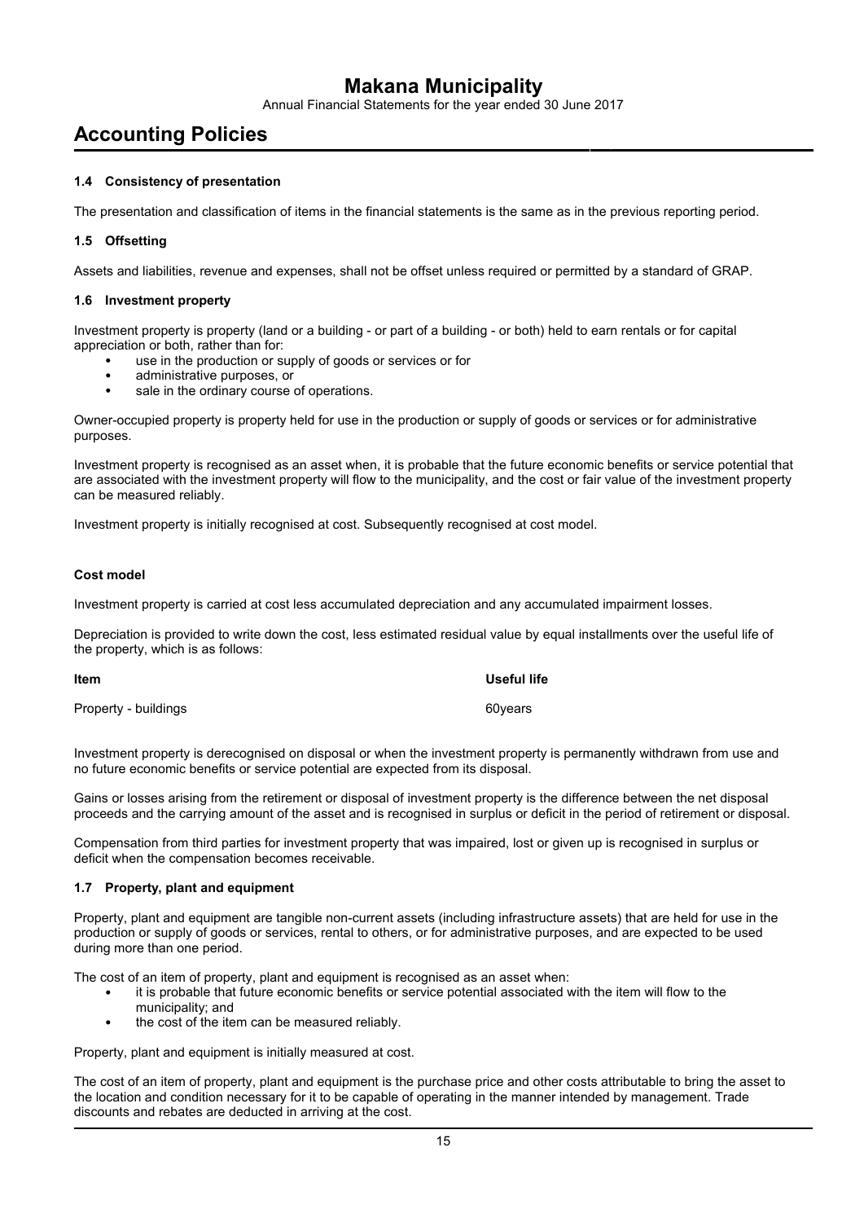# Accounting Policies

### 1.4 Consistency of presentation

The presentation and classification of items in the financial statements is the same as in the previous reporting period.

### 1.5 Offsetting

Assets and liabilities, revenue and expenses, shall not be offset unless required or permitted by a standard of GRAP.

### 1.6 Investment property

Investment property is property (land or a building - or part of a building - or both) held to earn rentals or for capital appreciation or both, rather than for:

- use in the production or supply of goods or services or for
- administrative purposes, or
- sale in the ordinary course of operations.

Owner-occupied property is property held for use in the production or supply of goods or services or for administrative purposes.

Investment property is recognised as an asset when, it is probable that the future economic benefits or service potential that are associated with the investment property will flow to the municipality, and the cost or fair value of the investment property can be measured reliably.

Investment property is initially recognised at cost. Subsequently recognised at cost model.

**Cost model**

Investment property is carried at cost less accumulated depreciation and any accumulated impairment losses.

Depreciation is provided to write down the cost, less estimated residual value by equal installments over the useful life of the property, which is as follows:

| Item | Useful life |
|---|---|
| Property - buildings | 60years |

Investment property is derecognised on disposal or when the investment property is permanently withdrawn from use and no future economic benefits or service potential are expected from its disposal.

Gains or losses arising from the retirement or disposal of investment property is the difference between the net disposal proceeds and the carrying amount of the asset and is recognised in surplus or deficit in the period of retirement or disposal.

Compensation from third parties for investment property that was impaired, lost or given up is recognised in surplus or deficit when the compensation becomes receivable.

### 1.7 Property, plant and equipment

Property, plant and equipment are tangible non-current assets (including infrastructure assets) that are held for use in the production or supply of goods or services, rental to others, or for administrative purposes, and are expected to be used during more than one period.

The cost of an item of property, plant and equipment is recognised as an asset when:

- it is probable that future economic benefits or service potential associated with the item will flow to the municipality; and
- the cost of the item can be measured reliably.

Property, plant and equipment is initially measured at cost.

The cost of an item of property, plant and equipment is the purchase price and other costs attributable to bring the asset to the location and condition necessary for it to be capable of operating in the manner intended by management. Trade discounts and rebates are deducted in arriving at the cost.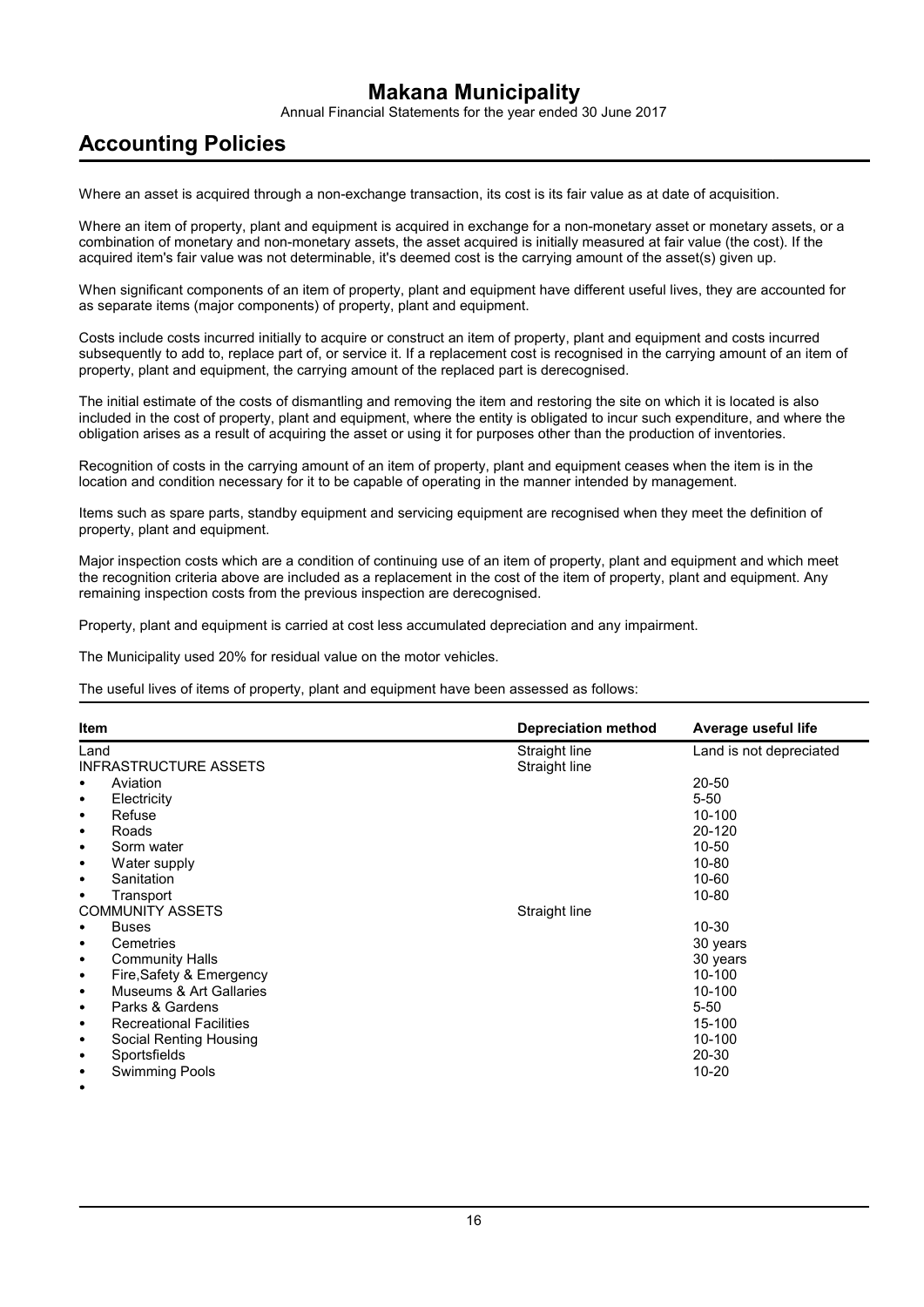# Accounting Policies

Where an asset is acquired through a non-exchange transaction, its cost is its fair value as at date of acquisition.

Where an item of property, plant and equipment is acquired in exchange for a non-monetary asset or monetary assets, or a combination of monetary and non-monetary assets, the asset acquired is initially measured at fair value (the cost). If the acquired item's fair value was not determinable, it's deemed cost is the carrying amount of the asset(s) given up.

When significant components of an item of property, plant and equipment have different useful lives, they are accounted for as separate items (major components) of property, plant and equipment.

Costs include costs incurred initially to acquire or construct an item of property, plant and equipment and costs incurred subsequently to add to, replace part of, or service it. If a replacement cost is recognised in the carrying amount of an item of property, plant and equipment, the carrying amount of the replaced part is derecognised.

The initial estimate of the costs of dismantling and removing the item and restoring the site on which it is located is also included in the cost of property, plant and equipment, where the entity is obligated to incur such expenditure, and where the obligation arises as a result of acquiring the asset or using it for purposes other than the production of inventories.

Recognition of costs in the carrying amount of an item of property, plant and equipment ceases when the item is in the location and condition necessary for it to be capable of operating in the manner intended by management.

Items such as spare parts, standby equipment and servicing equipment are recognised when they meet the definition of property, plant and equipment.

Major inspection costs which are a condition of continuing use of an item of property, plant and equipment and which meet the recognition criteria above are included as a replacement in the cost of the item of property, plant and equipment. Any remaining inspection costs from the previous inspection are derecognised.

Property, plant and equipment is carried at cost less accumulated depreciation and any impairment.

The Municipality used 20% for residual value on the motor vehicles.

The useful lives of items of property, plant and equipment have been assessed as follows:

| Item | Depreciation method | Average useful life |
|---|---|---|
| Land | Straight line | Land is not depreciated |
| INFRASTRUCTURE ASSETS | Straight line | |
| • Aviation | | 20-50 |
| • Electricity | | 5-50 |
| • Refuse | | 10-100 |
| • Roads | | 20-120 |
| • Sorm water | | 10-50 |
| • Water supply | | 10-80 |
| • Sanitation | | 10-60 |
| • Transport | | 10-80 |
| COMMUNITY ASSETS | Straight line | |
| • Buses | | 10-30 |
| • Cemetries | | 30 years |
| • Community Halls | | 30 years |
| • Fire,Safety & Emergency | | 10-100 |
| • Museums & Art Gallaries | | 10-100 |
| • Parks & Gardens | | 5-50 |
| • Recreational Facilities | | 15-100 |
| • Social Renting Housing | | 10-100 |
| • Sportsfields | | 20-30 |
| • Swimming Pools | | 10-20 |
| • | | |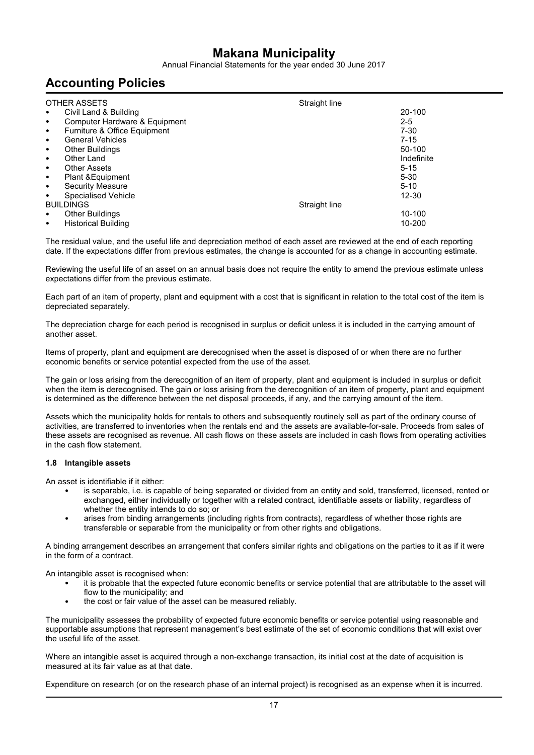# Makana Municipality

Annual Financial Statements for the year ended 30 June 2017

## Accounting Policies

| | | |
|---|---|---|
| OTHER ASSETS | Straight line | |
| • Civil Land & Building | | 20-100 |
| • Computer Hardware & Equipment | | 2-5 |
| • Furniture & Office Equipment | | 7-30 |
| • General Vehicles | | 7-15 |
| • Other Buildings | | 50-100 |
| • Other Land | | Indefinite |
| • Other Assets | | 5-15 |
| • Plant &Equipment | | 5-30 |
| • Security Measure | | 5-10 |
| • Specialised Vehicle | | 12-30 |
| BUILDINGS | Straight line | |
| • Other Buildings | | 10-100 |
| • Historical Building | | 10-200 |

The residual value, and the useful life and depreciation method of each asset are reviewed at the end of each reporting date. If the expectations differ from previous estimates, the change is accounted for as a change in accounting estimate.

Reviewing the useful life of an asset on an annual basis does not require the entity to amend the previous estimate unless expectations differ from the previous estimate.

Each part of an item of property, plant and equipment with a cost that is significant in relation to the total cost of the item is depreciated separately.

The depreciation charge for each period is recognised in surplus or deficit unless it is included in the carrying amount of another asset.

Items of property, plant and equipment are derecognised when the asset is disposed of or when there are no further economic benefits or service potential expected from the use of the asset.

The gain or loss arising from the derecognition of an item of property, plant and equipment is included in surplus or deficit when the item is derecognised. The gain or loss arising from the derecognition of an item of property, plant and equipment is determined as the difference between the net disposal proceeds, if any, and the carrying amount of the item.

Assets which the municipality holds for rentals to others and subsequently routinely sell as part of the ordinary course of activities, are transferred to inventories when the rentals end and the assets are available-for-sale. Proceeds from sales of these assets are recognised as revenue. All cash flows on these assets are included in cash flows from operating activities in the cash flow statement.

### 1.8 Intangible assets

An asset is identifiable if it either:

- is separable, i.e. is capable of being separated or divided from an entity and sold, transferred, licensed, rented or exchanged, either individually or together with a related contract, identifiable assets or liability, regardless of whether the entity intends to do so; or
- arises from binding arrangements (including rights from contracts), regardless of whether those rights are transferable or separable from the municipality or from other rights and obligations.

A binding arrangement describes an arrangement that confers similar rights and obligations on the parties to it as if it were in the form of a contract.

An intangible asset is recognised when:

- it is probable that the expected future economic benefits or service potential that are attributable to the asset will flow to the municipality; and
- the cost or fair value of the asset can be measured reliably.

The municipality assesses the probability of expected future economic benefits or service potential using reasonable and supportable assumptions that represent management's best estimate of the set of economic conditions that will exist over the useful life of the asset.

Where an intangible asset is acquired through a non-exchange transaction, its initial cost at the date of acquisition is measured at its fair value as at that date.

Expenditure on research (or on the research phase of an internal project) is recognised as an expense when it is incurred.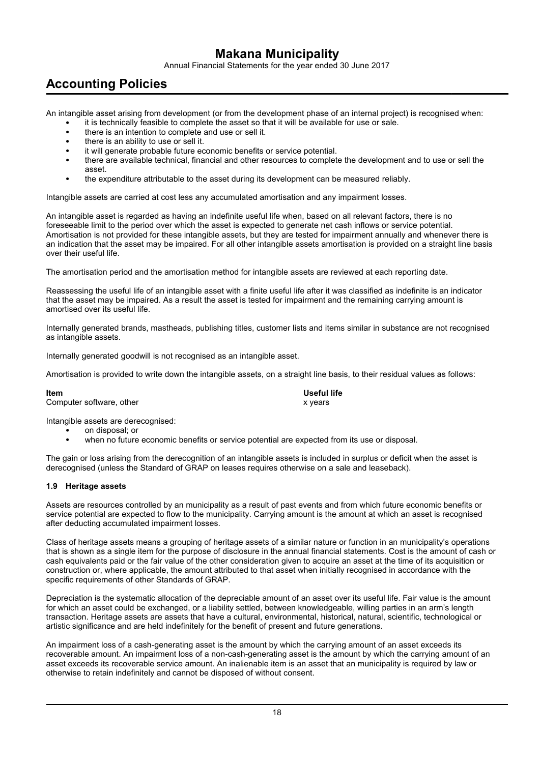An intangible asset arising from development (or from the development phase of an internal project) is recognised when:

- it is technically feasible to complete the asset so that it will be available for use or sale.
- there is an intention to complete and use or sell it.
- there is an ability to use or sell it.
- it will generate probable future economic benefits or service potential.
- there are available technical, financial and other resources to complete the development and to use or sell the asset.
- the expenditure attributable to the asset during its development can be measured reliably.

Intangible assets are carried at cost less any accumulated amortisation and any impairment losses.

An intangible asset is regarded as having an indefinite useful life when, based on all relevant factors, there is no foreseeable limit to the period over which the asset is expected to generate net cash inflows or service potential. Amortisation is not provided for these intangible assets, but they are tested for impairment annually and whenever there is an indication that the asset may be impaired. For all other intangible assets amortisation is provided on a straight line basis over their useful life.

The amortisation period and the amortisation method for intangible assets are reviewed at each reporting date.

Reassessing the useful life of an intangible asset with a finite useful life after it was classified as indefinite is an indicator that the asset may be impaired. As a result the asset is tested for impairment and the remaining carrying amount is amortised over its useful life.

Internally generated brands, mastheads, publishing titles, customer lists and items similar in substance are not recognised as intangible assets.

Internally generated goodwill is not recognised as an intangible asset.

Amortisation is provided to write down the intangible assets, on a straight line basis, to their residual values as follows:

| Item | Useful life |
| --- | --- |
| Computer software, other | x years |

Intangible assets are derecognised:

- on disposal; or
- when no future economic benefits or service potential are expected from its use or disposal.

The gain or loss arising from the derecognition of an intangible assets is included in surplus or deficit when the asset is derecognised (unless the Standard of GRAP on leases requires otherwise on a sale and leaseback).

#### 1.9 Heritage assets

Assets are resources controlled by an municipality as a result of past events and from which future economic benefits or service potential are expected to flow to the municipality. Carrying amount is the amount at which an asset is recognised after deducting accumulated impairment losses.

Class of heritage assets means a grouping of heritage assets of a similar nature or function in an municipality's operations that is shown as a single item for the purpose of disclosure in the annual financial statements. Cost is the amount of cash or cash equivalents paid or the fair value of the other consideration given to acquire an asset at the time of its acquisition or construction or, where applicable, the amount attributed to that asset when initially recognised in accordance with the specific requirements of other Standards of GRAP.

Depreciation is the systematic allocation of the depreciable amount of an asset over its useful life. Fair value is the amount for which an asset could be exchanged, or a liability settled, between knowledgeable, willing parties in an arm's length transaction. Heritage assets are assets that have a cultural, environmental, historical, natural, scientific, technological or artistic significance and are held indefinitely for the benefit of present and future generations.

An impairment loss of a cash-generating asset is the amount by which the carrying amount of an asset exceeds its recoverable amount. An impairment loss of a non-cash-generating asset is the amount by which the carrying amount of an asset exceeds its recoverable service amount. An inalienable item is an asset that an municipality is required by law or otherwise to retain indefinitely and cannot be disposed of without consent.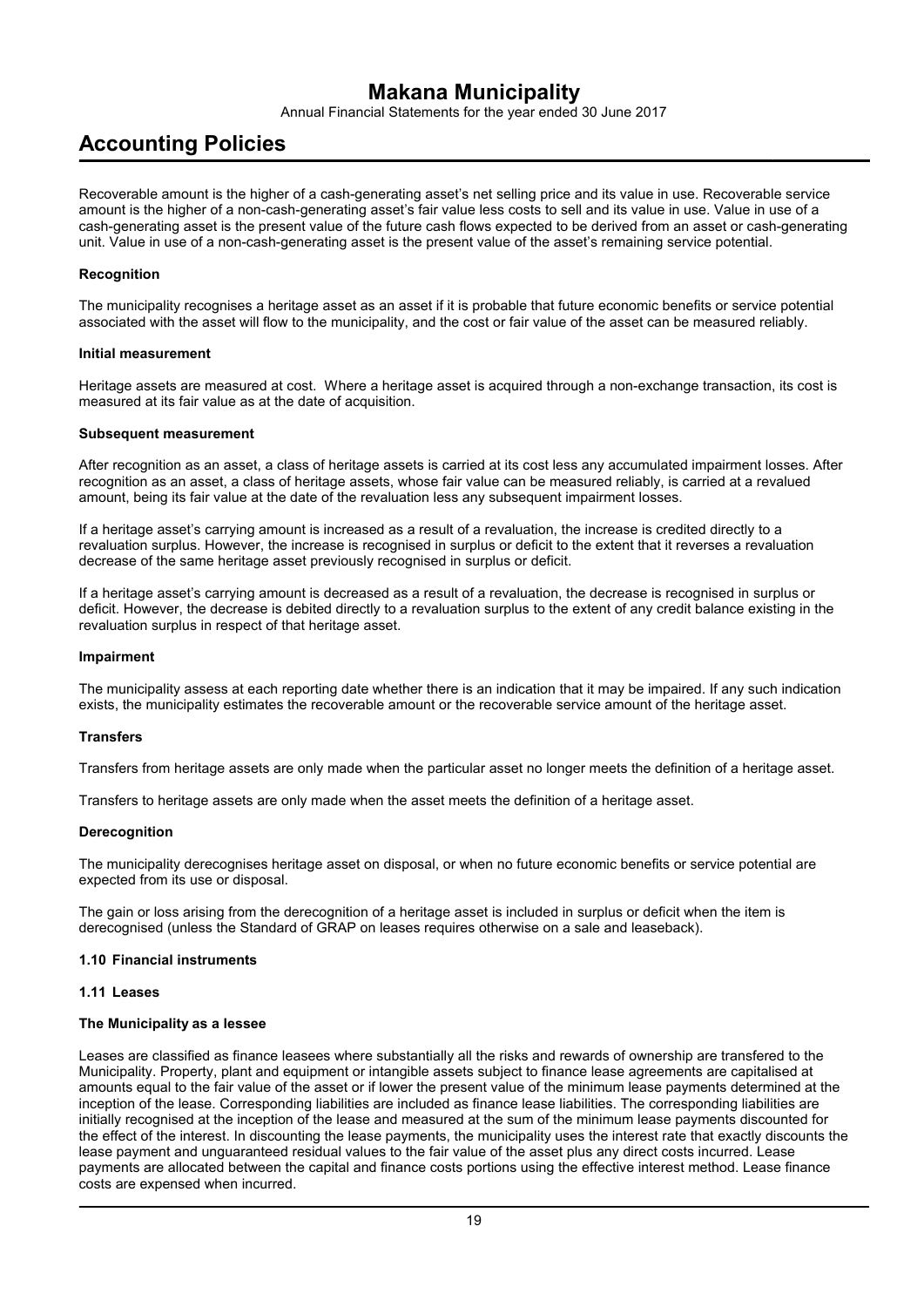Recoverable amount is the higher of a cash-generating asset's net selling price and its value in use. Recoverable service amount is the higher of a non-cash-generating asset's fair value less costs to sell and its value in use. Value in use of a cash-generating asset is the present value of the future cash flows expected to be derived from an asset or cash-generating unit. Value in use of a non-cash-generating asset is the present value of the asset's remaining service potential.

**Recognition**

The municipality recognises a heritage asset as an asset if it is probable that future economic benefits or service potential associated with the asset will flow to the municipality, and the cost or fair value of the asset can be measured reliably.

**Initial measurement**

Heritage assets are measured at cost. Where a heritage asset is acquired through a non-exchange transaction, its cost is measured at its fair value as at the date of acquisition.

**Subsequent measurement**

After recognition as an asset, a class of heritage assets is carried at its cost less any accumulated impairment losses. After recognition as an asset, a class of heritage assets, whose fair value can be measured reliably, is carried at a revalued amount, being its fair value at the date of the revaluation less any subsequent impairment losses.

If a heritage asset's carrying amount is increased as a result of a revaluation, the increase is credited directly to a revaluation surplus. However, the increase is recognised in surplus or deficit to the extent that it reverses a revaluation decrease of the same heritage asset previously recognised in surplus or deficit.

If a heritage asset's carrying amount is decreased as a result of a revaluation, the decrease is recognised in surplus or deficit. However, the decrease is debited directly to a revaluation surplus to the extent of any credit balance existing in the revaluation surplus in respect of that heritage asset.

**Impairment**

The municipality assess at each reporting date whether there is an indication that it may be impaired. If any such indication exists, the municipality estimates the recoverable amount or the recoverable service amount of the heritage asset.

**Transfers**

Transfers from heritage assets are only made when the particular asset no longer meets the definition of a heritage asset.

Transfers to heritage assets are only made when the asset meets the definition of a heritage asset.

**Derecognition**

The municipality derecognises heritage asset on disposal, or when no future economic benefits or service potential are expected from its use or disposal.

The gain or loss arising from the derecognition of a heritage asset is included in surplus or deficit when the item is derecognised (unless the Standard of GRAP on leases requires otherwise on a sale and leaseback).

### 1.10 Financial instruments

### 1.11 Leases

**The Municipality as a lessee**

Leases are classified as finance leasees where substantially all the risks and rewards of ownership are transfered to the Municipality. Property, plant and equipment or intangible assets subject to finance lease agreements are capitalised at amounts equal to the fair value of the asset or if lower the present value of the minimum lease payments determined at the inception of the lease. Corresponding liabilities are included as finance lease liabilities. The corresponding liabilities are initially recognised at the inception of the lease and measured at the sum of the minimum lease payments discounted for the effect of the interest. In discounting the lease payments, the municipality uses the interest rate that exactly discounts the lease payment and unguaranteed residual values to the fair value of the asset plus any direct costs incurred. Lease payments are allocated between the capital and finance costs portions using the effective interest method. Lease finance costs are expensed when incurred.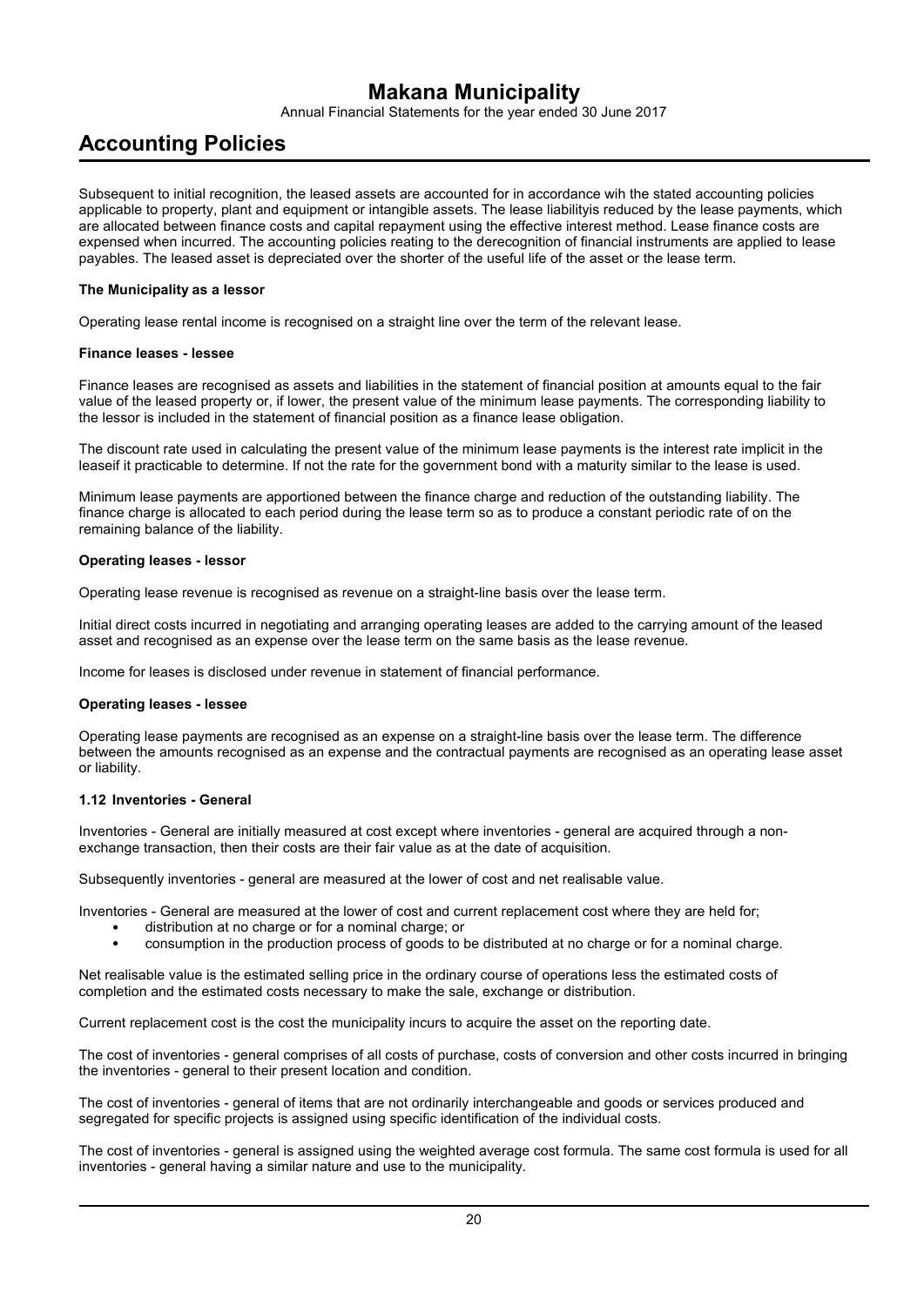## Accounting Policies

Subsequent to initial recognition, the leased assets are accounted for in accordance wih the stated accounting policies applicable to property, plant and equipment or intangible assets. The lease liabilityis reduced by the lease payments, which are allocated between finance costs and capital repayment using the effective interest method. Lease finance costs are expensed when incurred. The accounting policies reating to the derecognition of financial instruments are applied to lease payables. The leased asset is depreciated over the shorter of the useful life of the asset or the lease term.

**The Municipality as a lessor**

Operating lease rental income is recognised on a straight line over the term of the relevant lease.

**Finance leases - lessee**

Finance leases are recognised as assets and liabilities in the statement of financial position at amounts equal to the fair value of the leased property or, if lower, the present value of the minimum lease payments. The corresponding liability to the lessor is included in the statement of financial position as a finance lease obligation.

The discount rate used in calculating the present value of the minimum lease payments is the interest rate implicit in the leaseif it practicable to determine. If not the rate for the government bond with a maturity similar to the lease is used.

Minimum lease payments are apportioned between the finance charge and reduction of the outstanding liability. The finance charge is allocated to each period during the lease term so as to produce a constant periodic rate of on the remaining balance of the liability.

**Operating leases - lessor**

Operating lease revenue is recognised as revenue on a straight-line basis over the lease term.

Initial direct costs incurred in negotiating and arranging operating leases are added to the carrying amount of the leased asset and recognised as an expense over the lease term on the same basis as the lease revenue.

Income for leases is disclosed under revenue in statement of financial performance.

**Operating leases - lessee**

Operating lease payments are recognised as an expense on a straight-line basis over the lease term. The difference between the amounts recognised as an expense and the contractual payments are recognised as an operating lease asset or liability.

### 1.12 Inventories - General

Inventories - General are initially measured at cost except where inventories - general are acquired through a non-exchange transaction, then their costs are their fair value as at the date of acquisition.

Subsequently inventories - general are measured at the lower of cost and net realisable value.

Inventories - General are measured at the lower of cost and current replacement cost where they are held for;

- distribution at no charge or for a nominal charge; or
- consumption in the production process of goods to be distributed at no charge or for a nominal charge.

Net realisable value is the estimated selling price in the ordinary course of operations less the estimated costs of completion and the estimated costs necessary to make the sale, exchange or distribution.

Current replacement cost is the cost the municipality incurs to acquire the asset on the reporting date.

The cost of inventories - general comprises of all costs of purchase, costs of conversion and other costs incurred in bringing the inventories - general to their present location and condition.

The cost of inventories - general of items that are not ordinarily interchangeable and goods or services produced and segregated for specific projects is assigned using specific identification of the individual costs.

The cost of inventories - general is assigned using the weighted average cost formula. The same cost formula is used for all inventories - general having a similar nature and use to the municipality.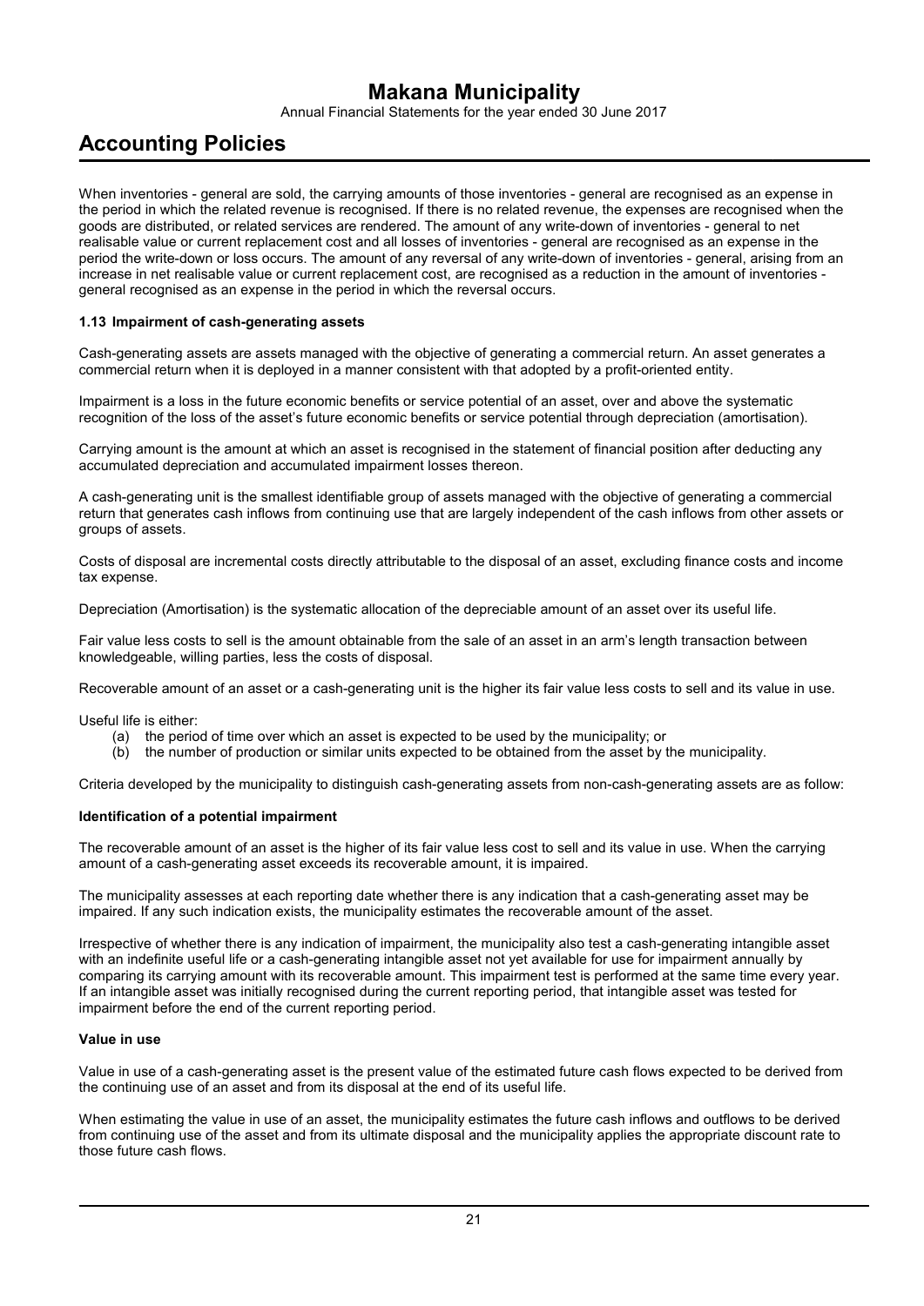When inventories - general are sold, the carrying amounts of those inventories - general are recognised as an expense in the period in which the related revenue is recognised. If there is no related revenue, the expenses are recognised when the goods are distributed, or related services are rendered. The amount of any write-down of inventories - general to net realisable value or current replacement cost and all losses of inventories - general are recognised as an expense in the period the write-down or loss occurs. The amount of any reversal of any write-down of inventories - general, arising from an increase in net realisable value or current replacement cost, are recognised as a reduction in the amount of inventories - general recognised as an expense in the period in which the reversal occurs.

### 1.13 Impairment of cash-generating assets

Cash-generating assets are assets managed with the objective of generating a commercial return. An asset generates a commercial return when it is deployed in a manner consistent with that adopted by a profit-oriented entity.

Impairment is a loss in the future economic benefits or service potential of an asset, over and above the systematic recognition of the loss of the asset's future economic benefits or service potential through depreciation (amortisation).

Carrying amount is the amount at which an asset is recognised in the statement of financial position after deducting any accumulated depreciation and accumulated impairment losses thereon.

A cash-generating unit is the smallest identifiable group of assets managed with the objective of generating a commercial return that generates cash inflows from continuing use that are largely independent of the cash inflows from other assets or groups of assets.

Costs of disposal are incremental costs directly attributable to the disposal of an asset, excluding finance costs and income tax expense.

Depreciation (Amortisation) is the systematic allocation of the depreciable amount of an asset over its useful life.

Fair value less costs to sell is the amount obtainable from the sale of an asset in an arm's length transaction between knowledgeable, willing parties, less the costs of disposal.

Recoverable amount of an asset or a cash-generating unit is the higher its fair value less costs to sell and its value in use.

Useful life is either:

(a) the period of time over which an asset is expected to be used by the municipality; or
(b) the number of production or similar units expected to be obtained from the asset by the municipality.

Criteria developed by the municipality to distinguish cash-generating assets from non-cash-generating assets are as follow:

**Identification of a potential impairment**

The recoverable amount of an asset is the higher of its fair value less cost to sell and its value in use. When the carrying amount of a cash-generating asset exceeds its recoverable amount, it is impaired.

The municipality assesses at each reporting date whether there is any indication that a cash-generating asset may be impaired. If any such indication exists, the municipality estimates the recoverable amount of the asset.

Irrespective of whether there is any indication of impairment, the municipality also test a cash-generating intangible asset with an indefinite useful life or a cash-generating intangible asset not yet available for use for impairment annually by comparing its carrying amount with its recoverable amount. This impairment test is performed at the same time every year. If an intangible asset was initially recognised during the current reporting period, that intangible asset was tested for impairment before the end of the current reporting period.

**Value in use**

Value in use of a cash-generating asset is the present value of the estimated future cash flows expected to be derived from the continuing use of an asset and from its disposal at the end of its useful life.

When estimating the value in use of an asset, the municipality estimates the future cash inflows and outflows to be derived from continuing use of the asset and from its ultimate disposal and the municipality applies the appropriate discount rate to those future cash flows.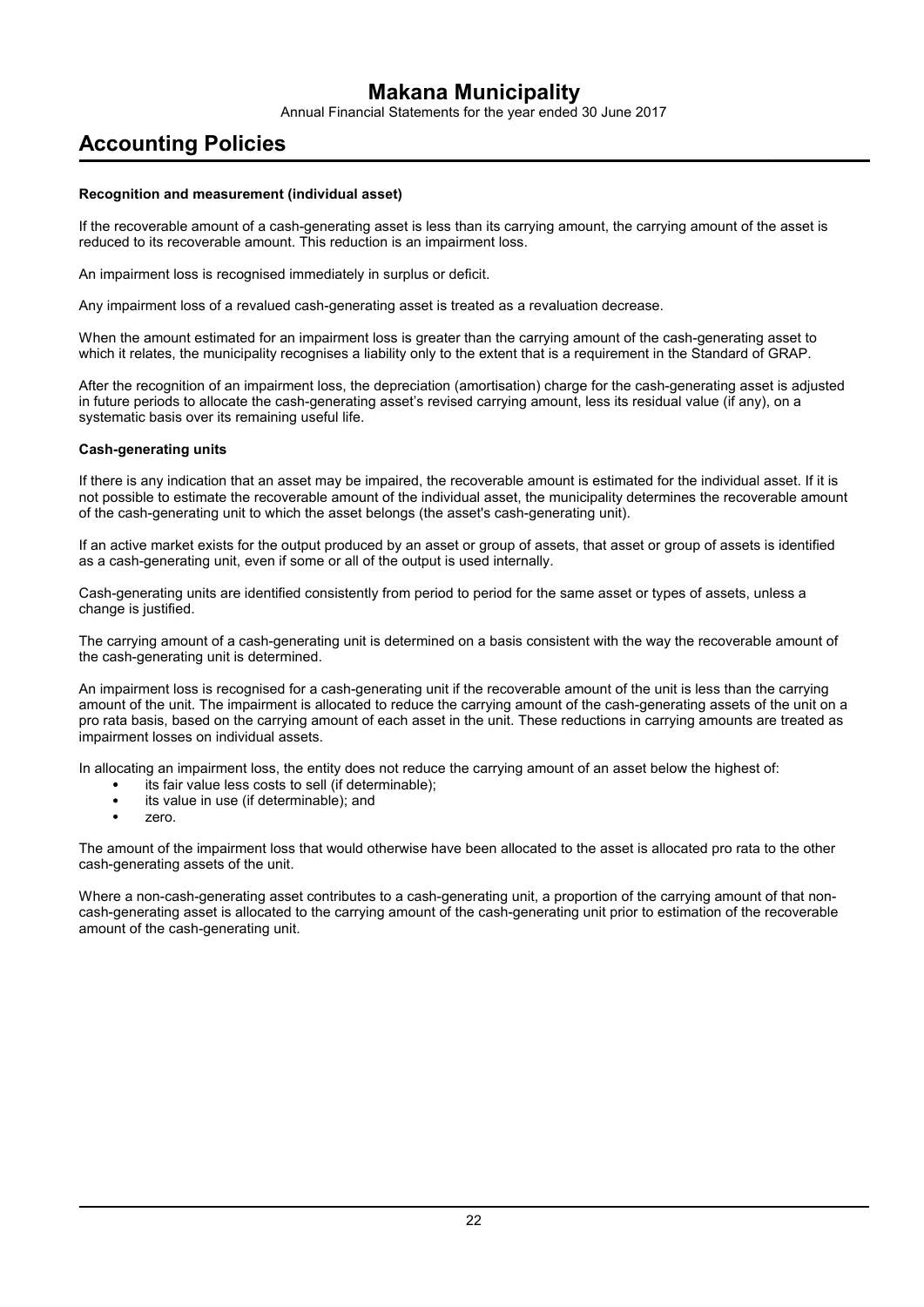#### Recognition and measurement (individual asset)

If the recoverable amount of a cash-generating asset is less than its carrying amount, the carrying amount of the asset is reduced to its recoverable amount. This reduction is an impairment loss.

An impairment loss is recognised immediately in surplus or deficit.

Any impairment loss of a revalued cash-generating asset is treated as a revaluation decrease.

When the amount estimated for an impairment loss is greater than the carrying amount of the cash-generating asset to which it relates, the municipality recognises a liability only to the extent that is a requirement in the Standard of GRAP.

After the recognition of an impairment loss, the depreciation (amortisation) charge for the cash-generating asset is adjusted in future periods to allocate the cash-generating asset's revised carrying amount, less its residual value (if any), on a systematic basis over its remaining useful life.

#### Cash-generating units

If there is any indication that an asset may be impaired, the recoverable amount is estimated for the individual asset. If it is not possible to estimate the recoverable amount of the individual asset, the municipality determines the recoverable amount of the cash-generating unit to which the asset belongs (the asset's cash-generating unit).

If an active market exists for the output produced by an asset or group of assets, that asset or group of assets is identified as a cash-generating unit, even if some or all of the output is used internally.

Cash-generating units are identified consistently from period to period for the same asset or types of assets, unless a change is justified.

The carrying amount of a cash-generating unit is determined on a basis consistent with the way the recoverable amount of the cash-generating unit is determined.

An impairment loss is recognised for a cash-generating unit if the recoverable amount of the unit is less than the carrying amount of the unit. The impairment is allocated to reduce the carrying amount of the cash-generating assets of the unit on a pro rata basis, based on the carrying amount of each asset in the unit. These reductions in carrying amounts are treated as impairment losses on individual assets.

In allocating an impairment loss, the entity does not reduce the carrying amount of an asset below the highest of:

- its fair value less costs to sell (if determinable);
- its value in use (if determinable); and
- zero.

The amount of the impairment loss that would otherwise have been allocated to the asset is allocated pro rata to the other cash-generating assets of the unit.

Where a non-cash-generating asset contributes to a cash-generating unit, a proportion of the carrying amount of that non-cash-generating asset is allocated to the carrying amount of the cash-generating unit prior to estimation of the recoverable amount of the cash-generating unit.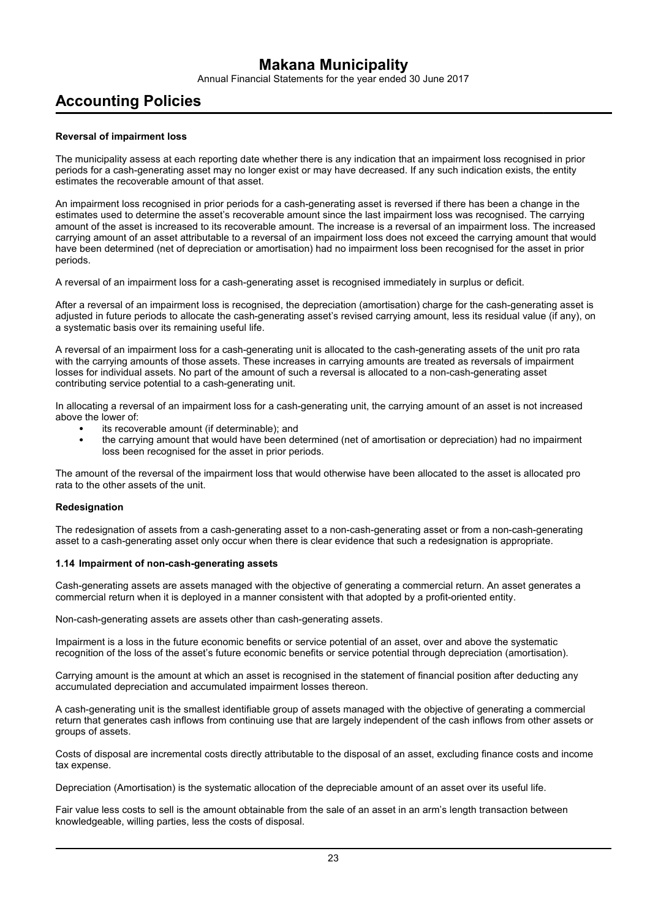# Accounting Policies

**Reversal of impairment loss**

The municipality assess at each reporting date whether there is any indication that an impairment loss recognised in prior periods for a cash-generating asset may no longer exist or may have decreased. If any such indication exists, the entity estimates the recoverable amount of that asset.

An impairment loss recognised in prior periods for a cash-generating asset is reversed if there has been a change in the estimates used to determine the asset's recoverable amount since the last impairment loss was recognised. The carrying amount of the asset is increased to its recoverable amount. The increase is a reversal of an impairment loss. The increased carrying amount of an asset attributable to a reversal of an impairment loss does not exceed the carrying amount that would have been determined (net of depreciation or amortisation) had no impairment loss been recognised for the asset in prior periods.

A reversal of an impairment loss for a cash-generating asset is recognised immediately in surplus or deficit.

After a reversal of an impairment loss is recognised, the depreciation (amortisation) charge for the cash-generating asset is adjusted in future periods to allocate the cash-generating asset's revised carrying amount, less its residual value (if any), on a systematic basis over its remaining useful life.

A reversal of an impairment loss for a cash-generating unit is allocated to the cash-generating assets of the unit pro rata with the carrying amounts of those assets. These increases in carrying amounts are treated as reversals of impairment losses for individual assets. No part of the amount of such a reversal is allocated to a non-cash-generating asset contributing service potential to a cash-generating unit.

In allocating a reversal of an impairment loss for a cash-generating unit, the carrying amount of an asset is not increased above the lower of:

- its recoverable amount (if determinable); and
- the carrying amount that would have been determined (net of amortisation or depreciation) had no impairment loss been recognised for the asset in prior periods.

The amount of the reversal of the impairment loss that would otherwise have been allocated to the asset is allocated pro rata to the other assets of the unit.

**Redesignation**

The redesignation of assets from a cash-generating asset to a non-cash-generating asset or from a non-cash-generating asset to a cash-generating asset only occur when there is clear evidence that such a redesignation is appropriate.

**1.14 Impairment of non-cash-generating assets**

Cash-generating assets are assets managed with the objective of generating a commercial return. An asset generates a commercial return when it is deployed in a manner consistent with that adopted by a profit-oriented entity.

Non-cash-generating assets are assets other than cash-generating assets.

Impairment is a loss in the future economic benefits or service potential of an asset, over and above the systematic recognition of the loss of the asset's future economic benefits or service potential through depreciation (amortisation).

Carrying amount is the amount at which an asset is recognised in the statement of financial position after deducting any accumulated depreciation and accumulated impairment losses thereon.

A cash-generating unit is the smallest identifiable group of assets managed with the objective of generating a commercial return that generates cash inflows from continuing use that are largely independent of the cash inflows from other assets or groups of assets.

Costs of disposal are incremental costs directly attributable to the disposal of an asset, excluding finance costs and income tax expense.

Depreciation (Amortisation) is the systematic allocation of the depreciable amount of an asset over its useful life.

Fair value less costs to sell is the amount obtainable from the sale of an asset in an arm's length transaction between knowledgeable, willing parties, less the costs of disposal.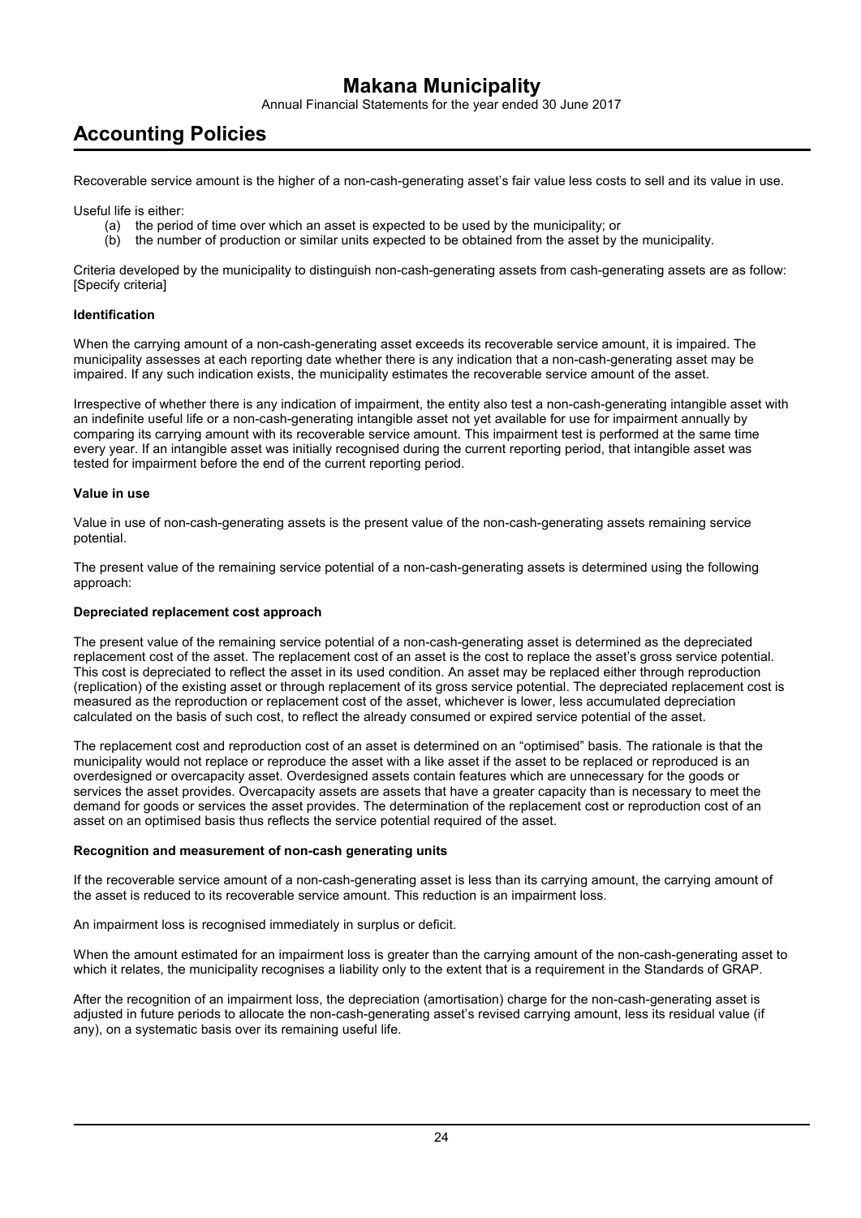Recoverable service amount is the higher of a non-cash-generating asset's fair value less costs to sell and its value in use.

Useful life is either:

(a) the period of time over which an asset is expected to be used by the municipality; or
(b) the number of production or similar units expected to be obtained from the asset by the municipality.

Criteria developed by the municipality to distinguish non-cash-generating assets from cash-generating assets are as follow: [Specify criteria]

**Identification**

When the carrying amount of a non-cash-generating asset exceeds its recoverable service amount, it is impaired. The municipality assesses at each reporting date whether there is any indication that a non-cash-generating asset may be impaired. If any such indication exists, the municipality estimates the recoverable service amount of the asset.

Irrespective of whether there is any indication of impairment, the entity also test a non-cash-generating intangible asset with an indefinite useful life or a non-cash-generating intangible asset not yet available for use for impairment annually by comparing its carrying amount with its recoverable service amount. This impairment test is performed at the same time every year. If an intangible asset was initially recognised during the current reporting period, that intangible asset was tested for impairment before the end of the current reporting period.

**Value in use**

Value in use of non-cash-generating assets is the present value of the non-cash-generating assets remaining service potential.

The present value of the remaining service potential of a non-cash-generating assets is determined using the following approach:

**Depreciated replacement cost approach**

The present value of the remaining service potential of a non-cash-generating asset is determined as the depreciated replacement cost of the asset. The replacement cost of an asset is the cost to replace the asset's gross service potential. This cost is depreciated to reflect the asset in its used condition. An asset may be replaced either through reproduction (replication) of the existing asset or through replacement of its gross service potential. The depreciated replacement cost is measured as the reproduction or replacement cost of the asset, whichever is lower, less accumulated depreciation calculated on the basis of such cost, to reflect the already consumed or expired service potential of the asset.

The replacement cost and reproduction cost of an asset is determined on an "optimised" basis. The rationale is that the municipality would not replace or reproduce the asset with a like asset if the asset to be replaced or reproduced is an overdesigned or overcapacity asset. Overdesigned assets contain features which are unnecessary for the goods or services the asset provides. Overcapacity assets are assets that have a greater capacity than is necessary to meet the demand for goods or services the asset provides. The determination of the replacement cost or reproduction cost of an asset on an optimised basis thus reflects the service potential required of the asset.

**Recognition and measurement of non-cash generating units**

If the recoverable service amount of a non-cash-generating asset is less than its carrying amount, the carrying amount of the asset is reduced to its recoverable service amount. This reduction is an impairment loss.

An impairment loss is recognised immediately in surplus or deficit.

When the amount estimated for an impairment loss is greater than the carrying amount of the non-cash-generating asset to which it relates, the municipality recognises a liability only to the extent that is a requirement in the Standards of GRAP.

After the recognition of an impairment loss, the depreciation (amortisation) charge for the non-cash-generating asset is adjusted in future periods to allocate the non-cash-generating asset's revised carrying amount, less its residual value (if any), on a systematic basis over its remaining useful life.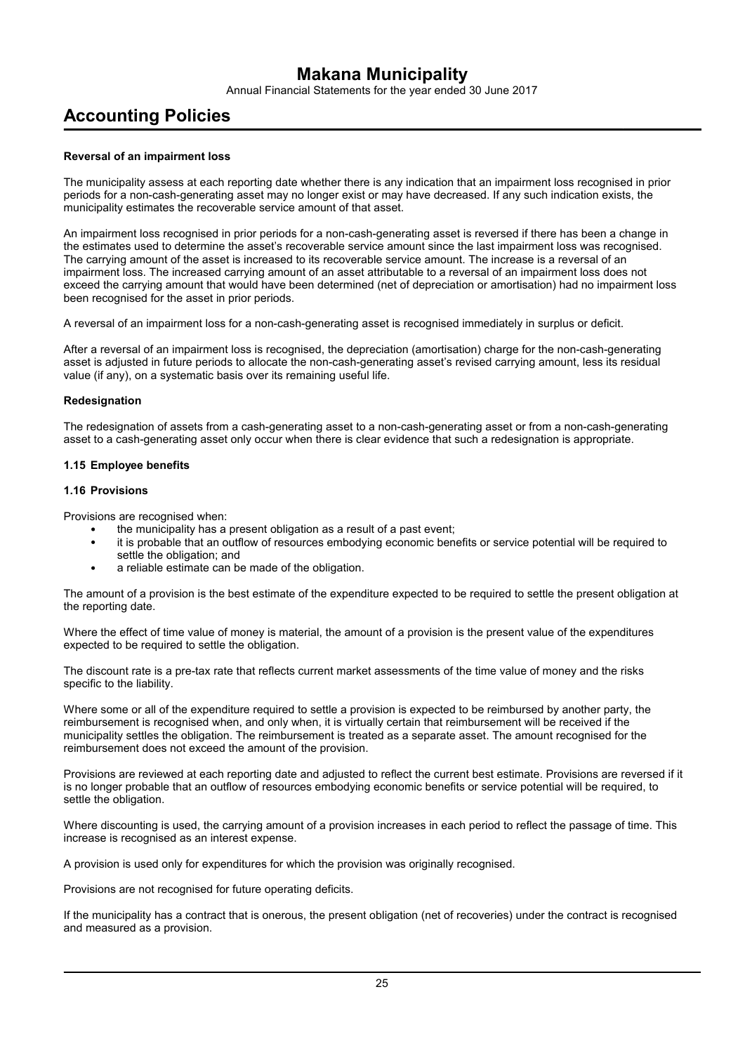#### Reversal of an impairment loss

The municipality assess at each reporting date whether there is any indication that an impairment loss recognised in prior periods for a non-cash-generating asset may no longer exist or may have decreased. If any such indication exists, the municipality estimates the recoverable service amount of that asset.

An impairment loss recognised in prior periods for a non-cash-generating asset is reversed if there has been a change in the estimates used to determine the asset's recoverable service amount since the last impairment loss was recognised. The carrying amount of the asset is increased to its recoverable service amount. The increase is a reversal of an impairment loss. The increased carrying amount of an asset attributable to a reversal of an impairment loss does not exceed the carrying amount that would have been determined (net of depreciation or amortisation) had no impairment loss been recognised for the asset in prior periods.

A reversal of an impairment loss for a non-cash-generating asset is recognised immediately in surplus or deficit.

After a reversal of an impairment loss is recognised, the depreciation (amortisation) charge for the non-cash-generating asset is adjusted in future periods to allocate the non-cash-generating asset's revised carrying amount, less its residual value (if any), on a systematic basis over its remaining useful life.

#### Redesignation

The redesignation of assets from a cash-generating asset to a non-cash-generating asset or from a non-cash-generating asset to a cash-generating asset only occur when there is clear evidence that such a redesignation is appropriate.

### 1.15 Employee benefits

### 1.16 Provisions

Provisions are recognised when:

- the municipality has a present obligation as a result of a past event;
- it is probable that an outflow of resources embodying economic benefits or service potential will be required to settle the obligation; and
- a reliable estimate can be made of the obligation.

The amount of a provision is the best estimate of the expenditure expected to be required to settle the present obligation at the reporting date.

Where the effect of time value of money is material, the amount of a provision is the present value of the expenditures expected to be required to settle the obligation.

The discount rate is a pre-tax rate that reflects current market assessments of the time value of money and the risks specific to the liability.

Where some or all of the expenditure required to settle a provision is expected to be reimbursed by another party, the reimbursement is recognised when, and only when, it is virtually certain that reimbursement will be received if the municipality settles the obligation. The reimbursement is treated as a separate asset. The amount recognised for the reimbursement does not exceed the amount of the provision.

Provisions are reviewed at each reporting date and adjusted to reflect the current best estimate. Provisions are reversed if it is no longer probable that an outflow of resources embodying economic benefits or service potential will be required, to settle the obligation.

Where discounting is used, the carrying amount of a provision increases in each period to reflect the passage of time. This increase is recognised as an interest expense.

A provision is used only for expenditures for which the provision was originally recognised.

Provisions are not recognised for future operating deficits.

If the municipality has a contract that is onerous, the present obligation (net of recoveries) under the contract is recognised and measured as a provision.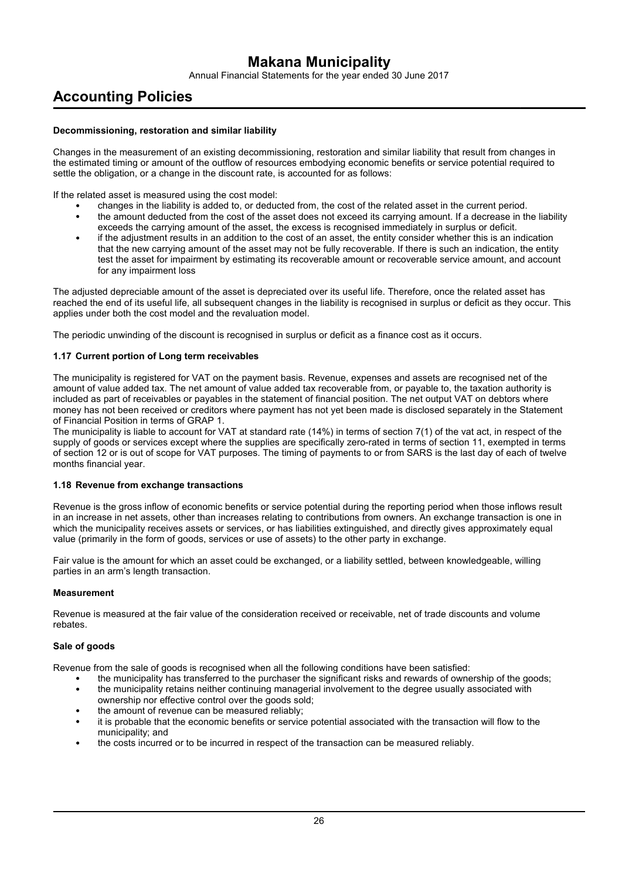#### Decommissioning, restoration and similar liability

Changes in the measurement of an existing decommissioning, restoration and similar liability that result from changes in the estimated timing or amount of the outflow of resources embodying economic benefits or service potential required to settle the obligation, or a change in the discount rate, is accounted for as follows:

If the related asset is measured using the cost model:

- changes in the liability is added to, or deducted from, the cost of the related asset in the current period.
- the amount deducted from the cost of the asset does not exceed its carrying amount. If a decrease in the liability exceeds the carrying amount of the asset, the excess is recognised immediately in surplus or deficit.
- if the adjustment results in an addition to the cost of an asset, the entity consider whether this is an indication that the new carrying amount of the asset may not be fully recoverable. If there is such an indication, the entity test the asset for impairment by estimating its recoverable amount or recoverable service amount, and account for any impairment loss

The adjusted depreciable amount of the asset is depreciated over its useful life. Therefore, once the related asset has reached the end of its useful life, all subsequent changes in the liability is recognised in surplus or deficit as they occur. This applies under both the cost model and the revaluation model.

The periodic unwinding of the discount is recognised in surplus or deficit as a finance cost as it occurs.

### 1.17 Current portion of Long term receivables

The municipality is registered for VAT on the payment basis. Revenue, expenses and assets are recognised net of the amount of value added tax. The net amount of value added tax recoverable from, or payable to, the taxation authority is included as part of receivables or payables in the statement of financial position. The net output VAT on debtors where money has not been received or creditors where payment has not yet been made is disclosed separately in the Statement of Financial Position in terms of GRAP 1.
The municipality is liable to account for VAT at standard rate (14%) in terms of section 7(1) of the vat act, in respect of the supply of goods or services except where the supplies are specifically zero-rated in terms of section 11, exempted in terms of section 12 or is out of scope for VAT purposes. The timing of payments to or from SARS is the last day of each of twelve months financial year.

### 1.18 Revenue from exchange transactions

Revenue is the gross inflow of economic benefits or service potential during the reporting period when those inflows result in an increase in net assets, other than increases relating to contributions from owners. An exchange transaction is one in which the municipality receives assets or services, or has liabilities extinguished, and directly gives approximately equal value (primarily in the form of goods, services or use of assets) to the other party in exchange.

Fair value is the amount for which an asset could be exchanged, or a liability settled, between knowledgeable, willing parties in an arm's length transaction.

#### Measurement

Revenue is measured at the fair value of the consideration received or receivable, net of trade discounts and volume rebates.

#### Sale of goods

Revenue from the sale of goods is recognised when all the following conditions have been satisfied:

- the municipality has transferred to the purchaser the significant risks and rewards of ownership of the goods;
- the municipality retains neither continuing managerial involvement to the degree usually associated with ownership nor effective control over the goods sold;
- the amount of revenue can be measured reliably;
- it is probable that the economic benefits or service potential associated with the transaction will flow to the municipality; and
- the costs incurred or to be incurred in respect of the transaction can be measured reliably.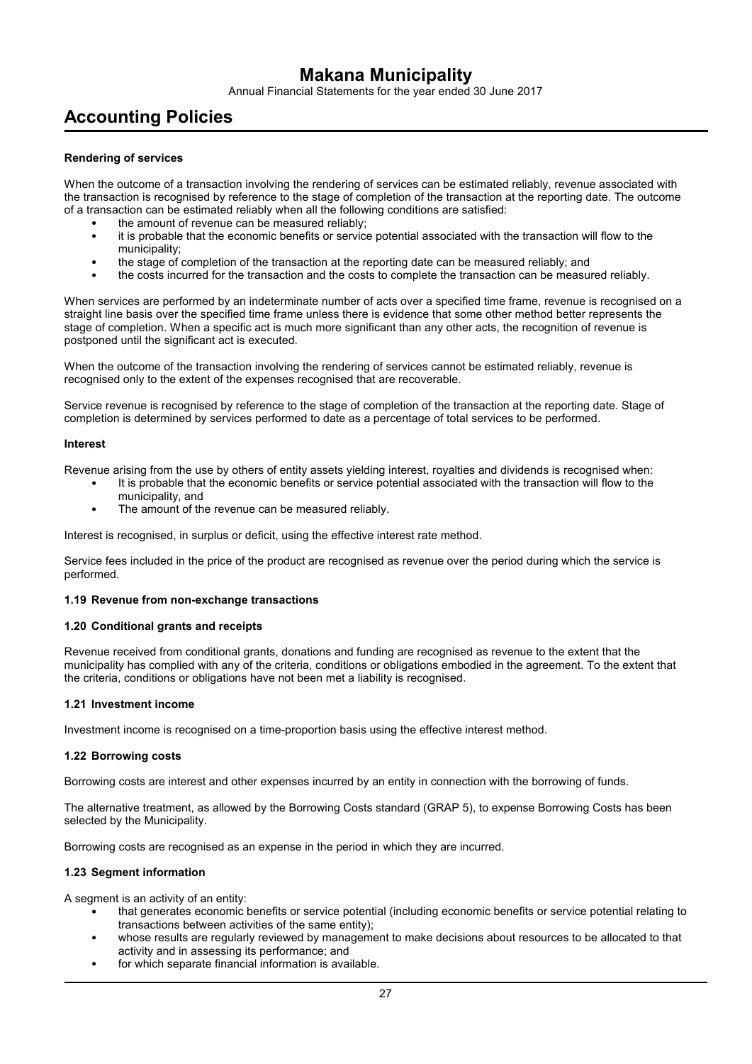# Accounting Policies

#### Rendering of services

When the outcome of a transaction involving the rendering of services can be estimated reliably, revenue associated with the transaction is recognised by reference to the stage of completion of the transaction at the reporting date. The outcome of a transaction can be estimated reliably when all the following conditions are satisfied:

- the amount of revenue can be measured reliably;
- it is probable that the economic benefits or service potential associated with the transaction will flow to the municipality;
- the stage of completion of the transaction at the reporting date can be measured reliably; and
- the costs incurred for the transaction and the costs to complete the transaction can be measured reliably.

When services are performed by an indeterminate number of acts over a specified time frame, revenue is recognised on a straight line basis over the specified time frame unless there is evidence that some other method better represents the stage of completion. When a specific act is much more significant than any other acts, the recognition of revenue is postponed until the significant act is executed.

When the outcome of the transaction involving the rendering of services cannot be estimated reliably, revenue is recognised only to the extent of the expenses recognised that are recoverable.

Service revenue is recognised by reference to the stage of completion of the transaction at the reporting date. Stage of completion is determined by services performed to date as a percentage of total services to be performed.

#### Interest

Revenue arising from the use by others of entity assets yielding interest, royalties and dividends is recognised when:

- It is probable that the economic benefits or service potential associated with the transaction will flow to the municipality, and
- The amount of the revenue can be measured reliably.

Interest is recognised, in surplus or deficit, using the effective interest rate method.

Service fees included in the price of the product are recognised as revenue over the period during which the service is performed.

#### 1.19 Revenue from non-exchange transactions

#### 1.20 Conditional grants and receipts

Revenue received from conditional grants, donations and funding are recognised as revenue to the extent that the municipality has complied with any of the criteria, conditions or obligations embodied in the agreement. To the extent that the criteria, conditions or obligations have not been met a liability is recognised.

#### 1.21 Investment income

Investment income is recognised on a time-proportion basis using the effective interest method.

#### 1.22 Borrowing costs

Borrowing costs are interest and other expenses incurred by an entity in connection with the borrowing of funds.

The alternative treatment, as allowed by the Borrowing Costs standard (GRAP 5), to expense Borrowing Costs has been selected by the Municipality.

Borrowing costs are recognised as an expense in the period in which they are incurred.

#### 1.23 Segment information

A segment is an activity of an entity:

- that generates economic benefits or service potential (including economic benefits or service potential relating to transactions between activities of the same entity);
- whose results are regularly reviewed by management to make decisions about resources to be allocated to that activity and in assessing its performance; and
- for which separate financial information is available.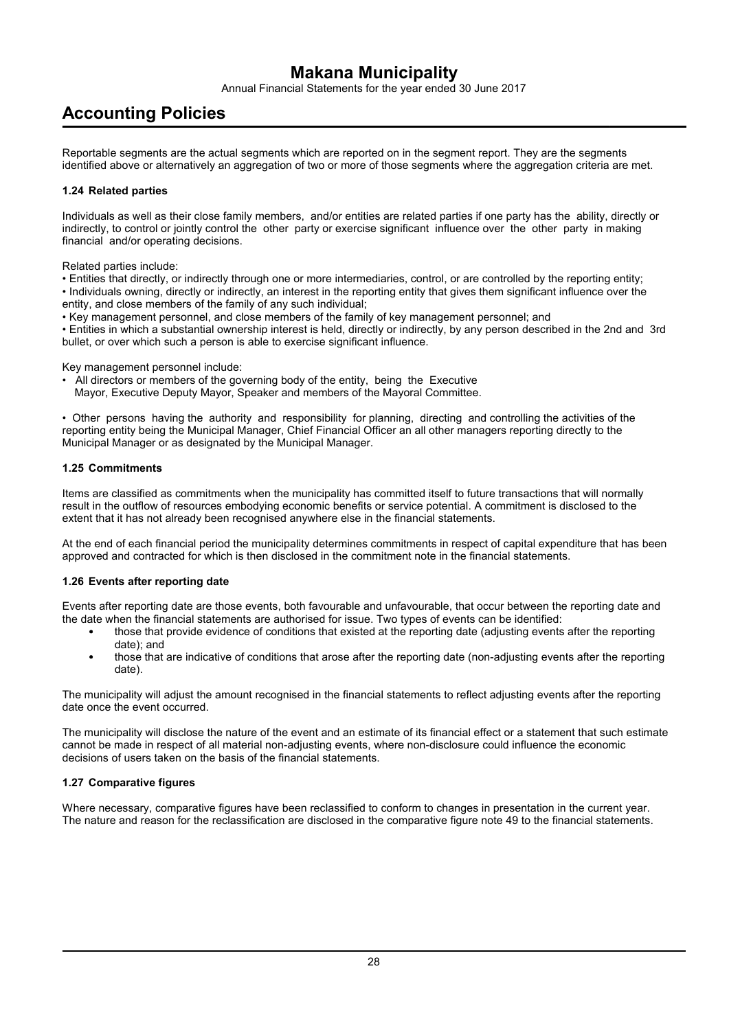Reportable segments are the actual segments which are reported on in the segment report. They are the segments identified above or alternatively an aggregation of two or more of those segments where the aggregation criteria are met.

### 1.24 Related parties

Individuals as well as their close family members, and/or entities are related parties if one party has the ability, directly or indirectly, to control or jointly control the other party or exercise significant influence over the other party in making financial and/or operating decisions.

Related parties include:

- Entities that directly, or indirectly through one or more intermediaries, control, or are controlled by the reporting entity;
- Individuals owning, directly or indirectly, an interest in the reporting entity that gives them significant influence over the entity, and close members of the family of any such individual;
- Key management personnel, and close members of the family of key management personnel; and
- Entities in which a substantial ownership interest is held, directly or indirectly, by any person described in the 2nd and 3rd bullet, or over which such a person is able to exercise significant influence.

Key management personnel include:

- All directors or members of the governing body of the entity, being the Executive Mayor, Executive Deputy Mayor, Speaker and members of the Mayoral Committee.

- Other persons having the authority and responsibility for planning, directing and controlling the activities of the reporting entity being the Municipal Manager, Chief Financial Officer an all other managers reporting directly to the Municipal Manager or as designated by the Municipal Manager.

### 1.25 Commitments

Items are classified as commitments when the municipality has committed itself to future transactions that will normally result in the outflow of resources embodying economic benefits or service potential. A commitment is disclosed to the extent that it has not already been recognised anywhere else in the financial statements.

At the end of each financial period the municipality determines commitments in respect of capital expenditure that has been approved and contracted for which is then disclosed in the commitment note in the financial statements.

### 1.26 Events after reporting date

Events after reporting date are those events, both favourable and unfavourable, that occur between the reporting date and the date when the financial statements are authorised for issue. Two types of events can be identified:

- those that provide evidence of conditions that existed at the reporting date (adjusting events after the reporting date); and
- those that are indicative of conditions that arose after the reporting date (non-adjusting events after the reporting date).

The municipality will adjust the amount recognised in the financial statements to reflect adjusting events after the reporting date once the event occurred.

The municipality will disclose the nature of the event and an estimate of its financial effect or a statement that such estimate cannot be made in respect of all material non-adjusting events, where non-disclosure could influence the economic decisions of users taken on the basis of the financial statements.

### 1.27 Comparative figures

Where necessary, comparative figures have been reclassified to conform to changes in presentation in the current year. The nature and reason for the reclassification are disclosed in the comparative figure note 49 to the financial statements.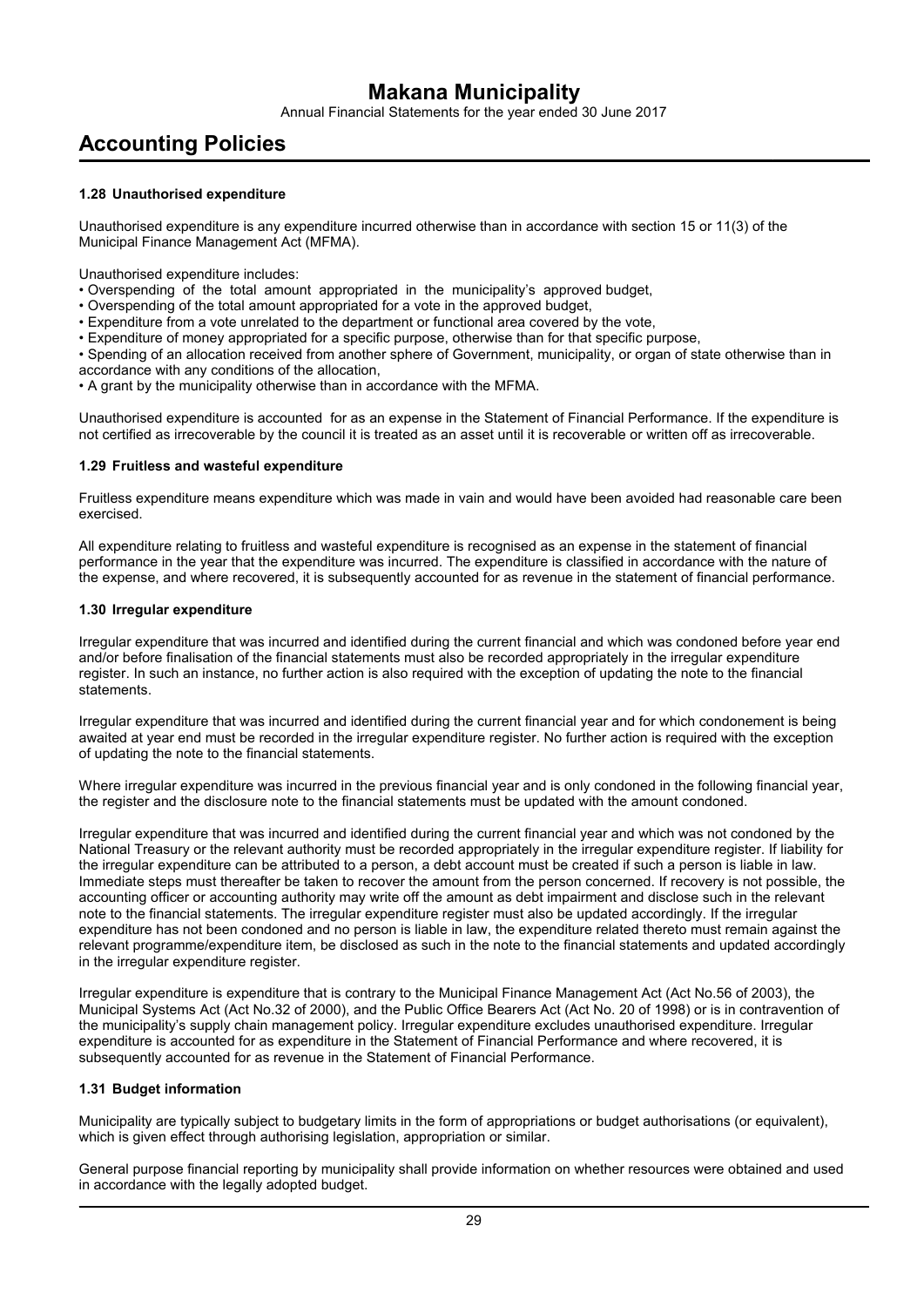## Accounting Policies

### 1.28 Unauthorised expenditure

Unauthorised expenditure is any expenditure incurred otherwise than in accordance with section 15 or 11(3) of the Municipal Finance Management Act (MFMA).

Unauthorised expenditure includes:

- Overspending of the total amount appropriated in the municipality's approved budget,
- Overspending of the total amount appropriated for a vote in the approved budget,
- Expenditure from a vote unrelated to the department or functional area covered by the vote,
- Expenditure of money appropriated for a specific purpose, otherwise than for that specific purpose,
- Spending of an allocation received from another sphere of Government, municipality, or organ of state otherwise than in accordance with any conditions of the allocation,
- A grant by the municipality otherwise than in accordance with the MFMA.

Unauthorised expenditure is accounted for as an expense in the Statement of Financial Performance. If the expenditure is not certified as irrecoverable by the council it is treated as an asset until it is recoverable or written off as irrecoverable.

### 1.29 Fruitless and wasteful expenditure

Fruitless expenditure means expenditure which was made in vain and would have been avoided had reasonable care been exercised.

All expenditure relating to fruitless and wasteful expenditure is recognised as an expense in the statement of financial performance in the year that the expenditure was incurred. The expenditure is classified in accordance with the nature of the expense, and where recovered, it is subsequently accounted for as revenue in the statement of financial performance.

### 1.30 Irregular expenditure

Irregular expenditure that was incurred and identified during the current financial and which was condoned before year end and/or before finalisation of the financial statements must also be recorded appropriately in the irregular expenditure register. In such an instance, no further action is also required with the exception of updating the note to the financial statements.

Irregular expenditure that was incurred and identified during the current financial year and for which condonement is being awaited at year end must be recorded in the irregular expenditure register. No further action is required with the exception of updating the note to the financial statements.

Where irregular expenditure was incurred in the previous financial year and is only condoned in the following financial year, the register and the disclosure note to the financial statements must be updated with the amount condoned.

Irregular expenditure that was incurred and identified during the current financial year and which was not condoned by the National Treasury or the relevant authority must be recorded appropriately in the irregular expenditure register. If liability for the irregular expenditure can be attributed to a person, a debt account must be created if such a person is liable in law. Immediate steps must thereafter be taken to recover the amount from the person concerned. If recovery is not possible, the accounting officer or accounting authority may write off the amount as debt impairment and disclose such in the relevant note to the financial statements. The irregular expenditure register must also be updated accordingly. If the irregular expenditure has not been condoned and no person is liable in law, the expenditure related thereto must remain against the relevant programme/expenditure item, be disclosed as such in the note to the financial statements and updated accordingly in the irregular expenditure register.

Irregular expenditure is expenditure that is contrary to the Municipal Finance Management Act (Act No.56 of 2003), the Municipal Systems Act (Act No.32 of 2000), and the Public Office Bearers Act (Act No. 20 of 1998) or is in contravention of the municipality's supply chain management policy. Irregular expenditure excludes unauthorised expenditure. Irregular expenditure is accounted for as expenditure in the Statement of Financial Performance and where recovered, it is subsequently accounted for as revenue in the Statement of Financial Performance.

### 1.31 Budget information

Municipality are typically subject to budgetary limits in the form of appropriations or budget authorisations (or equivalent), which is given effect through authorising legislation, appropriation or similar.

General purpose financial reporting by municipality shall provide information on whether resources were obtained and used in accordance with the legally adopted budget.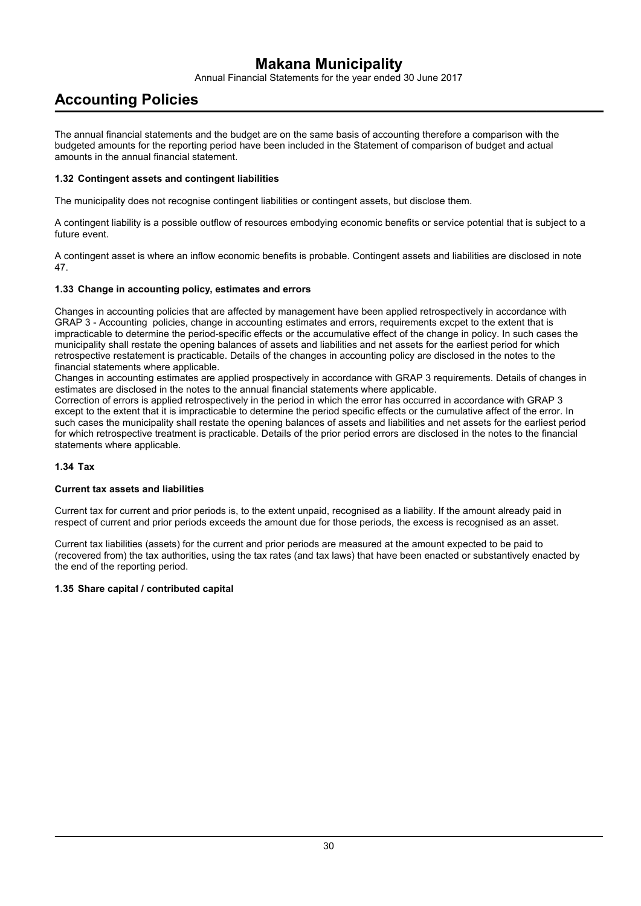The annual financial statements and the budget are on the same basis of accounting therefore a comparison with the budgeted amounts for the reporting period have been included in the Statement of comparison of budget and actual amounts in the annual financial statement.

### 1.32 Contingent assets and contingent liabilities

The municipality does not recognise contingent liabilities or contingent assets, but disclose them.

A contingent liability is a possible outflow of resources embodying economic benefits or service potential that is subject to a future event.

A contingent asset is where an inflow economic benefits is probable. Contingent assets and liabilities are disclosed in note 47.

### 1.33 Change in accounting policy, estimates and errors

Changes in accounting policies that are affected by management have been applied retrospectively in accordance with GRAP 3 - Accounting policies, change in accounting estimates and errors, requirements excpet to the extent that is impracticable to determine the period-specific effects or the accumulative effect of the change in policy. In such cases the municipality shall restate the opening balances of assets and liabilities and net assets for the earliest period for which retrospective restatement is practicable. Details of the changes in accounting policy are disclosed in the notes to the financial statements where applicable.
Changes in accounting estimates are applied prospectively in accordance with GRAP 3 requirements. Details of changes in estimates are disclosed in the notes to the annual financial statements where applicable.
Correction of errors is applied retrospectively in the period in which the error has occurred in accordance with GRAP 3 except to the extent that it is impracticable to determine the period specific effects or the cumulative affect of the error. In such cases the municipality shall restate the opening balances of assets and liabilities and net assets for the earliest period for which retrospective treatment is practicable. Details of the prior period errors are disclosed in the notes to the financial statements where applicable.

### 1.34 Tax

#### Current tax assets and liabilities

Current tax for current and prior periods is, to the extent unpaid, recognised as a liability. If the amount already paid in respect of current and prior periods exceeds the amount due for those periods, the excess is recognised as an asset.

Current tax liabilities (assets) for the current and prior periods are measured at the amount expected to be paid to (recovered from) the tax authorities, using the tax rates (and tax laws) that have been enacted or substantively enacted by the end of the reporting period.

### 1.35 Share capital / contributed capital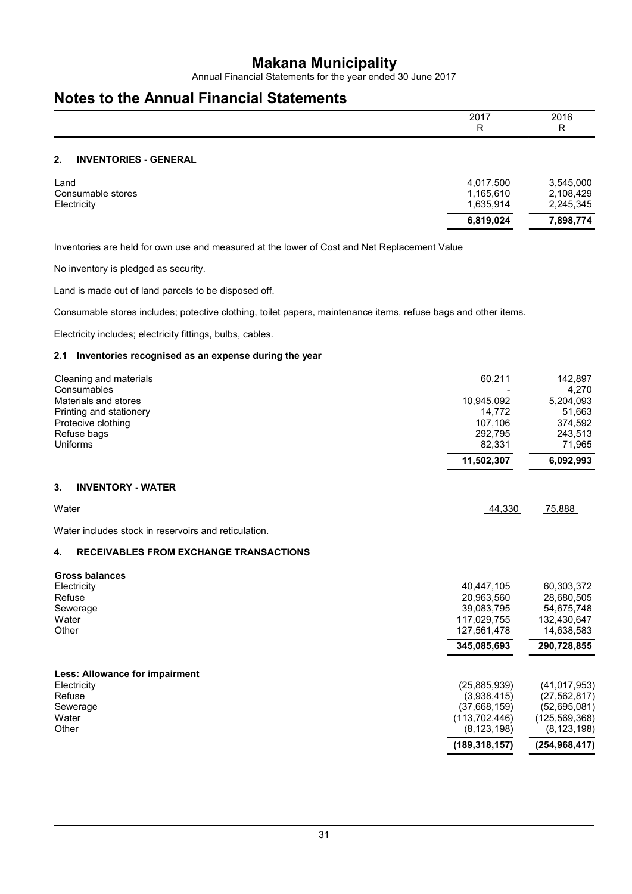# Makana Municipality

Annual Financial Statements for the year ended 30 June 2017

# Notes to the Annual Financial Statements

| | 2017 R | 2016 R |
|---|---|---|

## 2. INVENTORIES - GENERAL

| | 2017 R | 2016 R |
|---|---|---|
| Land | 4,017,500 | 3,545,000 |
| Consumable stores | 1,165,610 | 2,108,429 |
| Electricity | 1,635,914 | 2,245,345 |
| | **6,819,024** | **7,898,774** |

Inventories are held for own use and measured at the lower of Cost and Net Replacement Value

No inventory is pledged as security.

Land is made out of land parcels to be disposed off.

Consumable stores includes; potective clothing, toilet papers, maintenance items, refuse bags and other items.

Electricity includes; electricity fittings, bulbs, cables.

### 2.1 Inventories recognised as an expense during the year

| | 2017 R | 2016 R |
|---|---|---|
| Cleaning and materials | 60,211 | 142,897 |
| Consumables | - | 4,270 |
| Materials and stores | 10,945,092 | 5,204,093 |
| Printing and stationery | 14,772 | 51,663 |
| Protecive clothing | 107,106 | 374,592 |
| Refuse bags | 292,795 | 243,513 |
| Uniforms | 82,331 | 71,965 |
| | **11,502,307** | **6,092,993** |

## 3. INVENTORY - WATER

| | 2017 R | 2016 R |
|---|---|---|
| Water | 44,330 | 75,888 |

Water includes stock in reservoirs and reticulation.

## 4. RECEIVABLES FROM EXCHANGE TRANSACTIONS

| | 2017 R | 2016 R |
|---|---|---|
| **Gross balances** | | |
| Electricity | 40,447,105 | 60,303,372 |
| Refuse | 20,963,560 | 28,680,505 |
| Sewerage | 39,083,795 | 54,675,748 |
| Water | 117,029,755 | 132,430,647 |
| Other | 127,561,478 | 14,638,583 |
| | **345,085,693** | **290,728,855** |
| **Less: Allowance for impairment** | | |
| Electricity | (25,885,939) | (41,017,953) |
| Refuse | (3,938,415) | (27,562,817) |
| Sewerage | (37,668,159) | (52,695,081) |
| Water | (113,702,446) | (125,569,368) |
| Other | (8,123,198) | (8,123,198) |
| | **(189,318,157)** | **(254,968,417)** |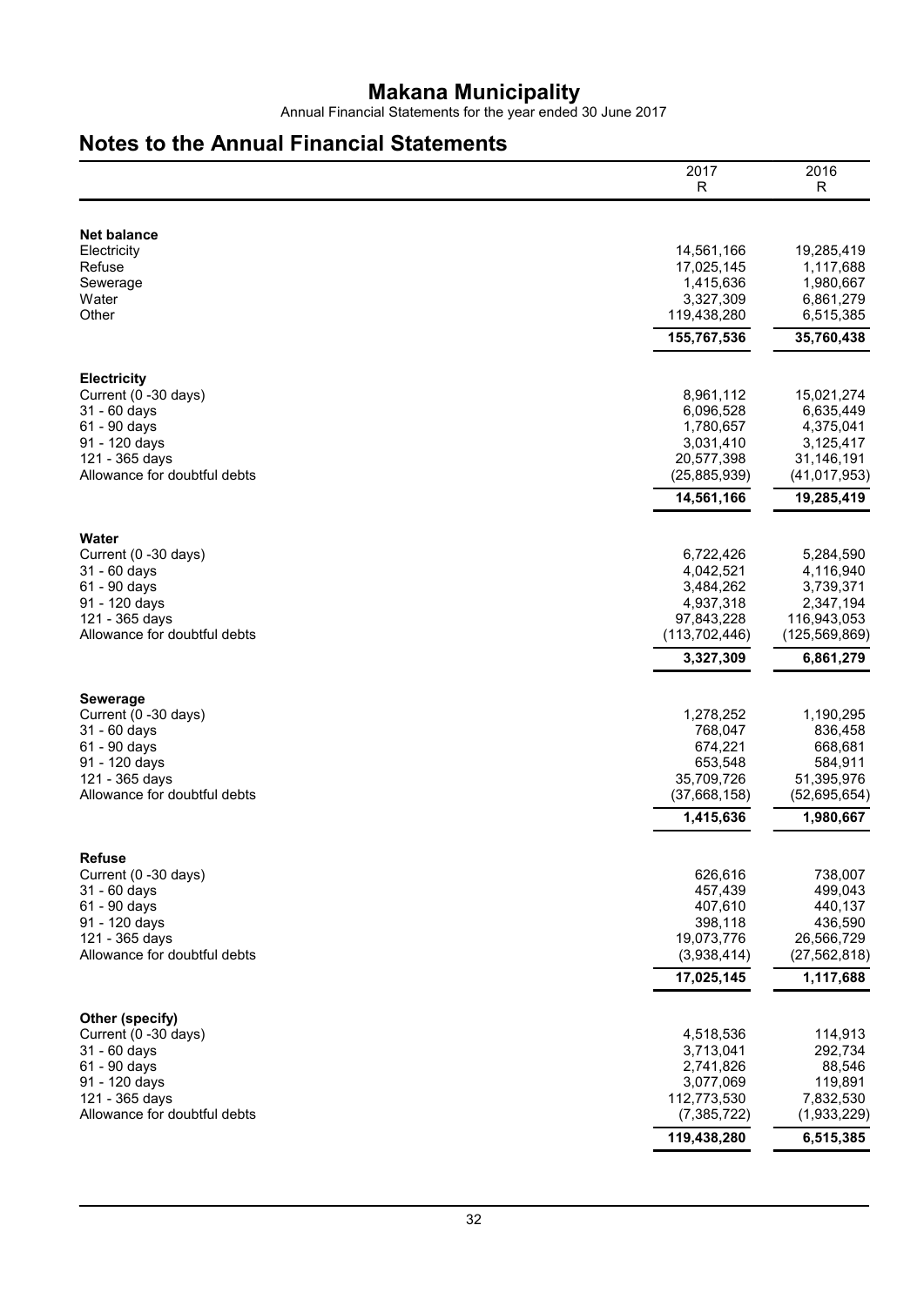# Notes to the Annual Financial Statements

| | 2017 R | 2016 R |
|---|---|---|
| **Net balance** | | |
| Electricity | 14,561,166 | 19,285,419 |
| Refuse | 17,025,145 | 1,117,688 |
| Sewerage | 1,415,636 | 1,980,667 |
| Water | 3,327,309 | 6,861,279 |
| Other | 119,438,280 | 6,515,385 |
| | **155,767,536** | **35,760,438** |
| **Electricity** | | |
| Current (0 -30 days) | 8,961,112 | 15,021,274 |
| 31 - 60 days | 6,096,528 | 6,635,449 |
| 61 - 90 days | 1,780,657 | 4,375,041 |
| 91 - 120 days | 3,031,410 | 3,125,417 |
| 121 - 365 days | 20,577,398 | 31,146,191 |
| Allowance for doubtful debts | (25,885,939) | (41,017,953) |
| | **14,561,166** | **19,285,419** |
| **Water** | | |
| Current (0 -30 days) | 6,722,426 | 5,284,590 |
| 31 - 60 days | 4,042,521 | 4,116,940 |
| 61 - 90 days | 3,484,262 | 3,739,371 |
| 91 - 120 days | 4,937,318 | 2,347,194 |
| 121 - 365 days | 97,843,228 | 116,943,053 |
| Allowance for doubtful debts | (113,702,446) | (125,569,869) |
| | **3,327,309** | **6,861,279** |
| **Sewerage** | | |
| Current (0 -30 days) | 1,278,252 | 1,190,295 |
| 31 - 60 days | 768,047 | 836,458 |
| 61 - 90 days | 674,221 | 668,681 |
| 91 - 120 days | 653,548 | 584,911 |
| 121 - 365 days | 35,709,726 | 51,395,976 |
| Allowance for doubtful debts | (37,668,158) | (52,695,654) |
| | **1,415,636** | **1,980,667** |
| **Refuse** | | |
| Current (0 -30 days) | 626,616 | 738,007 |
| 31 - 60 days | 457,439 | 499,043 |
| 61 - 90 days | 407,610 | 440,137 |
| 91 - 120 days | 398,118 | 436,590 |
| 121 - 365 days | 19,073,776 | 26,566,729 |
| Allowance for doubtful debts | (3,938,414) | (27,562,818) |
| | **17,025,145** | **1,117,688** |
| **Other (specify)** | | |
| Current (0 -30 days) | 4,518,536 | 114,913 |
| 31 - 60 days | 3,713,041 | 292,734 |
| 61 - 90 days | 2,741,826 | 88,546 |
| 91 - 120 days | 3,077,069 | 119,891 |
| 121 - 365 days | 112,773,530 | 7,832,530 |
| Allowance for doubtful debts | (7,385,722) | (1,933,229) |
| | **119,438,280** | **6,515,385** |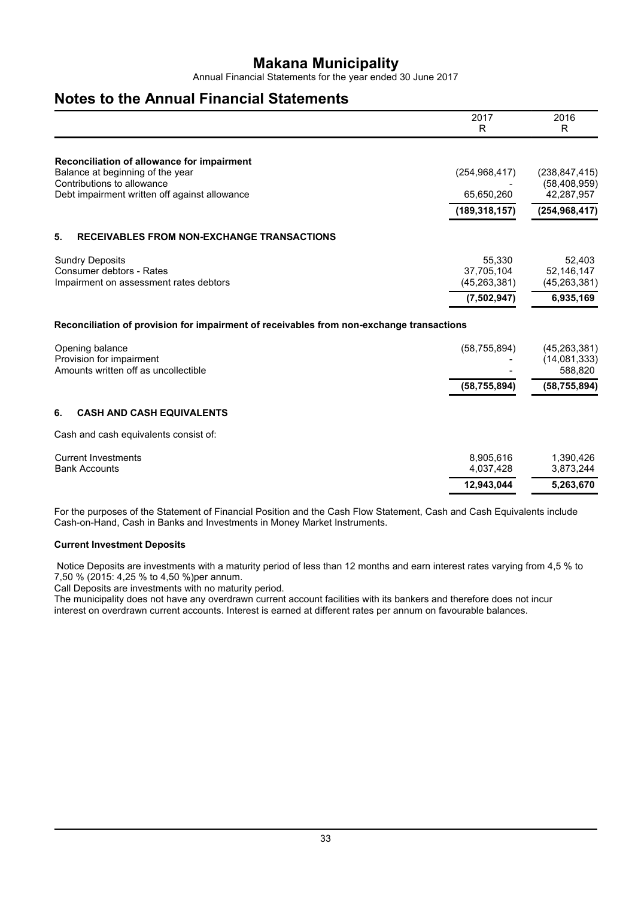# Makana Municipality

Annual Financial Statements for the year ended 30 June 2017

## Notes to the Annual Financial Statements

| | 2017<br>R | 2016<br>R |
|---|---|---|
| **Reconciliation of allowance for impairment** | | |
| Balance at beginning of the year | (254,968,417) | (238,847,415) |
| Contributions to allowance | - | (58,408,959) |
| Debt impairment written off against allowance | 65,650,260 | 42,287,957 |
| | **(189,318,157)** | **(254,968,417)** |

### 5. RECEIVABLES FROM NON-EXCHANGE TRANSACTIONS

| | 2017<br>R | 2016<br>R |
|---|---|---|
| Sundry Deposits | 55,330 | 52,403 |
| Consumer debtors - Rates | 37,705,104 | 52,146,147 |
| Impairment on assessment rates debtors | (45,263,381) | (45,263,381) |
| | **(7,502,947)** | **6,935,169** |

**Reconciliation of provision for impairment of receivables from non-exchange transactions**

| | 2017<br>R | 2016<br>R |
|---|---|---|
| Opening balance | (58,755,894) | (45,263,381) |
| Provision for impairment | - | (14,081,333) |
| Amounts written off as uncollectible | - | 588,820 |
| | **(58,755,894)** | **(58,755,894)** |

### 6. CASH AND CASH EQUIVALENTS

Cash and cash equivalents consist of:

| | 2017<br>R | 2016<br>R |
|---|---|---|
| Current Investments | 8,905,616 | 1,390,426 |
| Bank Accounts | 4,037,428 | 3,873,244 |
| | **12,943,044** | **5,263,670** |

For the purposes of the Statement of Financial Position and the Cash Flow Statement, Cash and Cash Equivalents include Cash-on-Hand, Cash in Banks and Investments in Money Market Instruments.

**Current Investment Deposits**

Notice Deposits are investments with a maturity period of less than 12 months and earn interest rates varying from 4,5 % to 7,50 % (2015: 4,25 % to 4,50 %)per annum.
Call Deposits are investments with no maturity period.
The municipality does not have any overdrawn current account facilities with its bankers and therefore does not incur interest on overdrawn current accounts. Interest is earned at different rates per annum on favourable balances.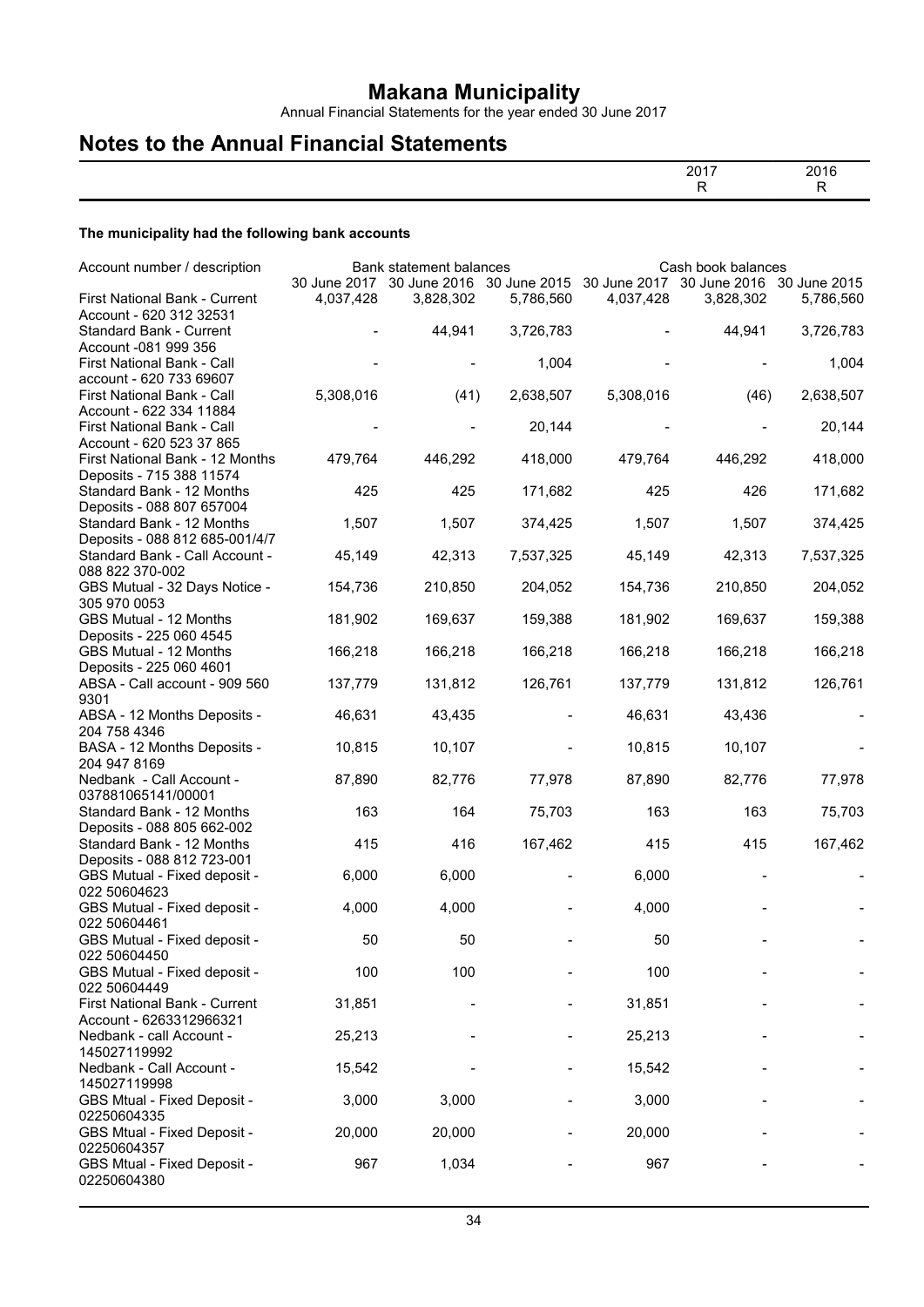# Makana Municipality

Annual Financial Statements for the year ended 30 June 2017

## Notes to the Annual Financial Statements

| | 2017 R | 2016 R |
|---|---|---|

**The municipality had the following bank accounts**

| Account number / description | Bank statement balances | | | Cash book balances | | |
|---|---|---|---|---|---|---|
| | 30 June 2017 | 30 June 2016 | 30 June 2015 | 30 June 2017 | 30 June 2016 | 30 June 2015 |
| First National Bank - Current Account - 620 312 32531 | 4,037,428 | 3,828,302 | 5,786,560 | 4,037,428 | 3,828,302 | 5,786,560 |
| Standard Bank - Current Account -081 999 356 | - | 44,941 | 3,726,783 | - | 44,941 | 3,726,783 |
| First National Bank - Call account - 620 733 69607 | - | - | 1,004 | - | - | 1,004 |
| First National Bank - Call Account - 622 334 11884 | 5,308,016 | (41) | 2,638,507 | 5,308,016 | (46) | 2,638,507 |
| First National Bank - Call Account - 620 523 37 865 | - | - | 20,144 | - | - | 20,144 |
| First National Bank - 12 Months Deposits - 715 388 11574 | 479,764 | 446,292 | 418,000 | 479,764 | 446,292 | 418,000 |
| Standard Bank - 12 Months Deposits - 088 807 657004 | 425 | 425 | 171,682 | 425 | 426 | 171,682 |
| Standard Bank - 12 Months Deposits - 088 812 685-001/4/7 | 1,507 | 1,507 | 374,425 | 1,507 | 1,507 | 374,425 |
| Standard Bank - Call Account - 088 822 370-002 | 45,149 | 42,313 | 7,537,325 | 45,149 | 42,313 | 7,537,325 |
| GBS Mutual - 32 Days Notice - 305 970 0053 | 154,736 | 210,850 | 204,052 | 154,736 | 210,850 | 204,052 |
| GBS Mutual - 12 Months Deposits - 225 060 4545 | 181,902 | 169,637 | 159,388 | 181,902 | 169,637 | 159,388 |
| GBS Mutual - 12 Months Deposits - 225 060 4601 | 166,218 | 166,218 | 166,218 | 166,218 | 166,218 | 166,218 |
| ABSA - Call account - 909 560 9301 | 137,779 | 131,812 | 126,761 | 137,779 | 131,812 | 126,761 |
| ABSA - 12 Months Deposits - 204 758 4346 | 46,631 | 43,435 | - | 46,631 | 43,436 | - |
| BASA - 12 Months Deposits - 204 947 8169 | 10,815 | 10,107 | - | 10,815 | 10,107 | - |
| Nedbank - Call Account - 037881065141/00001 | 87,890 | 82,776 | 77,978 | 87,890 | 82,776 | 77,978 |
| Standard Bank - 12 Months Deposits - 088 805 662-002 | 163 | 164 | 75,703 | 163 | 163 | 75,703 |
| Standard Bank - 12 Months Deposits - 088 812 723-001 | 415 | 416 | 167,462 | 415 | 415 | 167,462 |
| GBS Mutual - Fixed deposit - 022 50604623 | 6,000 | 6,000 | - | 6,000 | - | - |
| GBS Mutual - Fixed deposit - 022 50604461 | 4,000 | 4,000 | - | 4,000 | - | - |
| GBS Mutual - Fixed deposit - 022 50604450 | 50 | 50 | - | 50 | - | - |
| GBS Mutual - Fixed deposit - 022 50604449 | 100 | 100 | - | 100 | - | - |
| First National Bank - Current Account - 6263312966321 | 31,851 | - | - | 31,851 | - | - |
| Nedbank - call Account - 145027119992 | 25,213 | - | - | 25,213 | - | - |
| Nedbank - Call Account - 145027119998 | 15,542 | - | - | 15,542 | - | - |
| GBS Mtual - Fixed Deposit - 02250604335 | 3,000 | 3,000 | - | 3,000 | - | - |
| GBS Mtual - Fixed Deposit - 02250604357 | 20,000 | 20,000 | - | 20,000 | - | - |
| GBS Mtual - Fixed Deposit - 02250604380 | 967 | 1,034 | - | 967 | - | - |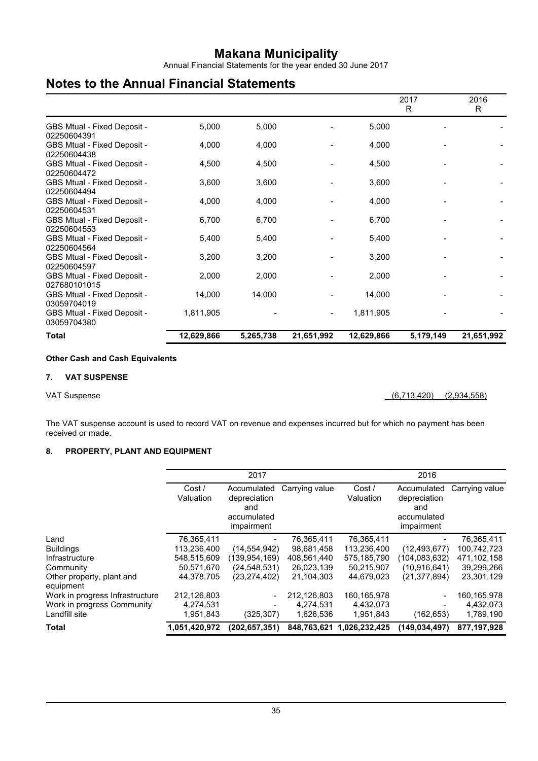# Notes to the Annual Financial Statements

| | | | | | 2017<br>R | 2016<br>R |
|---|---|---|---|---|---|---|
| GBS Mtual - Fixed Deposit - 02250604391 | 5,000 | 5,000 | - | 5,000 | - | - |
| GBS Mtual - Fixed Deposit - 02250604438 | 4,000 | 4,000 | - | 4,000 | - | - |
| GBS Mtual - Fixed Deposit - 02250604472 | 4,500 | 4,500 | - | 4,500 | - | - |
| GBS Mtual - Fixed Deposit - 02250604494 | 3,600 | 3,600 | - | 3,600 | - | - |
| GBS Mtual - Fixed Deposit - 02250604531 | 4,000 | 4,000 | - | 4,000 | - | - |
| GBS Mtual - Fixed Deposit - 02250604553 | 6,700 | 6,700 | - | 6,700 | - | - |
| GBS Mtual - Fixed Deposit - 02250604564 | 5,400 | 5,400 | - | 5,400 | - | - |
| GBS Mtual - Fixed Deposit - 02250604597 | 3,200 | 3,200 | - | 3,200 | - | - |
| GBS Mtual - Fixed Deposit - 027680101015 | 2,000 | 2,000 | - | 2,000 | - | - |
| GBS Mtual - Fixed Deposit - 03059704019 | 14,000 | 14,000 | - | 14,000 | - | - |
| GBS Mtual - Fixed Deposit - 03059704380 | 1,811,905 | - | - | 1,811,905 | - | - |
| **Total** | **12,629,866** | **5,265,738** | **21,651,992** | **12,629,866** | **5,179,149** | **21,651,992** |

**Other Cash and Cash Equivalents**

## 7. VAT SUSPENSE

| | 2017 | 2016 |
|---|---|---|
| VAT Suspense | (6,713,420) | (2,934,558) |

The VAT suspense account is used to record VAT on revenue and expenses incurred but for which no payment has been received or made.

## 8. PROPERTY, PLANT AND EQUIPMENT

| | 2017 | | | 2016 | | |
|---|---|---|---|---|---|---|
| | Cost / Valuation | Accumulated depreciation and accumulated impairment | Carrying value | Cost / Valuation | Accumulated depreciation and accumulated impairment | Carrying value |
| Land | 76,365,411 | - | 76,365,411 | 76,365,411 | - | 76,365,411 |
| Buildings | 113,236,400 | (14,554,942) | 98,681,458 | 113,236,400 | (12,493,677) | 100,742,723 |
| Infrastructure | 548,515,609 | (139,954,169) | 408,561,440 | 575,185,790 | (104,083,632) | 471,102,158 |
| Community | 50,571,670 | (24,548,531) | 26,023,139 | 50,215,907 | (10,916,641) | 39,299,266 |
| Other property, plant and equipment | 44,378,705 | (23,274,402) | 21,104,303 | 44,679,023 | (21,377,894) | 23,301,129 |
| Work in progress Infrastructure | 212,126,803 | - | 212,126,803 | 160,165,978 | - | 160,165,978 |
| Work in progress Community | 4,274,531 | - | 4,274,531 | 4,432,073 | - | 4,432,073 |
| Landfill site | 1,951,843 | (325,307) | 1,626,536 | 1,951,843 | (162,653) | 1,789,190 |
| **Total** | **1,051,420,972** | **(202,657,351)** | **848,763,621** | **1,026,232,425** | **(149,034,497)** | **877,197,928** |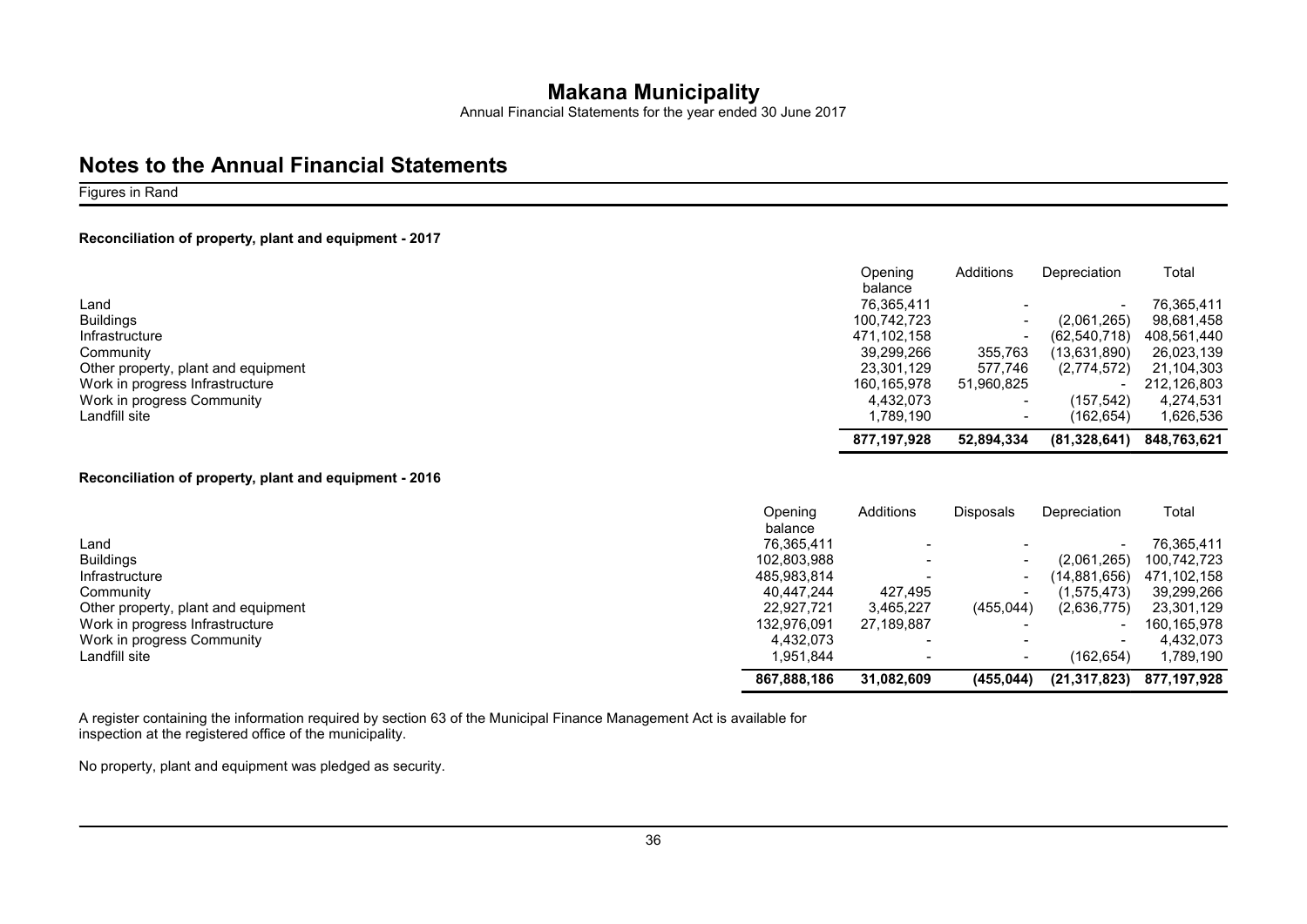# Makana Municipality

Annual Financial Statements for the year ended 30 June 2017

## Notes to the Annual Financial Statements

Figures in Rand

**Reconciliation of property, plant and equipment - 2017**

| | Opening balance | Additions | Depreciation | Total |
|---|---|---|---|---|
| Land | 76,365,411 | - | - | 76,365,411 |
| Buildings | 100,742,723 | - | (2,061,265) | 98,681,458 |
| Infrastructure | 471,102,158 | - | (62,540,718) | 408,561,440 |
| Community | 39,299,266 | 355,763 | (13,631,890) | 26,023,139 |
| Other property, plant and equipment | 23,301,129 | 577,746 | (2,774,572) | 21,104,303 |
| Work in progress Infrastructure | 160,165,978 | 51,960,825 | - | 212,126,803 |
| Work in progress Community | 4,432,073 | - | (157,542) | 4,274,531 |
| Landfill site | 1,789,190 | - | (162,654) | 1,626,536 |
| | **877,197,928** | **52,894,334** | **(81,328,641)** | **848,763,621** |

**Reconciliation of property, plant and equipment - 2016**

| | Opening balance | Additions | Disposals | Depreciation | Total |
|---|---|---|---|---|---|
| Land | 76,365,411 | - | - | - | 76,365,411 |
| Buildings | 102,803,988 | - | - | (2,061,265) | 100,742,723 |
| Infrastructure | 485,983,814 | - | - | (14,881,656) | 471,102,158 |
| Community | 40,447,244 | 427,495 | - | (1,575,473) | 39,299,266 |
| Other property, plant and equipment | 22,927,721 | 3,465,227 | (455,044) | (2,636,775) | 23,301,129 |
| Work in progress Infrastructure | 132,976,091 | 27,189,887 | - | - | 160,165,978 |
| Work in progress Community | 4,432,073 | - | - | - | 4,432,073 |
| Landfill site | 1,951,844 | - | - | (162,654) | 1,789,190 |
| | **867,888,186** | **31,082,609** | **(455,044)** | **(21,317,823)** | **877,197,928** |

A register containing the information required by section 63 of the Municipal Finance Management Act is available for inspection at the registered office of the municipality.

No property, plant and equipment was pledged as security.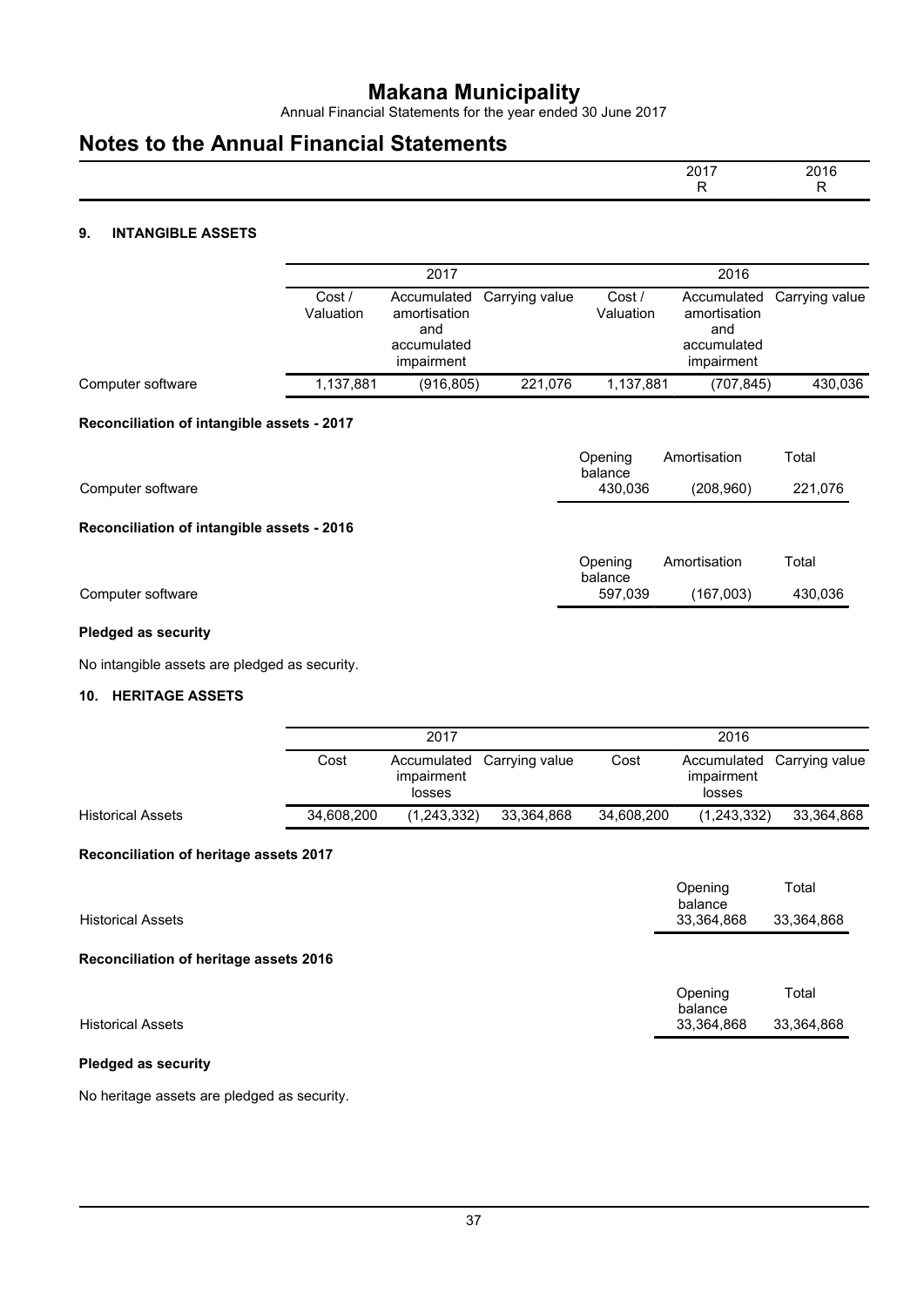# Makana Municipality

Annual Financial Statements for the year ended 30 June 2017

# Notes to the Annual Financial Statements

| | 2017 | 2016 |
|---|---|---|
| | R | R |

### 9. INTANGIBLE ASSETS

| | 2017 | | | 2016 | | |
|---|---|---|---|---|---|---|
| | Cost / Valuation | Accumulated amortisation and accumulated impairment | Carrying value | Cost / Valuation | Accumulated amortisation and accumulated impairment | Carrying value |
| Computer software | 1,137,881 | (916,805) | 221,076 | 1,137,881 | (707,845) | 430,036 |

**Reconciliation of intangible assets - 2017**

| | Opening balance | Amortisation | Total |
|---|---|---|---|
| Computer software | 430,036 | (208,960) | 221,076 |

**Reconciliation of intangible assets - 2016**

| | Opening balance | Amortisation | Total |
|---|---|---|---|
| Computer software | 597,039 | (167,003) | 430,036 |

**Pledged as security**

No intangible assets are pledged as security.

### 10. HERITAGE ASSETS

| | 2017 | | | 2016 | | |
|---|---|---|---|---|---|---|
| | Cost | Accumulated impairment losses | Carrying value | Cost | Accumulated impairment losses | Carrying value |
| Historical Assets | 34,608,200 | (1,243,332) | 33,364,868 | 34,608,200 | (1,243,332) | 33,364,868 |

**Reconciliation of heritage assets 2017**

| | Opening balance | Total |
|---|---|---|
| Historical Assets | 33,364,868 | 33,364,868 |

**Reconciliation of heritage assets 2016**

| | Opening balance | Total |
|---|---|---|
| Historical Assets | 33,364,868 | 33,364,868 |

**Pledged as security**

No heritage assets are pledged as security.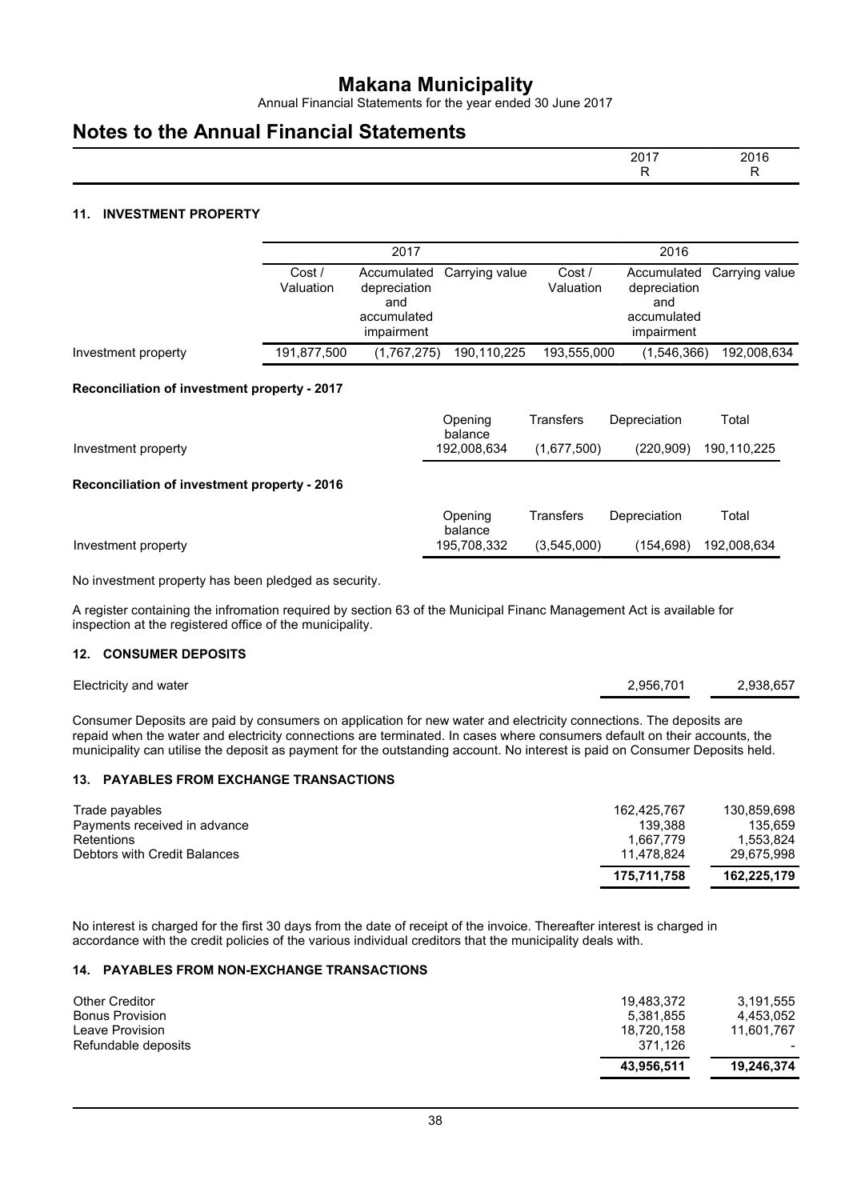## Notes to the Annual Financial Statements

| | 2017 R | 2016 R |
|---|---|---|

### 11. INVESTMENT PROPERTY

| | 2017 | | | 2016 | | |
|---|---|---|---|---|---|---|
| | Cost / Valuation | Accumulated depreciation and accumulated impairment | Carrying value | Cost / Valuation | Accumulated depreciation and accumulated impairment | Carrying value |
| Investment property | 191,877,500 | (1,767,275) | 190,110,225 | 193,555,000 | (1,546,366) | 192,008,634 |

**Reconciliation of investment property - 2017**

| | Opening balance | Transfers | Depreciation | Total |
|---|---|---|---|---|
| Investment property | 192,008,634 | (1,677,500) | (220,909) | 190,110,225 |

**Reconciliation of investment property - 2016**

| | Opening balance | Transfers | Depreciation | Total |
|---|---|---|---|---|
| Investment property | 195,708,332 | (3,545,000) | (154,698) | 192,008,634 |

No investment property has been pledged as security.

A register containing the infromation required by section 63 of the Municipal Financ Management Act is available for inspection at the registered office of the municipality.

### 12. CONSUMER DEPOSITS

| | 2017 | 2016 |
|---|---|---|
| Electricity and water | 2,956,701 | 2,938,657 |

Consumer Deposits are paid by consumers on application for new water and electricity connections. The deposits are repaid when the water and electricity connections are terminated. In cases where consumers default on their accounts, the municipality can utilise the deposit as payment for the outstanding account. No interest is paid on Consumer Deposits held.

### 13. PAYABLES FROM EXCHANGE TRANSACTIONS

| | 2017 | 2016 |
|---|---|---|
| Trade payables | 162,425,767 | 130,859,698 |
| Payments received in advance | 139,388 | 135,659 |
| Retentions | 1,667,779 | 1,553,824 |
| Debtors with Credit Balances | 11,478,824 | 29,675,998 |
| | **175,711,758** | **162,225,179** |

No interest is charged for the first 30 days from the date of receipt of the invoice. Thereafter interest is charged in accordance with the credit policies of the various individual creditors that the municipality deals with.

### 14. PAYABLES FROM NON-EXCHANGE TRANSACTIONS

| | 2017 | 2016 |
|---|---|---|
| Other Creditor | 19,483,372 | 3,191,555 |
| Bonus Provision | 5,381,855 | 4,453,052 |
| Leave Provision | 18,720,158 | 11,601,767 |
| Refundable deposits | 371,126 | - |
| | **43,956,511** | **19,246,374** |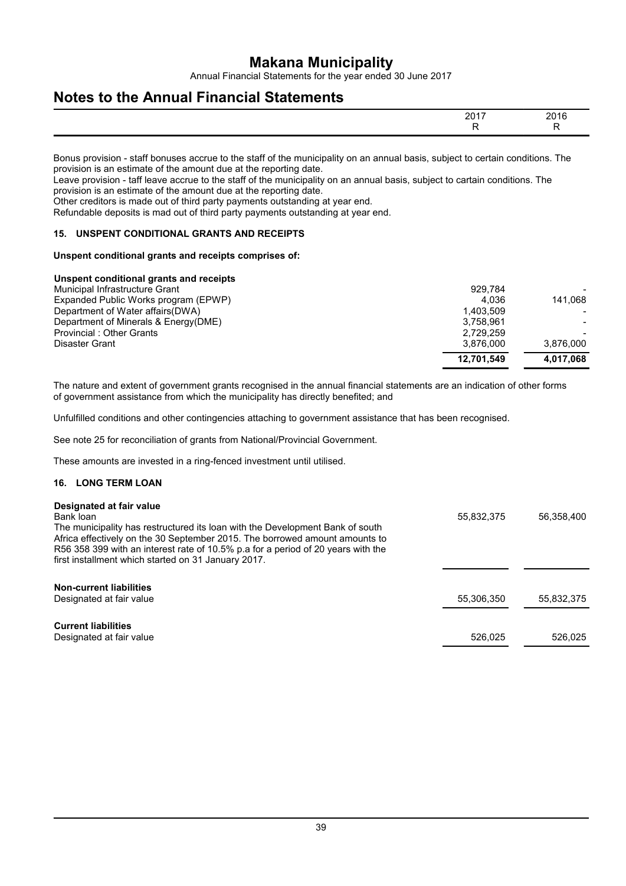# Makana Municipality

Annual Financial Statements for the year ended 30 June 2017

## Notes to the Annual Financial Statements

| | 2017 R | 2016 R |
|---|---|---|

Bonus provision - staff bonuses accrue to the staff of the municipality on an annual basis, subject to certain conditions. The provision is an estimate of the amount due at the reporting date.
Leave provision - taff leave accrue to the staff of the municipality on an annual basis, subject to cartain conditions. The provision is an estimate of the amount due at the reporting date.
Other creditors is made out of third party payments outstanding at year end.
Refundable deposits is mad out of third party payments outstanding at year end.

### 15. UNSPENT CONDITIONAL GRANTS AND RECEIPTS

**Unspent conditional grants and receipts comprises of:**

| | 2017 R | 2016 R |
|---|---|---|
| **Unspent conditional grants and receipts** | | |
| Municipal Infrastructure Grant | 929,784 | - |
| Expanded Public Works program (EPWP) | 4,036 | 141,068 |
| Department of Water affairs(DWA) | 1,403,509 | - |
| Department of Minerals & Energy(DME) | 3,758,961 | - |
| Provincial : Other Grants | 2,729,259 | - |
| Disaster Grant | 3,876,000 | 3,876,000 |
| | **12,701,549** | **4,017,068** |

The nature and extent of government grants recognised in the annual financial statements are an indication of other forms of government assistance from which the municipality has directly benefited; and

Unfulfilled conditions and other contingencies attaching to government assistance that has been recognised.

See note 25 for reconciliation of grants from National/Provincial Government.

These amounts are invested in a ring-fenced investment until utilised.

### 16. LONG TERM LOAN

| | 2017 R | 2016 R |
|---|---|---|
| **Designated at fair value** | | |
| Bank loan<br>The municipality has restructured its loan with the Development Bank of south Africa effectively on the 30 September 2015. The borrowed amount amounts to R56 358 399 with an interest rate of 10.5% p.a for a period of 20 years with the first installment which started on 31 January 2017. | 55,832,375 | 56,358,400 |
| **Non-current liabilities** | | |
| Designated at fair value | 55,306,350 | 55,832,375 |
| **Current liabilities** | | |
| Designated at fair value | 526,025 | 526,025 |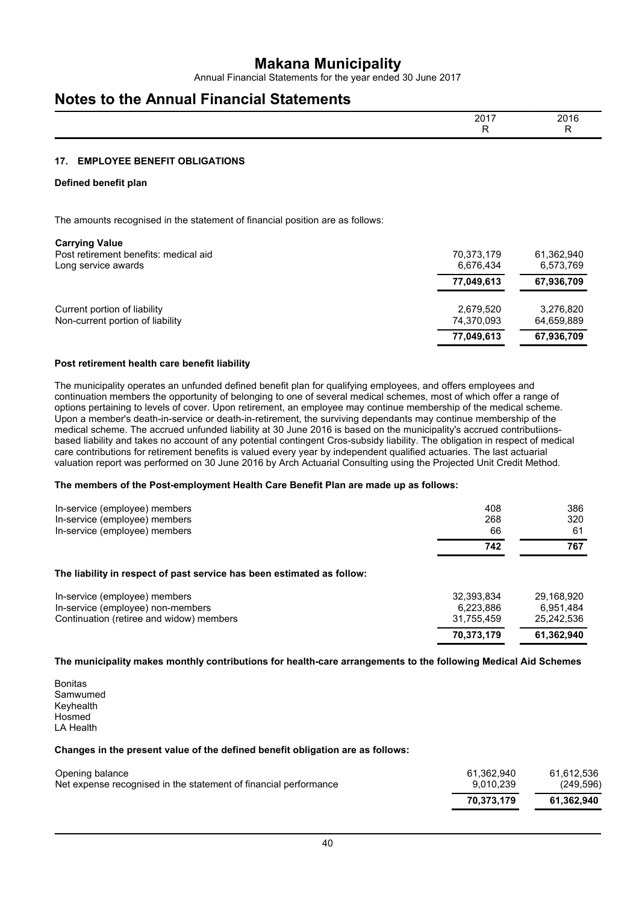# Makana Municipality

Annual Financial Statements for the year ended 30 June 2017

## Notes to the Annual Financial Statements

| | 2017 R | 2016 R |
|---|---|---|

### 17. EMPLOYEE BENEFIT OBLIGATIONS

**Defined benefit plan**

The amounts recognised in the statement of financial position are as follows:

| | 2017 | 2016 |
|---|---|---|
| **Carrying Value** | | |
| Post retirement benefits: medical aid | 70,373,179 | 61,362,940 |
| Long service awards | 6,676,434 | 6,573,769 |
| | **77,049,613** | **67,936,709** |
| Current portion of liability | 2,679,520 | 3,276,820 |
| Non-current portion of liability | 74,370,093 | 64,659,889 |
| | **77,049,613** | **67,936,709** |

**Post retirement health care benefit liability**

The municipality operates an unfunded defined benefit plan for qualifying employees, and offers employees and continuation members the opportunity of belonging to one of several medical schemes, most of which offer a range of options pertaining to levels of cover. Upon retirement, an employee may continue membership of the medical scheme. Upon a member's death-in-service or death-in-retirement, the surviving dependants may continue membership of the medical scheme. The accrued unfunded liability at 30 June 2016 is based on the municipality's accrued contributiions-based liability and takes no account of any potential contingent Cros-subsidy liability. The obligation in respect of medical care contributions for retirement benefits is valued every year by independent qualified actuaries. The last actuarial valuation report was performed on 30 June 2016 by Arch Actuarial Consulting using the Projected Unit Credit Method.

**The members of the Post-employment Health Care Benefit Plan are made up as follows:**

| | 2017 | 2016 |
|---|---|---|
| In-service (employee) members | 408 | 386 |
| In-service (employee) members | 268 | 320 |
| In-service (employee) members | 66 | 61 |
| | **742** | **767** |

**The liability in respect of past service has been estimated as follow:**

| | 2017 | 2016 |
|---|---|---|
| In-service (employee) members | 32,393,834 | 29,168,920 |
| In-service (employee) non-members | 6,223,886 | 6,951,484 |
| Continuation (retiree and widow) members | 31,755,459 | 25,242,536 |
| | **70,373,179** | **61,362,940** |

**The municipality makes monthly contributions for health-care arrangements to the following Medical Aid Schemes**

Bonitas
Samwumed
Keyhealth
Hosmed
LA Health

**Changes in the present value of the defined benefit obligation are as follows:**

| | 2017 | 2016 |
|---|---|---|
| Opening balance | 61,362,940 | 61,612,536 |
| Net expense recognised in the statement of financial performance | 9,010,239 | (249,596) |
| | **70,373,179** | **61,362,940** |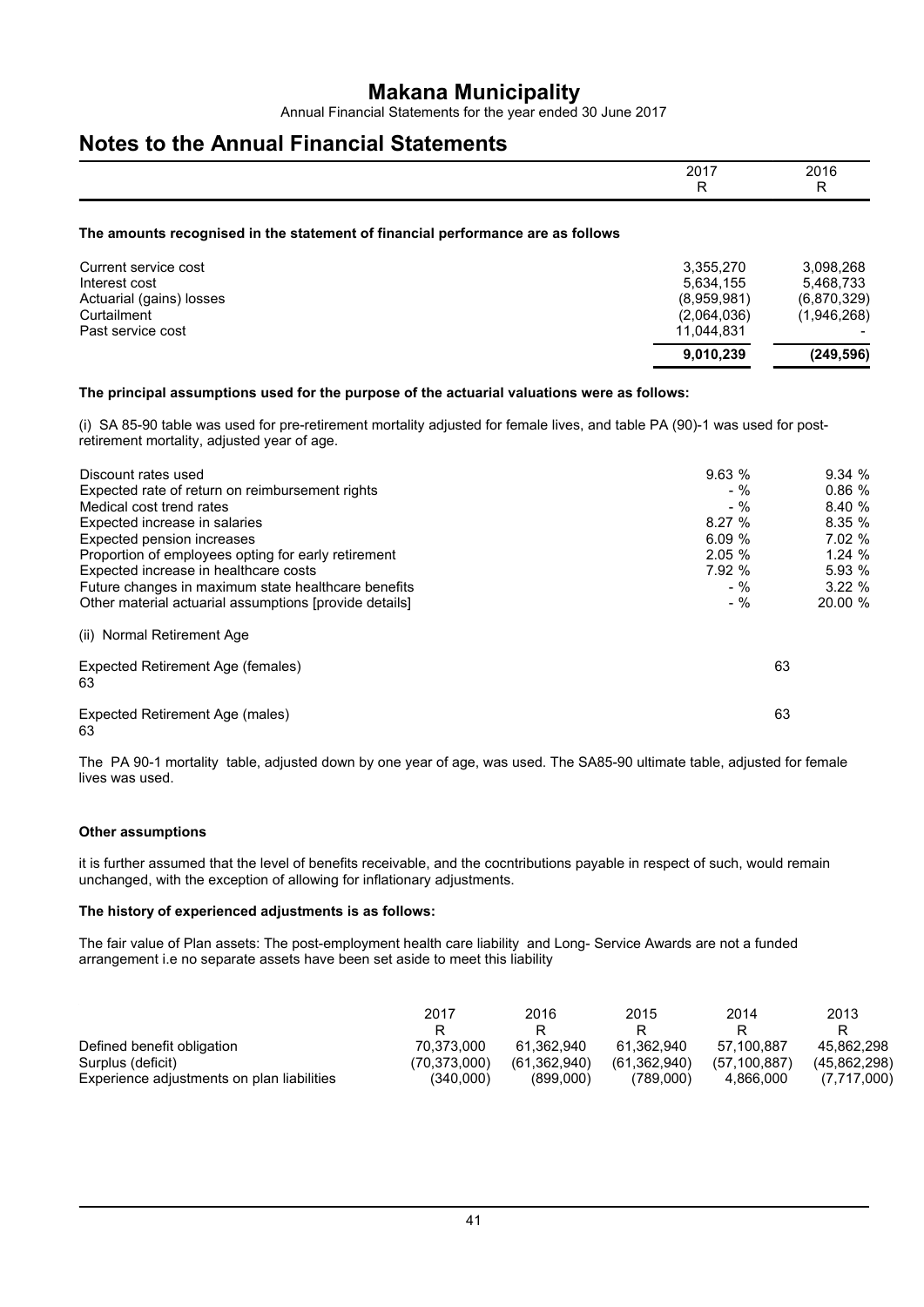# Makana Municipality

Annual Financial Statements for the year ended 30 June 2017

## Notes to the Annual Financial Statements

| | 2017<br>R | 2016<br>R |
|---|---|---|

**The amounts recognised in the statement of financial performance are as follows**

| | 2017 | 2016 |
|---|---|---|
| Current service cost | 3,355,270 | 3,098,268 |
| Interest cost | 5,634,155 | 5,468,733 |
| Actuarial (gains) losses | (8,959,981) | (6,870,329) |
| Curtailment | (2,064,036) | (1,946,268) |
| Past service cost | 11,044,831 | - |
| | **9,010,239** | **(249,596)** |

**The principal assumptions used for the purpose of the actuarial valuations were as follows:**

(i) SA 85-90 table was used for pre-retirement mortality adjusted for female lives, and table PA (90)-1 was used for post-retirement mortality, adjusted year of age.

| | 2017 | 2016 |
|---|---|---|
| Discount rates used | 9.63 % | 9.34 % |
| Expected rate of return on reimbursement rights | - % | 0.86 % |
| Medical cost trend rates | - % | 8.40 % |
| Expected increase in salaries | 8.27 % | 8.35 % |
| Expected pension increases | 6.09 % | 7.02 % |
| Proportion of employees opting for early retirement | 2.05 % | 1.24 % |
| Expected increase in healthcare costs | 7.92 % | 5.93 % |
| Future changes in maximum state healthcare benefits | - % | 3.22 % |
| Other material actuarial assumptions [provide details] | - % | 20.00 % |

(ii) Normal Retirement Age

Expected Retirement Age (females) 63
63

Expected Retirement Age (males) 63
63

The PA 90-1 mortality table, adjusted down by one year of age, was used. The SA85-90 ultimate table, adjusted for female lives was used.

**Other assumptions**

it is further assumed that the level of benefits receivable, and the cocntributions payable in respect of such, would remain unchanged, with the exception of allowing for inflationary adjustments.

**The history of experienced adjustments is as follows:**

The fair value of Plan assets: The post-employment health care liability and Long- Service Awards are not a funded arrangement i.e no separate assets have been set aside to meet this liability

| | 2017<br>R | 2016<br>R | 2015<br>R | 2014<br>R | 2013<br>R |
|---|---|---|---|---|---|
| Defined benefit obligation | 70,373,000 | 61,362,940 | 61,362,940 | 57,100,887 | 45,862,298 |
| Surplus (deficit) | (70,373,000) | (61,362,940) | (61,362,940) | (57,100,887) | (45,862,298) |
| Experience adjustments on plan liabilities | (340,000) | (899,000) | (789,000) | 4,866,000 | (7,717,000) |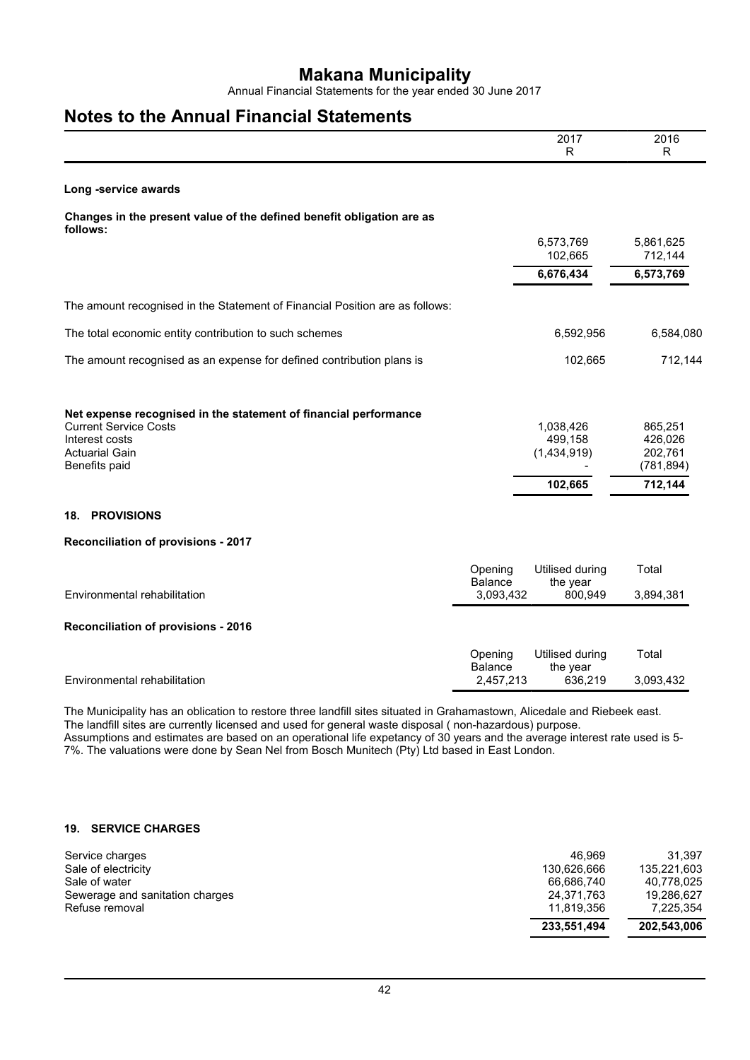# Notes to the Annual Financial Statements

| | 2017 R | 2016 R |
|---|---|---|

**Long -service awards**

**Changes in the present value of the defined benefit obligation are as follows:**

| | 2017 R | 2016 R |
|---|---|---|
| | 6,573,769 | 5,861,625 |
| | 102,665 | 712,144 |
| | **6,676,434** | **6,573,769** |

The amount recognised in the Statement of Financial Position are as follows:

| | 2017 R | 2016 R |
|---|---|---|
| The total economic entity contribution to such schemes | 6,592,956 | 6,584,080 |
| The amount recognised as an expense for defined contribution plans is | 102,665 | 712,144 |

**Net expense recognised in the statement of financial performance**

| | 2017 R | 2016 R |
|---|---|---|
| Current Service Costs | 1,038,426 | 865,251 |
| Interest costs | 499,158 | 426,026 |
| Actuarial Gain | (1,434,919) | 202,761 |
| Benefits paid | - | (781,894) |
| | **102,665** | **712,144** |

## 18. PROVISIONS

**Reconciliation of provisions - 2017**

| | Opening Balance | Utilised during the year | Total |
|---|---|---|---|
| Environmental rehabilitation | 3,093,432 | 800,949 | 3,894,381 |

**Reconciliation of provisions - 2016**

| | Opening Balance | Utilised during the year | Total |
|---|---|---|---|
| Environmental rehabilitation | 2,457,213 | 636,219 | 3,093,432 |

The Municipality has an oblication to restore three landfill sites situated in Grahamastown, Alicedale and Riebeek east. The landfill sites are currently licensed and used for general waste disposal ( non-hazardous) purpose.
Assumptions and estimates are based on an operational life expetancy of 30 years and the average interest rate used is 5-7%. The valuations were done by Sean Nel from Bosch Munitech (Pty) Ltd based in East London.

## 19. SERVICE CHARGES

| | 2017 R | 2016 R |
|---|---|---|
| Service charges | 46,969 | 31,397 |
| Sale of electricity | 130,626,666 | 135,221,603 |
| Sale of water | 66,686,740 | 40,778,025 |
| Sewerage and sanitation charges | 24,371,763 | 19,286,627 |
| Refuse removal | 11,819,356 | 7,225,354 |
| | **233,551,494** | **202,543,006** |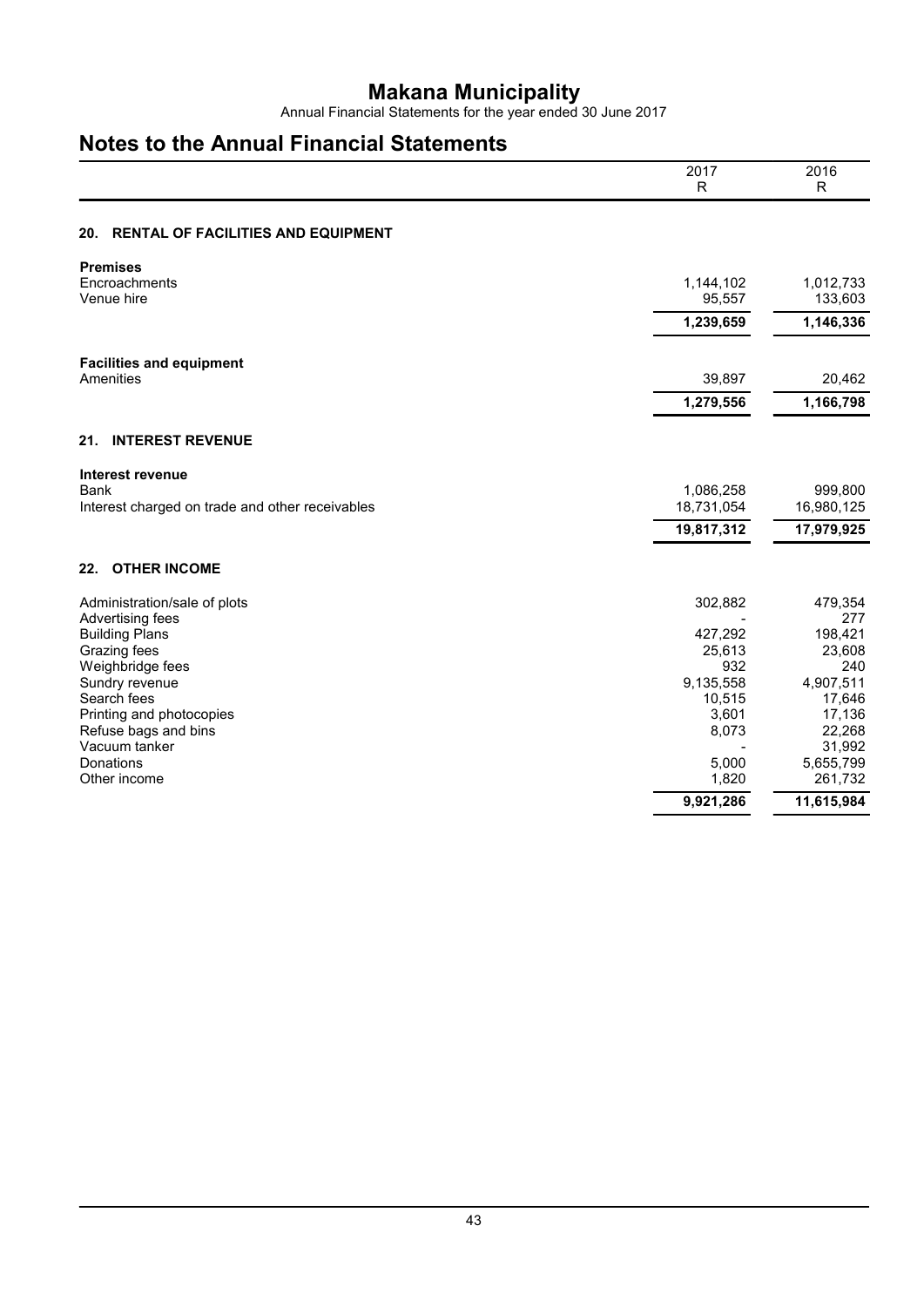# Makana Municipality

Annual Financial Statements for the year ended 30 June 2017

## Notes to the Annual Financial Statements

| | 2017<br>R | 2016<br>R |
|---|---|---|

### 20. RENTAL OF FACILITIES AND EQUIPMENT

| | 2017 R | 2016 R |
|---|---|---|
| **Premises** | | |
| Encroachments | 1,144,102 | 1,012,733 |
| Venue hire | 95,557 | 133,603 |
| | **1,239,659** | **1,146,336** |
| **Facilities and equipment** | | |
| Amenities | 39,897 | 20,462 |
| | **1,279,556** | **1,166,798** |

### 21. INTEREST REVENUE

| | 2017 R | 2016 R |
|---|---|---|
| **Interest revenue** | | |
| Bank | 1,086,258 | 999,800 |
| Interest charged on trade and other receivables | 18,731,054 | 16,980,125 |
| | **19,817,312** | **17,979,925** |

### 22. OTHER INCOME

| | 2017 R | 2016 R |
|---|---|---|
| Administration/sale of plots | 302,882 | 479,354 |
| Advertising fees | - | 277 |
| Building Plans | 427,292 | 198,421 |
| Grazing fees | 25,613 | 23,608 |
| Weighbridge fees | 932 | 240 |
| Sundry revenue | 9,135,558 | 4,907,511 |
| Search fees | 10,515 | 17,646 |
| Printing and photocopies | 3,601 | 17,136 |
| Refuse bags and bins | 8,073 | 22,268 |
| Vacuum tanker | - | 31,992 |
| Donations | 5,000 | 5,655,799 |
| Other income | 1,820 | 261,732 |
| | **9,921,286** | **11,615,984** |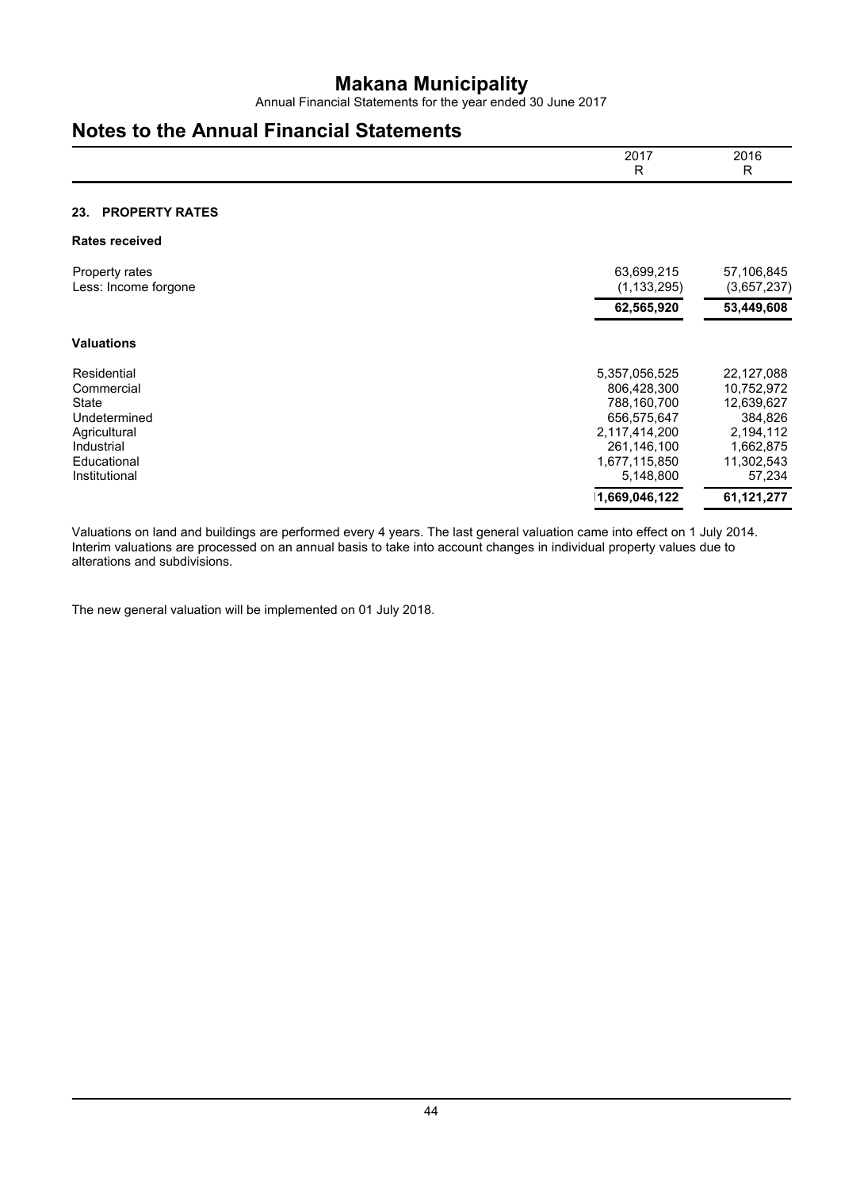# Makana Municipality

Annual Financial Statements for the year ended 30 June 2017

## Notes to the Annual Financial Statements

| | 2017<br>R | 2016<br>R |
|---|---|---|
| **23. PROPERTY RATES** | | |
| **Rates received** | | |
| Property rates | 63,699,215 | 57,106,845 |
| Less: Income forgone | (1,133,295) | (3,657,237) |
| | **62,565,920** | **53,449,608** |
| **Valuations** | | |
| Residential | 5,357,056,525 | 22,127,088 |
| Commercial | 806,428,300 | 10,752,972 |
| State | 788,160,700 | 12,639,627 |
| Undetermined | 656,575,647 | 384,826 |
| Agricultural | 2,117,414,200 | 2,194,112 |
| Industrial | 261,146,100 | 1,662,875 |
| Educational | 1,677,115,850 | 11,302,543 |
| Institutional | 5,148,800 | 57,234 |
| | **1,669,046,122** | **61,121,277** |

Valuations on land and buildings are performed every 4 years. The last general valuation came into effect on 1 July 2014. Interim valuations are processed on an annual basis to take into account changes in individual property values due to alterations and subdivisions.

The new general valuation will be implemented on 01 July 2018.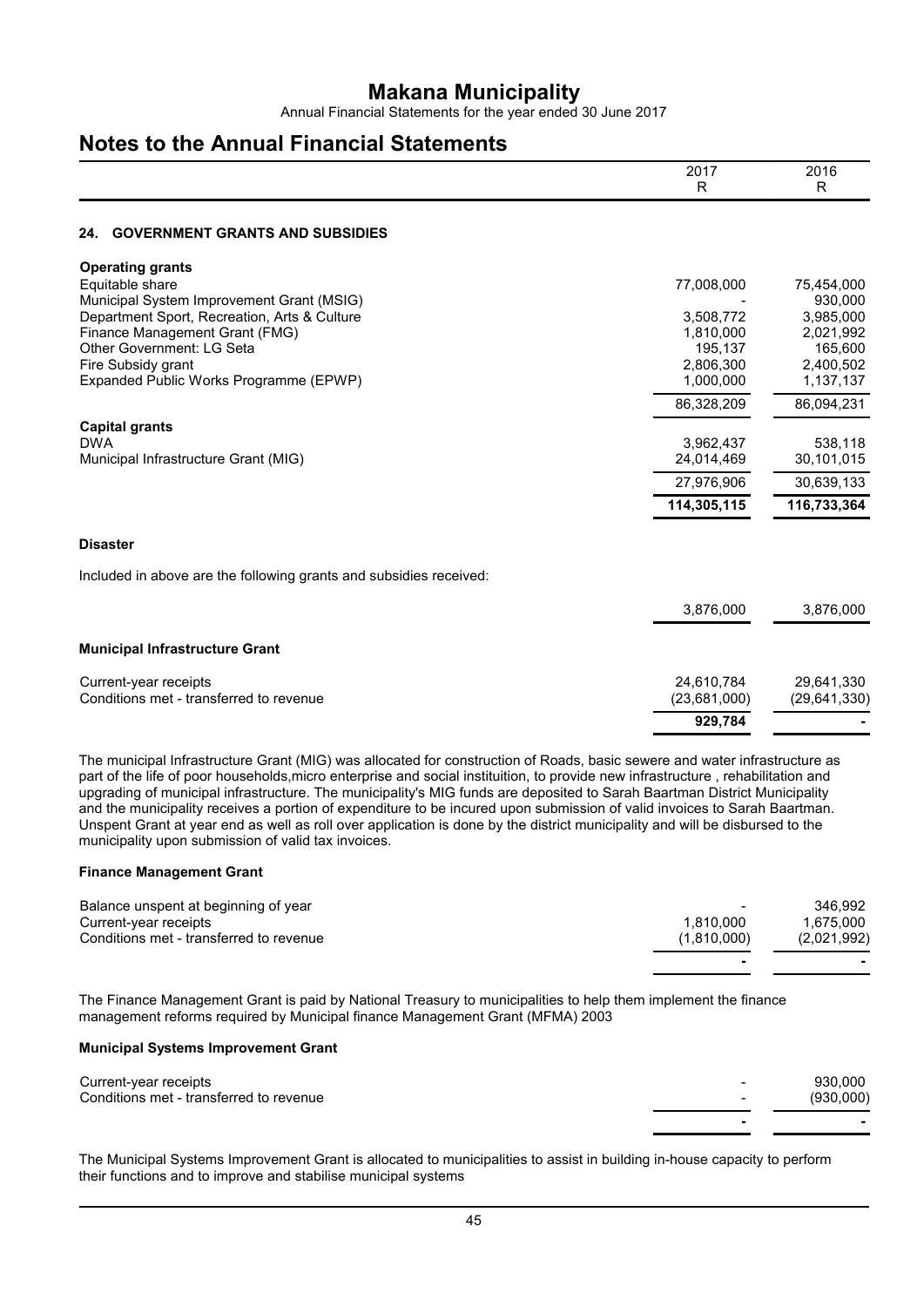# Makana Municipality

Annual Financial Statements for the year ended 30 June 2017

## Notes to the Annual Financial Statements

| | 2017 R | 2016 R |
|---|---|---|

### 24. GOVERNMENT GRANTS AND SUBSIDIES

| | 2017 R | 2016 R |
|---|---|---|
| **Operating grants** | | |
| Equitable share | 77,008,000 | 75,454,000 |
| Municipal System Improvement Grant (MSIG) | - | 930,000 |
| Department Sport, Recreation, Arts & Culture | 3,508,772 | 3,985,000 |
| Finance Management Grant (FMG) | 1,810,000 | 2,021,992 |
| Other Government: LG Seta | 195,137 | 165,600 |
| Fire Subsidy grant | 2,806,300 | 2,400,502 |
| Expanded Public Works Programme (EPWP) | 1,000,000 | 1,137,137 |
| | 86,328,209 | 86,094,231 |
| **Capital grants** | | |
| DWA | 3,962,437 | 538,118 |
| Municipal Infrastructure Grant (MIG) | 24,014,469 | 30,101,015 |
| | 27,976,906 | 30,639,133 |
| | **114,305,115** | **116,733,364** |

**Disaster**

Included in above are the following grants and subsidies received:

| | 2017 R | 2016 R |
|---|---|---|
| | 3,876,000 | 3,876,000 |

**Municipal Infrastructure Grant**

| | 2017 R | 2016 R |
|---|---|---|
| Current-year receipts | 24,610,784 | 29,641,330 |
| Conditions met - transferred to revenue | (23,681,000) | (29,641,330) |
| | **929,784** | **-** |

The municipal Infrastructure Grant (MIG) was allocated for construction of Roads, basic sewere and water infrastructure as part of the life of poor households,micro enterprise and social instituition, to provide new infrastructure , rehabilitation and upgrading of municipal infrastructure. The municipality's MIG funds are deposited to Sarah Baartman District Municipality and the municipality receives a portion of expenditure to be incured upon submission of valid invoices to Sarah Baartman. Unspent Grant at year end as well as roll over application is done by the district municipality and will be disbursed to the municipality upon submission of valid tax invoices.

**Finance Management Grant**

| | 2017 R | 2016 R |
|---|---|---|
| Balance unspent at beginning of year | - | 346,992 |
| Current-year receipts | 1,810,000 | 1,675,000 |
| Conditions met - transferred to revenue | (1,810,000) | (2,021,992) |
| | **-** | **-** |

The Finance Management Grant is paid by National Treasury to municipalities to help them implement the finance management reforms required by Municipal finance Management Grant (MFMA) 2003

**Municipal Systems Improvement Grant**

| | 2017 R | 2016 R |
|---|---|---|
| Current-year receipts | - | 930,000 |
| Conditions met - transferred to revenue | - | (930,000) |
| | **-** | **-** |

The Municipal Systems Improvement Grant is allocated to municipalities to assist in building in-house capacity to perform their functions and to improve and stabilise municipal systems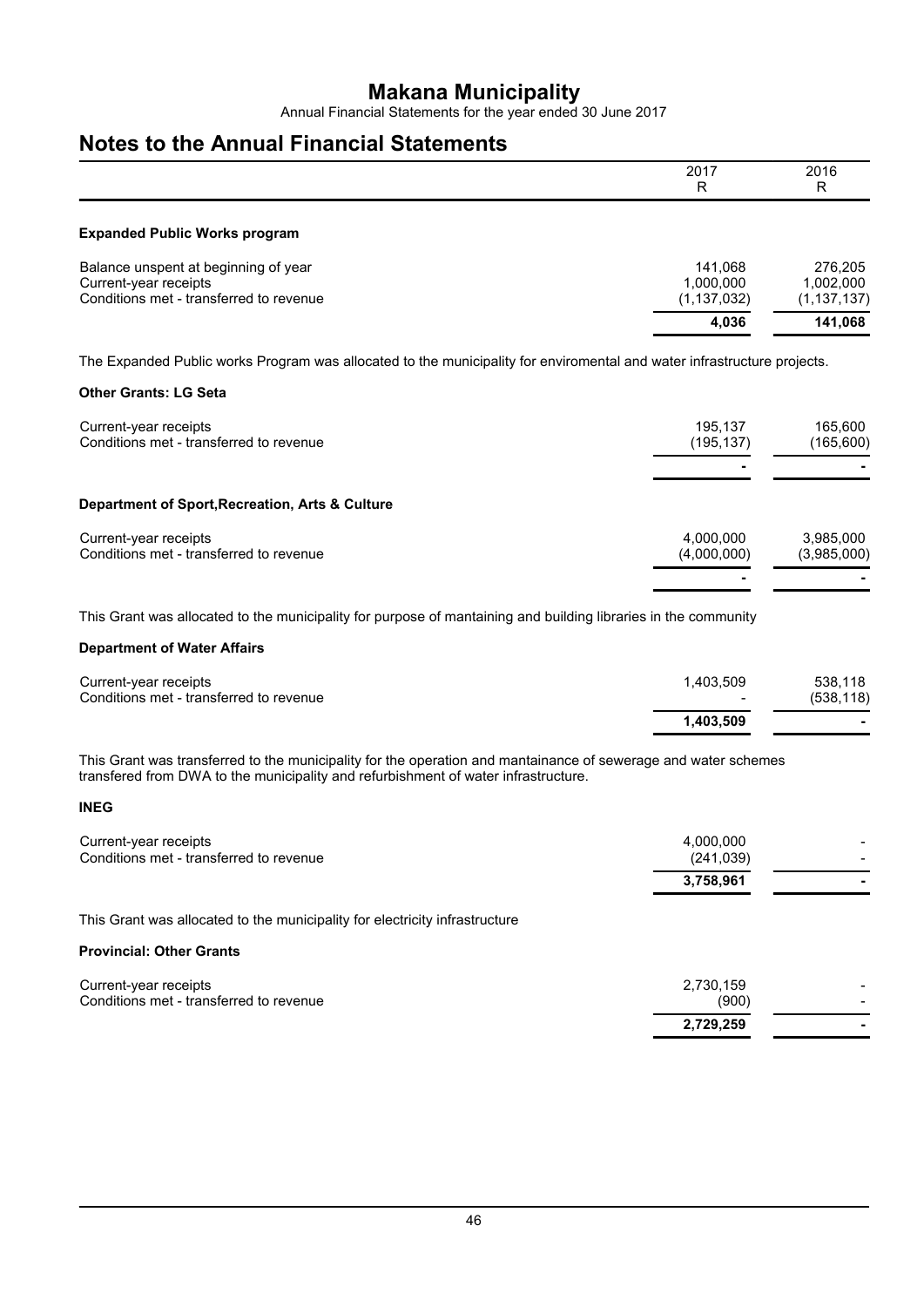# Makana Municipality

Annual Financial Statements for the year ended 30 June 2017

# Notes to the Annual Financial Statements

| | 2017<br>R | 2016<br>R |
|---|---|---|

**Expanded Public Works program**

| | 2017 | 2016 |
|---|---|---|
| Balance unspent at beginning of year | 141,068 | 276,205 |
| Current-year receipts | 1,000,000 | 1,002,000 |
| Conditions met - transferred to revenue | (1,137,032) | (1,137,137) |
| | **4,036** | **141,068** |

The Expanded Public works Program was allocated to the municipality for enviromental and water infrastructure projects.

**Other Grants: LG Seta**

| | 2017 | 2016 |
|---|---|---|
| Current-year receipts | 195,137 | 165,600 |
| Conditions met - transferred to revenue | (195,137) | (165,600) |
| | **-** | **-** |

**Department of Sport,Recreation, Arts & Culture**

| | 2017 | 2016 |
|---|---|---|
| Current-year receipts | 4,000,000 | 3,985,000 |
| Conditions met - transferred to revenue | (4,000,000) | (3,985,000) |
| | **-** | **-** |

This Grant was allocated to the municipality for purpose of mantaining and building libraries in the community

**Department of Water Affairs**

| | 2017 | 2016 |
|---|---|---|
| Current-year receipts | 1,403,509 | 538,118 |
| Conditions met - transferred to revenue | - | (538,118) |
| | **1,403,509** | **-** |

This Grant was transferred to the municipality for the operation and mantainance of sewerage and water schemes transfered from DWA to the municipality and refurbishment of water infrastructure.

**INEG**

| | 2017 | 2016 |
|---|---|---|
| Current-year receipts | 4,000,000 | - |
| Conditions met - transferred to revenue | (241,039) | - |
| | **3,758,961** | **-** |

This Grant was allocated to the municipality for electricity infrastructure

**Provincial: Other Grants**

| | 2017 | 2016 |
|---|---|---|
| Current-year receipts | 2,730,159 | - |
| Conditions met - transferred to revenue | (900) | - |
| | **2,729,259** | **-** |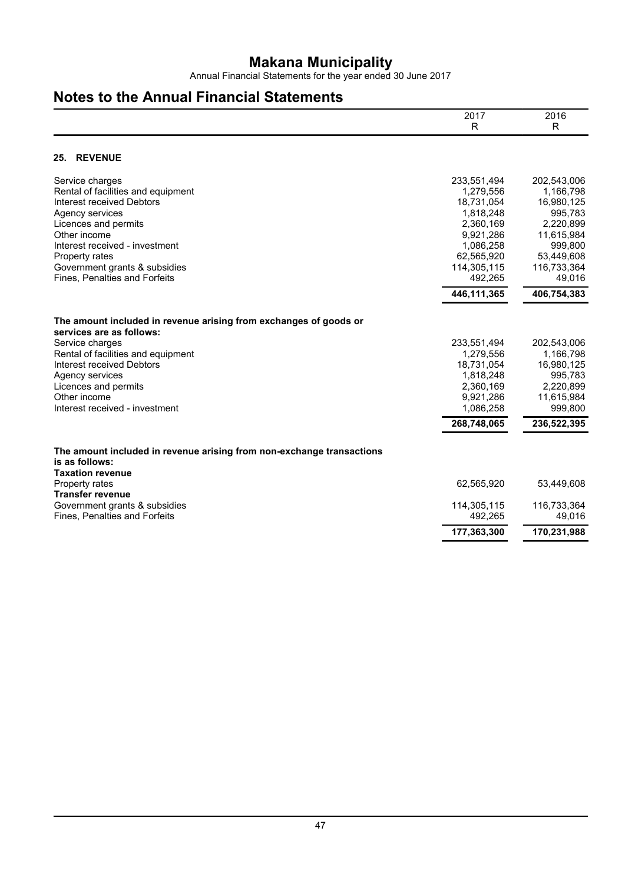# Makana Municipality

Annual Financial Statements for the year ended 30 June 2017

## Notes to the Annual Financial Statements

| | 2017 R | 2016 R |
|---|---|---|

### 25. REVENUE

| | 2017 R | 2016 R |
|---|---|---|
| Service charges | 233,551,494 | 202,543,006 |
| Rental of facilities and equipment | 1,279,556 | 1,166,798 |
| Interest received Debtors | 18,731,054 | 16,980,125 |
| Agency services | 1,818,248 | 995,783 |
| Licences and permits | 2,360,169 | 2,220,899 |
| Other income | 9,921,286 | 11,615,984 |
| Interest received - investment | 1,086,258 | 999,800 |
| Property rates | 62,565,920 | 53,449,608 |
| Government grants & subsidies | 114,305,115 | 116,733,364 |
| Fines, Penalties and Forfeits | 492,265 | 49,016 |
| | **446,111,365** | **406,754,383** |

| **The amount included in revenue arising from exchanges of goods or services are as follows:** | 2017 R | 2016 R |
|---|---|---|
| Service charges | 233,551,494 | 202,543,006 |
| Rental of facilities and equipment | 1,279,556 | 1,166,798 |
| Interest received Debtors | 18,731,054 | 16,980,125 |
| Agency services | 1,818,248 | 995,783 |
| Licences and permits | 2,360,169 | 2,220,899 |
| Other income | 9,921,286 | 11,615,984 |
| Interest received - investment | 1,086,258 | 999,800 |
| | **268,748,065** | **236,522,395** |

| **The amount included in revenue arising from non-exchange transactions is as follows:** | 2017 R | 2016 R |
|---|---|---|
| **Taxation revenue** | | |
| Property rates | 62,565,920 | 53,449,608 |
| **Transfer revenue** | | |
| Government grants & subsidies | 114,305,115 | 116,733,364 |
| Fines, Penalties and Forfeits | 492,265 | 49,016 |
| | **177,363,300** | **170,231,988** |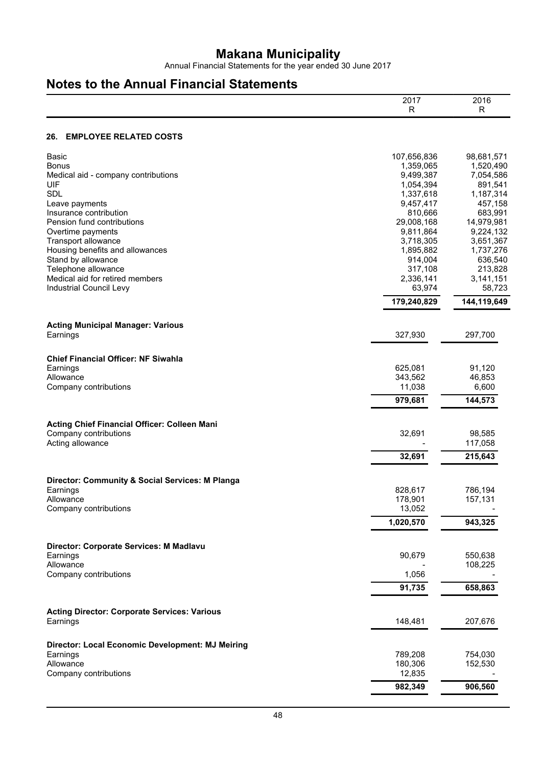# Makana Municipality

Annual Financial Statements for the year ended 30 June 2017

## Notes to the Annual Financial Statements

|  | 2017<br>R | 2016<br>R |
|---|---|---|

### 26. EMPLOYEE RELATED COSTS

|  | 2017 R | 2016 R |
|---|---|---|
| Basic | 107,656,836 | 98,681,571 |
| Bonus | 1,359,065 | 1,520,490 |
| Medical aid - company contributions | 9,499,387 | 7,054,586 |
| UIF | 1,054,394 | 891,541 |
| SDL | 1,337,618 | 1,187,314 |
| Leave payments | 9,457,417 | 457,158 |
| Insurance contribution | 810,666 | 683,991 |
| Pension fund contributions | 29,008,168 | 14,979,981 |
| Overtime payments | 9,811,864 | 9,224,132 |
| Transport allowance | 3,718,305 | 3,651,367 |
| Housing benefits and allowances | 1,895,882 | 1,737,276 |
| Stand by allowance | 914,004 | 636,540 |
| Telephone allowance | 317,108 | 213,828 |
| Medical aid for retired members | 2,336,141 | 3,141,151 |
| Industrial Council Levy | 63,974 | 58,723 |
|  | **179,240,829** | **144,119,649** |

**Acting Municipal Manager: Various**

|  | 2017 R | 2016 R |
|---|---|---|
| Earnings | 327,930 | 297,700 |

**Chief Financial Officer: NF Siwahla**

|  | 2017 R | 2016 R |
|---|---|---|
| Earnings | 625,081 | 91,120 |
| Allowance | 343,562 | 46,853 |
| Company contributions | 11,038 | 6,600 |
|  | **979,681** | **144,573** |

**Acting Chief Financial Officer: Colleen Mani**

|  | 2017 R | 2016 R |
|---|---|---|
| Company contributions | 32,691 | 98,585 |
| Acting allowance | - | 117,058 |
|  | **32,691** | **215,643** |

**Director: Community & Social Services: M Planga**

|  | 2017 R | 2016 R |
|---|---|---|
| Earnings | 828,617 | 786,194 |
| Allowance | 178,901 | 157,131 |
| Company contributions | 13,052 | - |
|  | **1,020,570** | **943,325** |

**Director: Corporate Services: M Madlavu**

|  | 2017 R | 2016 R |
|---|---|---|
| Earnings | 90,679 | 550,638 |
| Allowance | - | 108,225 |
| Company contributions | 1,056 | - |
|  | **91,735** | **658,863** |

**Acting Director: Corporate Services: Various**

|  | 2017 R | 2016 R |
|---|---|---|
| Earnings | 148,481 | 207,676 |

**Director: Local Economic Development: MJ Meiring**

|  | 2017 R | 2016 R |
|---|---|---|
| Earnings | 789,208 | 754,030 |
| Allowance | 180,306 | 152,530 |
| Company contributions | 12,835 | - |
|  | **982,349** | **906,560** |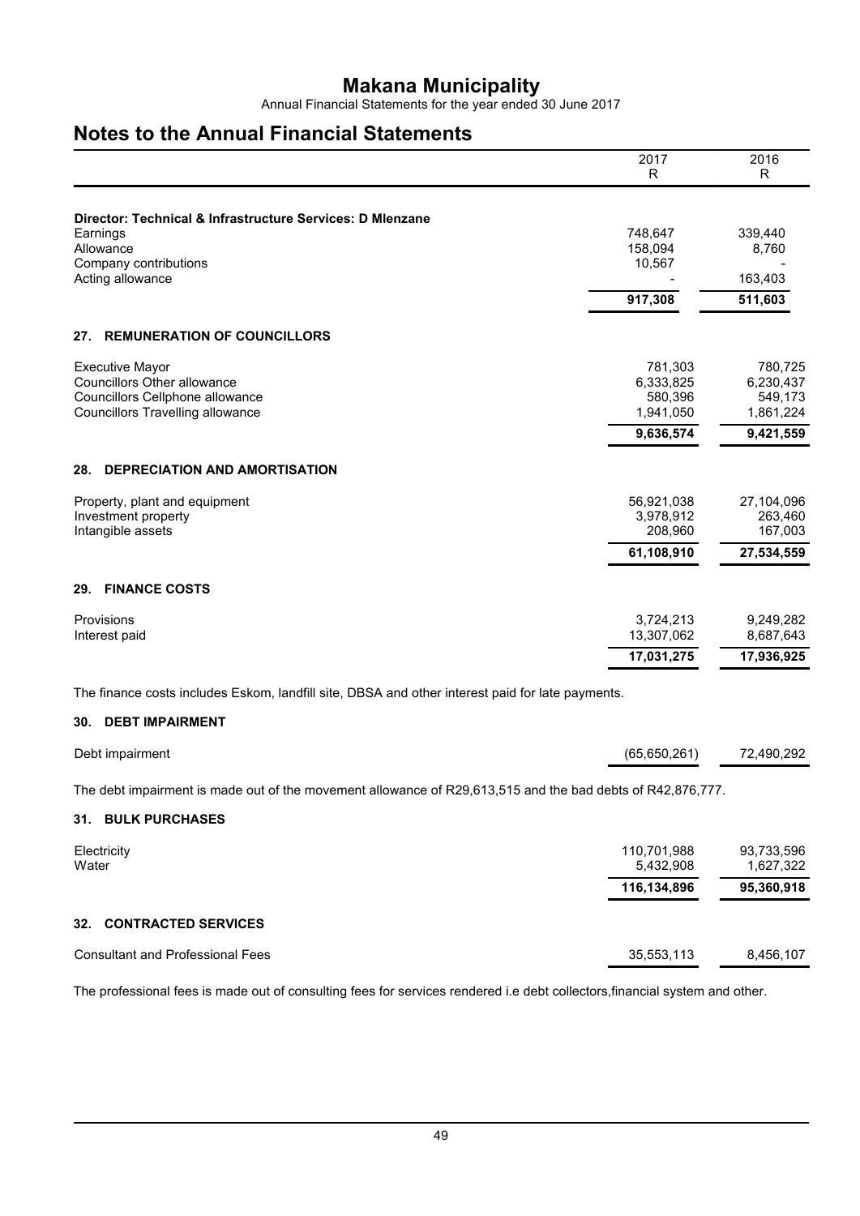# Makana Municipality

Annual Financial Statements for the year ended 30 June 2017

## Notes to the Annual Financial Statements

| | 2017 R | 2016 R |
|---|---|---|
| **Director: Technical & Infrastructure Services: D Mlenzane** | | |
| Earnings | 748,647 | 339,440 |
| Allowance | 158,094 | 8,760 |
| Company contributions | 10,567 | - |
| Acting allowance | - | 163,403 |
| | **917,308** | **511,603** |

### 27. REMUNERATION OF COUNCILLORS

| | 2017 R | 2016 R |
|---|---|---|
| Executive Mayor | 781,303 | 780,725 |
| Councillors Other allowance | 6,333,825 | 6,230,437 |
| Councillors Cellphone allowance | 580,396 | 549,173 |
| Councillors Travelling allowance | 1,941,050 | 1,861,224 |
| | **9,636,574** | **9,421,559** |

### 28. DEPRECIATION AND AMORTISATION

| | 2017 R | 2016 R |
|---|---|---|
| Property, plant and equipment | 56,921,038 | 27,104,096 |
| Investment property | 3,978,912 | 263,460 |
| Intangible assets | 208,960 | 167,003 |
| | **61,108,910** | **27,534,559** |

### 29. FINANCE COSTS

| | 2017 R | 2016 R |
|---|---|---|
| Provisions | 3,724,213 | 9,249,282 |
| Interest paid | 13,307,062 | 8,687,643 |
| | **17,031,275** | **17,936,925** |

The finance costs includes Eskom, landfill site, DBSA and other interest paid for late payments.

### 30. DEBT IMPAIRMENT

| | 2017 R | 2016 R |
|---|---|---|
| Debt impairment | (65,650,261) | 72,490,292 |

The debt impairment is made out of the movement allowance of R29,613,515 and the bad debts of R42,876,777.

### 31. BULK PURCHASES

| | 2017 R | 2016 R |
|---|---|---|
| Electricity | 110,701,988 | 93,733,596 |
| Water | 5,432,908 | 1,627,322 |
| | **116,134,896** | **95,360,918** |

### 32. CONTRACTED SERVICES

| | 2017 R | 2016 R |
|---|---|---|
| Consultant and Professional Fees | 35,553,113 | 8,456,107 |

The professional fees is made out of consulting fees for services rendered i.e debt collectors,financial system and other.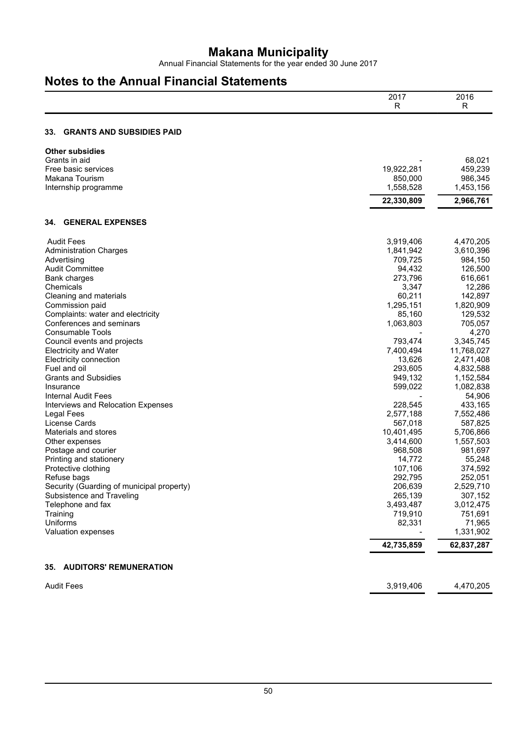# Makana Municipality

Annual Financial Statements for the year ended 30 June 2017

## Notes to the Annual Financial Statements

| | 2017 R | 2016 R |
|---|---|---|

### 33. GRANTS AND SUBSIDIES PAID

| | 2017 R | 2016 R |
|---|---|---|
| **Other subsidies** | | |
| Grants in aid | - | 68,021 |
| Free basic services | 19,922,281 | 459,239 |
| Makana Tourism | 850,000 | 986,345 |
| Internship programme | 1,558,528 | 1,453,156 |
| | **22,330,809** | **2,966,761** |

### 34. GENERAL EXPENSES

| | 2017 R | 2016 R |
|---|---|---|
| Audit Fees | 3,919,406 | 4,470,205 |
| Administration Charges | 1,841,942 | 3,610,396 |
| Advertising | 709,725 | 984,150 |
| Audit Committee | 94,432 | 126,500 |
| Bank charges | 273,796 | 616,661 |
| Chemicals | 3,347 | 12,286 |
| Cleaning and materials | 60,211 | 142,897 |
| Commission paid | 1,295,151 | 1,820,909 |
| Complaints: water and electricity | 85,160 | 129,532 |
| Conferences and seminars | 1,063,803 | 705,057 |
| Consumable Tools | - | 4,270 |
| Council events and projects | 793,474 | 3,345,745 |
| Electricity and Water | 7,400,494 | 11,768,027 |
| Electricity connection | 13,626 | 2,471,408 |
| Fuel and oil | 293,605 | 4,832,588 |
| Grants and Subsidies | 949,132 | 1,152,584 |
| Insurance | 599,022 | 1,082,838 |
| Internal Audit Fees | - | 54,906 |
| Interviews and Relocation Expenses | 228,545 | 433,165 |
| Legal Fees | 2,577,188 | 7,552,486 |
| License Cards | 567,018 | 587,825 |
| Materials and stores | 10,401,495 | 5,706,866 |
| Other expenses | 3,414,600 | 1,557,503 |
| Postage and courier | 968,508 | 981,697 |
| Printing and stationery | 14,772 | 55,248 |
| Protective clothing | 107,106 | 374,592 |
| Refuse bags | 292,795 | 252,051 |
| Security (Guarding of municipal property) | 206,639 | 2,529,710 |
| Subsistence and Traveling | 265,139 | 307,152 |
| Telephone and fax | 3,493,487 | 3,012,475 |
| Training | 719,910 | 751,691 |
| Uniforms | 82,331 | 71,965 |
| Valuation expenses | - | 1,331,902 |
| | **42,735,859** | **62,837,287** |

### 35. AUDITORS' REMUNERATION

| | 2017 R | 2016 R |
|---|---|---|
| Audit Fees | 3,919,406 | 4,470,205 |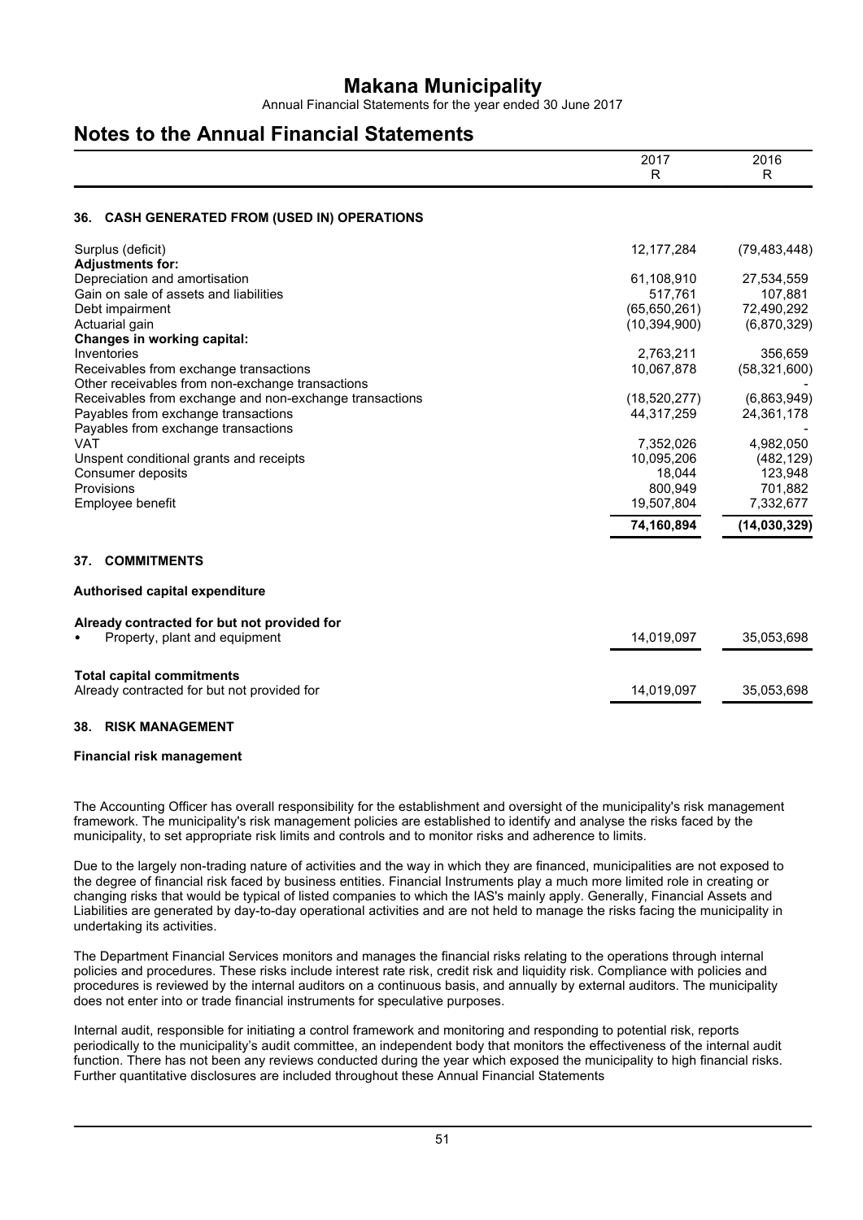## Notes to the Annual Financial Statements

| | 2017 R | 2016 R |
|---|---|---|
| **36. CASH GENERATED FROM (USED IN) OPERATIONS** | | |
| Surplus (deficit) | 12,177,284 | (79,483,448) |
| **Adjustments for:** | | |
| Depreciation and amortisation | 61,108,910 | 27,534,559 |
| Gain on sale of assets and liabilities | 517,761 | 107,881 |
| Debt impairment | (65,650,261) | 72,490,292 |
| Actuarial gain | (10,394,900) | (6,870,329) |
| **Changes in working capital:** | | |
| Inventories | 2,763,211 | 356,659 |
| Receivables from exchange transactions | 10,067,878 | (58,321,600) |
| Other receivables from non-exchange transactions | | - |
| Receivables from exchange and non-exchange transactions | (18,520,277) | (6,863,949) |
| Payables from exchange transactions | 44,317,259 | 24,361,178 |
| Payables from exchange transactions | | - |
| VAT | 7,352,026 | 4,982,050 |
| Unspent conditional grants and receipts | 10,095,206 | (482,129) |
| Consumer deposits | 18,044 | 123,948 |
| Provisions | 800,949 | 701,882 |
| Employee benefit | 19,507,804 | 7,332,677 |
| | **74,160,894** | **(14,030,329)** |

### 37. COMMITMENTS

**Authorised capital expenditure**

| | 2017 R | 2016 R |
|---|---|---|
| **Already contracted for but not provided for** | | |
| • Property, plant and equipment | 14,019,097 | 35,053,698 |
| **Total capital commitments** | | |
| Already contracted for but not provided for | 14,019,097 | 35,053,698 |

### 38. RISK MANAGEMENT

**Financial risk management**

The Accounting Officer has overall responsibility for the establishment and oversight of the municipality's risk management framework. The municipality's risk management policies are established to identify and analyse the risks faced by the municipality, to set appropriate risk limits and controls and to monitor risks and adherence to limits.

Due to the largely non-trading nature of activities and the way in which they are financed, municipalities are not exposed to the degree of financial risk faced by business entities. Financial Instruments play a much more limited role in creating or changing risks that would be typical of listed companies to which the IAS's mainly apply. Generally, Financial Assets and Liabilities are generated by day-to-day operational activities and are not held to manage the risks facing the municipality in undertaking its activities.

The Department Financial Services monitors and manages the financial risks relating to the operations through internal policies and procedures. These risks include interest rate risk, credit risk and liquidity risk. Compliance with policies and procedures is reviewed by the internal auditors on a continuous basis, and annually by external auditors. The municipality does not enter into or trade financial instruments for speculative purposes.

Internal audit, responsible for initiating a control framework and monitoring and responding to potential risk, reports periodically to the municipality's audit committee, an independent body that monitors the effectiveness of the internal audit function. There has not been any reviews conducted during the year which exposed the municipality to high financial risks. Further quantitative disclosures are included throughout these Annual Financial Statements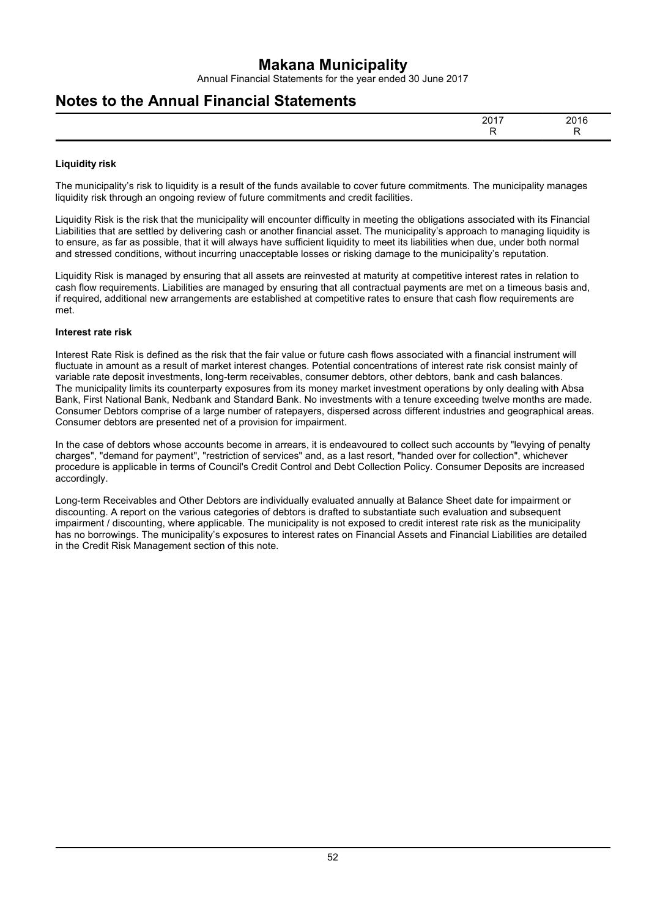**Liquidity risk**

The municipality's risk to liquidity is a result of the funds available to cover future commitments. The municipality manages liquidity risk through an ongoing review of future commitments and credit facilities.

Liquidity Risk is the risk that the municipality will encounter difficulty in meeting the obligations associated with its Financial Liabilities that are settled by delivering cash or another financial asset. The municipality's approach to managing liquidity is to ensure, as far as possible, that it will always have sufficient liquidity to meet its liabilities when due, under both normal and stressed conditions, without incurring unacceptable losses or risking damage to the municipality's reputation.

Liquidity Risk is managed by ensuring that all assets are reinvested at maturity at competitive interest rates in relation to cash flow requirements. Liabilities are managed by ensuring that all contractual payments are met on a timeous basis and, if required, additional new arrangements are established at competitive rates to ensure that cash flow requirements are met.

**Interest rate risk**

Interest Rate Risk is defined as the risk that the fair value or future cash flows associated with a financial instrument will fluctuate in amount as a result of market interest changes. Potential concentrations of interest rate risk consist mainly of variable rate deposit investments, long-term receivables, consumer debtors, other debtors, bank and cash balances. The municipality limits its counterparty exposures from its money market investment operations by only dealing with Absa Bank, First National Bank, Nedbank and Standard Bank. No investments with a tenure exceeding twelve months are made. Consumer Debtors comprise of a large number of ratepayers, dispersed across different industries and geographical areas. Consumer debtors are presented net of a provision for impairment.

In the case of debtors whose accounts become in arrears, it is endeavoured to collect such accounts by "levying of penalty charges", "demand for payment", "restriction of services" and, as a last resort, "handed over for collection", whichever procedure is applicable in terms of Council's Credit Control and Debt Collection Policy. Consumer Deposits are increased accordingly.

Long-term Receivables and Other Debtors are individually evaluated annually at Balance Sheet date for impairment or discounting. A report on the various categories of debtors is drafted to substantiate such evaluation and subsequent impairment / discounting, where applicable. The municipality is not exposed to credit interest rate risk as the municipality has no borrowings. The municipality's exposures to interest rates on Financial Assets and Financial Liabilities are detailed in the Credit Risk Management section of this note.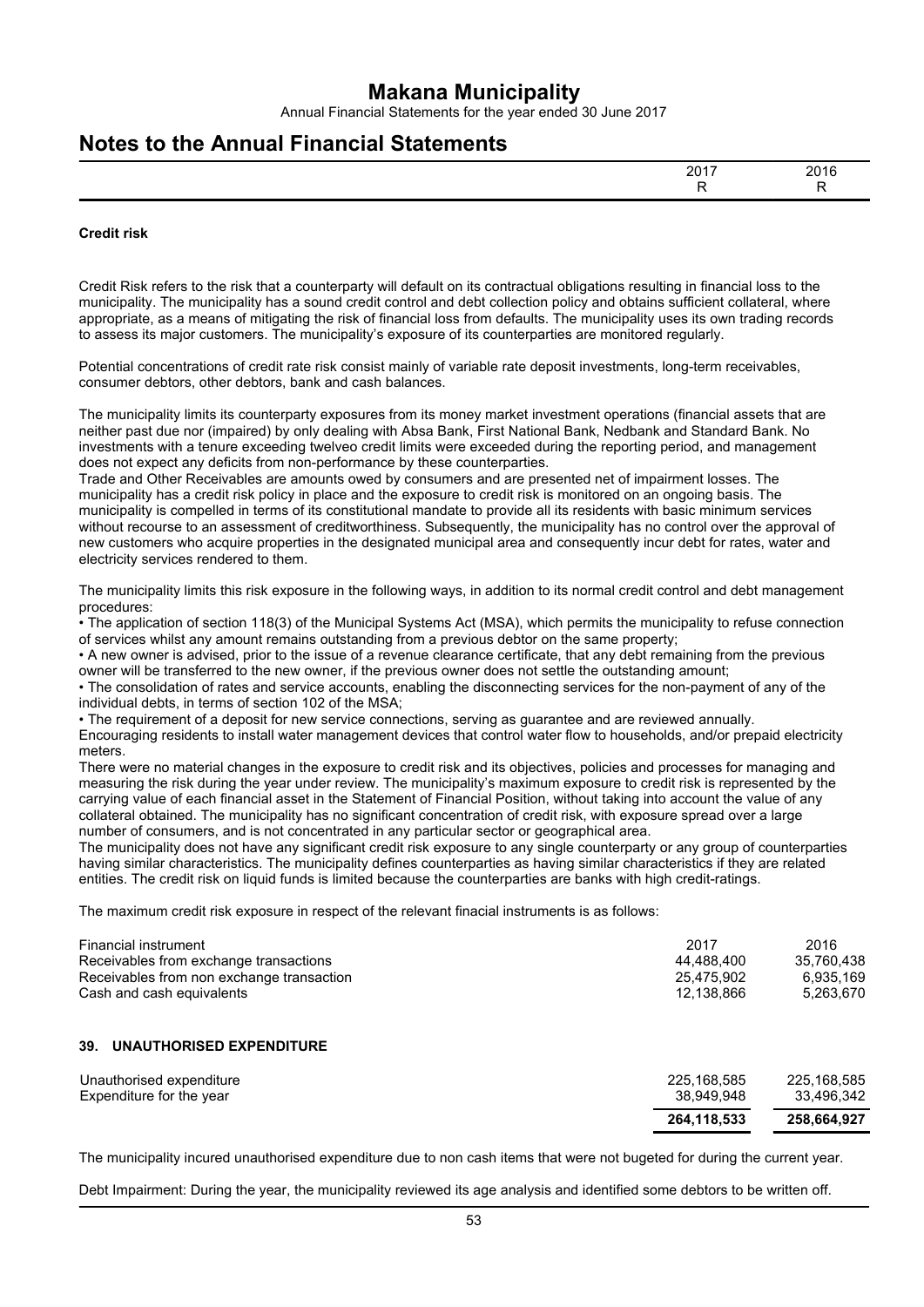## Notes to the Annual Financial Statements

| | 2017 R | 2016 R |
|---|---|---|

**Credit risk**

Credit Risk refers to the risk that a counterparty will default on its contractual obligations resulting in financial loss to the municipality. The municipality has a sound credit control and debt collection policy and obtains sufficient collateral, where appropriate, as a means of mitigating the risk of financial loss from defaults. The municipality uses its own trading records to assess its major customers. The municipality's exposure of its counterparties are monitored regularly.

Potential concentrations of credit rate risk consist mainly of variable rate deposit investments, long-term receivables, consumer debtors, other debtors, bank and cash balances.

The municipality limits its counterparty exposures from its money market investment operations (financial assets that are neither past due nor (impaired) by only dealing with Absa Bank, First National Bank, Nedbank and Standard Bank. No investments with a tenure exceeding twelveo credit limits were exceeded during the reporting period, and management does not expect any deficits from non-performance by these counterparties.
Trade and Other Receivables are amounts owed by consumers and are presented net of impairment losses. The municipality has a credit risk policy in place and the exposure to credit risk is monitored on an ongoing basis. The municipality is compelled in terms of its constitutional mandate to provide all its residents with basic minimum services without recourse to an assessment of creditworthiness. Subsequently, the municipality has no control over the approval of new customers who acquire properties in the designated municipal area and consequently incur debt for rates, water and electricity services rendered to them.

The municipality limits this risk exposure in the following ways, in addition to its normal credit control and debt management procedures:
• The application of section 118(3) of the Municipal Systems Act (MSA), which permits the municipality to refuse connection of services whilst any amount remains outstanding from a previous debtor on the same property;
• A new owner is advised, prior to the issue of a revenue clearance certificate, that any debt remaining from the previous owner will be transferred to the new owner, if the previous owner does not settle the outstanding amount;
• The consolidation of rates and service accounts, enabling the disconnecting services for the non-payment of any of the individual debts, in terms of section 102 of the MSA;
• The requirement of a deposit for new service connections, serving as guarantee and are reviewed annually.
Encouraging residents to install water management devices that control water flow to households, and/or prepaid electricity meters.
There were no material changes in the exposure to credit risk and its objectives, policies and processes for managing and measuring the risk during the year under review. The municipality's maximum exposure to credit risk is represented by the carrying value of each financial asset in the Statement of Financial Position, without taking into account the value of any collateral obtained. The municipality has no significant concentration of credit risk, with exposure spread over a large number of consumers, and is not concentrated in any particular sector or geographical area.
The municipality does not have any significant credit risk exposure to any single counterparty or any group of counterparties having similar characteristics. The municipality defines counterparties as having similar characteristics if they are related entities. The credit risk on liquid funds is limited because the counterparties are banks with high credit-ratings.

The maximum credit risk exposure in respect of the relevant finacial instruments is as follows:

| Financial instrument | 2017 | 2016 |
|---|---|---|
| Receivables from exchange transactions | 44,488,400 | 35,760,438 |
| Receivables from non exchange transaction | 25,475,902 | 6,935,169 |
| Cash and cash equivalents | 12,138,866 | 5,263,670 |

### 39. UNAUTHORISED EXPENDITURE

| | 2017 | 2016 |
|---|---|---|
| Unauthorised expenditure | 225,168,585 | 225,168,585 |
| Expenditure for the year | 38,949,948 | 33,496,342 |
| | **264,118,533** | **258,664,927** |

The municipality incured unauthorised expenditure due to non cash items that were not bugeted for during the current year.

Debt Impairment: During the year, the municipality reviewed its age analysis and identified some debtors to be written off.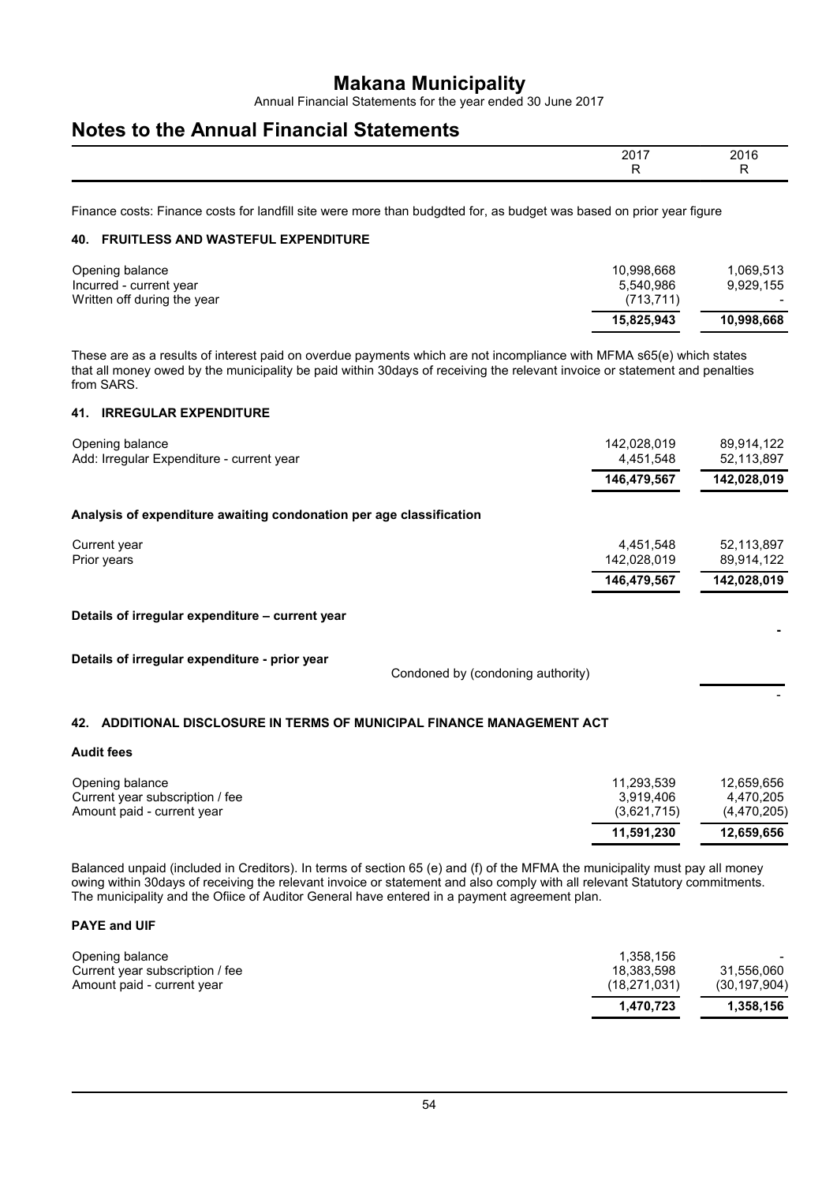| | 2017 R | 2016 R |
|---|---|---|

Finance costs: Finance costs for landfill site were more than budgdted for, as budget was based on prior year figure

### 40. FRUITLESS AND WASTEFUL EXPENDITURE

| | 2017 R | 2016 R |
|---|---|---|
| Opening balance | 10,998,668 | 1,069,513 |
| Incurred - current year | 5,540,986 | 9,929,155 |
| Written off during the year | (713,711) | - |
| | **15,825,943** | **10,998,668** |

These are as a results of interest paid on overdue payments which are not incompliance with MFMA s65(e) which states that all money owed by the municipality be paid within 30days of receiving the relevant invoice or statement and penalties from SARS.

### 41. IRREGULAR EXPENDITURE

| | 2017 R | 2016 R |
|---|---|---|
| Opening balance | 142,028,019 | 89,914,122 |
| Add: Irregular Expenditure - current year | 4,451,548 | 52,113,897 |
| | **146,479,567** | **142,028,019** |

**Analysis of expenditure awaiting condonation per age classification**

| | 2017 R | 2016 R |
|---|---|---|
| Current year | 4,451,548 | 52,113,897 |
| Prior years | 142,028,019 | 89,914,122 |
| | **146,479,567** | **142,028,019** |

**Details of irregular expenditure – current year**

| | | |
|---|---|---|
| | | - |

**Details of irregular expenditure - prior year**

| | | |
|---|---|---|
| | Condoned by (condoning authority) | |
| | | - |

### 42. ADDITIONAL DISCLOSURE IN TERMS OF MUNICIPAL FINANCE MANAGEMENT ACT

**Audit fees**

| | 2017 R | 2016 R |
|---|---|---|
| Opening balance | 11,293,539 | 12,659,656 |
| Current year subscription / fee | 3,919,406 | 4,470,205 |
| Amount paid - current year | (3,621,715) | (4,470,205) |
| | **11,591,230** | **12,659,656** |

Balanced unpaid (included in Creditors). In terms of section 65 (e) and (f) of the MFMA the municipality must pay all money owing within 30days of receiving the relevant invoice or statement and also comply with all relevant Statutory commitments. The municipality and the Ofiice of Auditor General have entered in a payment agreement plan.

**PAYE and UIF**

| | 2017 R | 2016 R |
|---|---|---|
| Opening balance | 1,358,156 | - |
| Current year subscription / fee | 18,383,598 | 31,556,060 |
| Amount paid - current year | (18,271,031) | (30,197,904) |
| | **1,470,723** | **1,358,156** |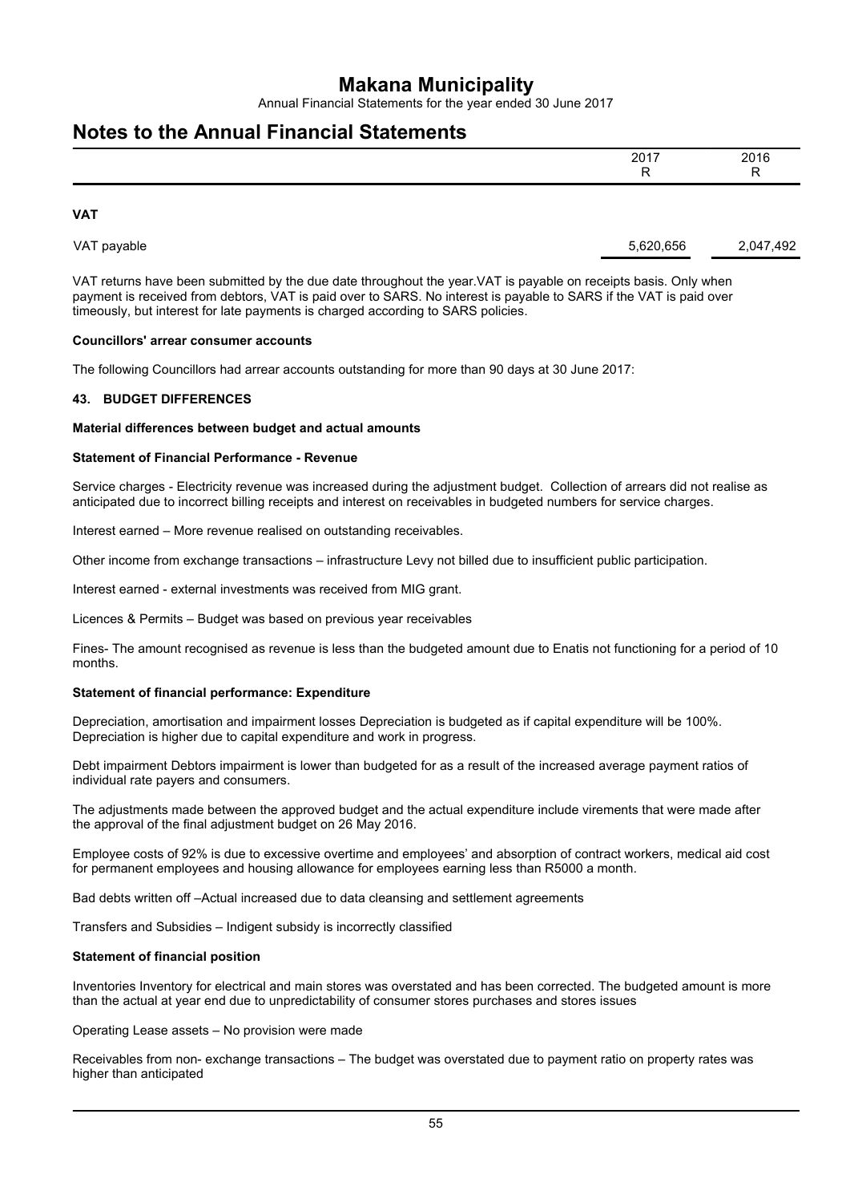## Notes to the Annual Financial Statements

| | 2017<br>R | 2016<br>R |
|---|---|---|

**VAT**

| | | |
|---|---|---|
| VAT payable | 5,620,656 | 2,047,492 |

VAT returns have been submitted by the due date throughout the year.VAT is payable on receipts basis. Only when payment is received from debtors, VAT is paid over to SARS. No interest is payable to SARS if the VAT is paid over timeously, but interest for late payments is charged according to SARS policies.

**Councillors' arrear consumer accounts**

The following Councillors had arrear accounts outstanding for more than 90 days at 30 June 2017:

### 43. BUDGET DIFFERENCES

**Material differences between budget and actual amounts**

**Statement of Financial Performance - Revenue**

Service charges - Electricity revenue was increased during the adjustment budget. Collection of arrears did not realise as anticipated due to incorrect billing receipts and interest on receivables in budgeted numbers for service charges.

Interest earned – More revenue realised on outstanding receivables.

Other income from exchange transactions – infrastructure Levy not billed due to insufficient public participation.

Interest earned - external investments was received from MIG grant.

Licences & Permits – Budget was based on previous year receivables

Fines- The amount recognised as revenue is less than the budgeted amount due to Enatis not functioning for a period of 10 months.

**Statement of financial performance: Expenditure**

Depreciation, amortisation and impairment losses Depreciation is budgeted as if capital expenditure will be 100%. Depreciation is higher due to capital expenditure and work in progress.

Debt impairment Debtors impairment is lower than budgeted for as a result of the increased average payment ratios of individual rate payers and consumers.

The adjustments made between the approved budget and the actual expenditure include virements that were made after the approval of the final adjustment budget on 26 May 2016.

Employee costs of 92% is due to excessive overtime and employees' and absorption of contract workers, medical aid cost for permanent employees and housing allowance for employees earning less than R5000 a month.

Bad debts written off –Actual increased due to data cleansing and settlement agreements

Transfers and Subsidies – Indigent subsidy is incorrectly classified

**Statement of financial position**

Inventories Inventory for electrical and main stores was overstated and has been corrected. The budgeted amount is more than the actual at year end due to unpredictability of consumer stores purchases and stores issues

Operating Lease assets – No provision were made

Receivables from non- exchange transactions – The budget was overstated due to payment ratio on property rates was higher than anticipated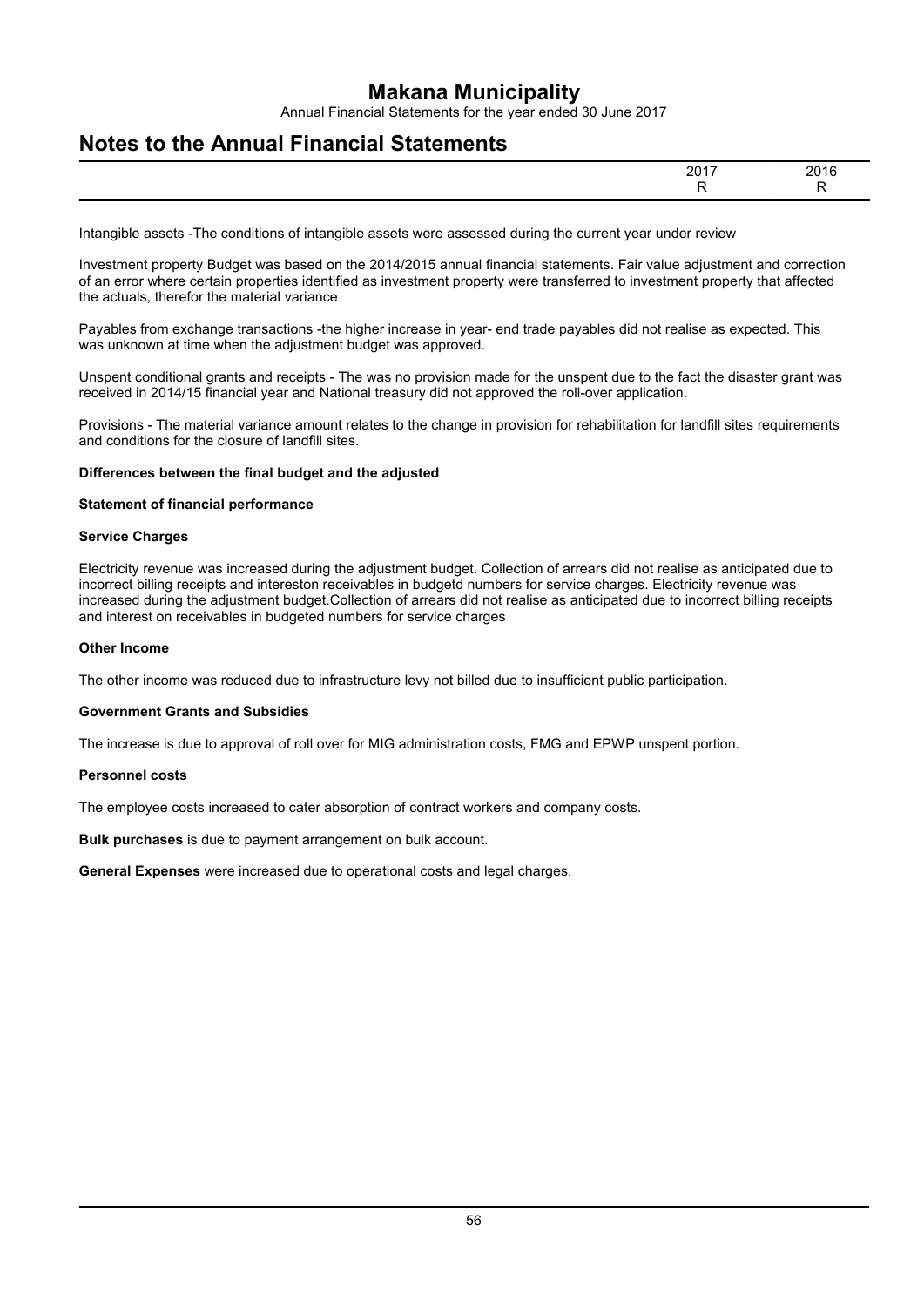Intangible assets -The conditions of intangible assets were assessed during the current year under review

Investment property Budget was based on the 2014/2015 annual financial statements. Fair value adjustment and correction of an error where certain properties identified as investment property were transferred to investment property that affected the actuals, therefor the material variance

Payables from exchange transactions -the higher increase in year- end trade payables did not realise as expected. This was unknown at time when the adjustment budget was approved.

Unspent conditional grants and receipts - The was no provision made for the unspent due to the fact the disaster grant was received in 2014/15 financial year and National treasury did not approved the roll-over application.

Provisions - The material variance amount relates to the change in provision for rehabilitation for landfill sites requirements and conditions for the closure of landfill sites.

**Differences between the final budget and the adjusted**

**Statement of financial performance**

**Service Charges**

Electricity revenue was increased during the adjustment budget. Collection of arrears did not realise as anticipated due to incorrect billing receipts and intereston receivables in budgetd numbers for service charges. Electricity revenue was increased during the adjustment budget.Collection of arrears did not realise as anticipated due to incorrect billing receipts and interest on receivables in budgeted numbers for service charges

**Other Income**

The other income was reduced due to infrastructure levy not billed due to insufficient public participation.

**Government Grants and Subsidies**

The increase is due to approval of roll over for MIG administration costs, FMG and EPWP unspent portion.

**Personnel costs**

The employee costs increased to cater absorption of contract workers and company costs.

**Bulk purchases** is due to payment arrangement on bulk account.

**General Expenses** were increased due to operational costs and legal charges.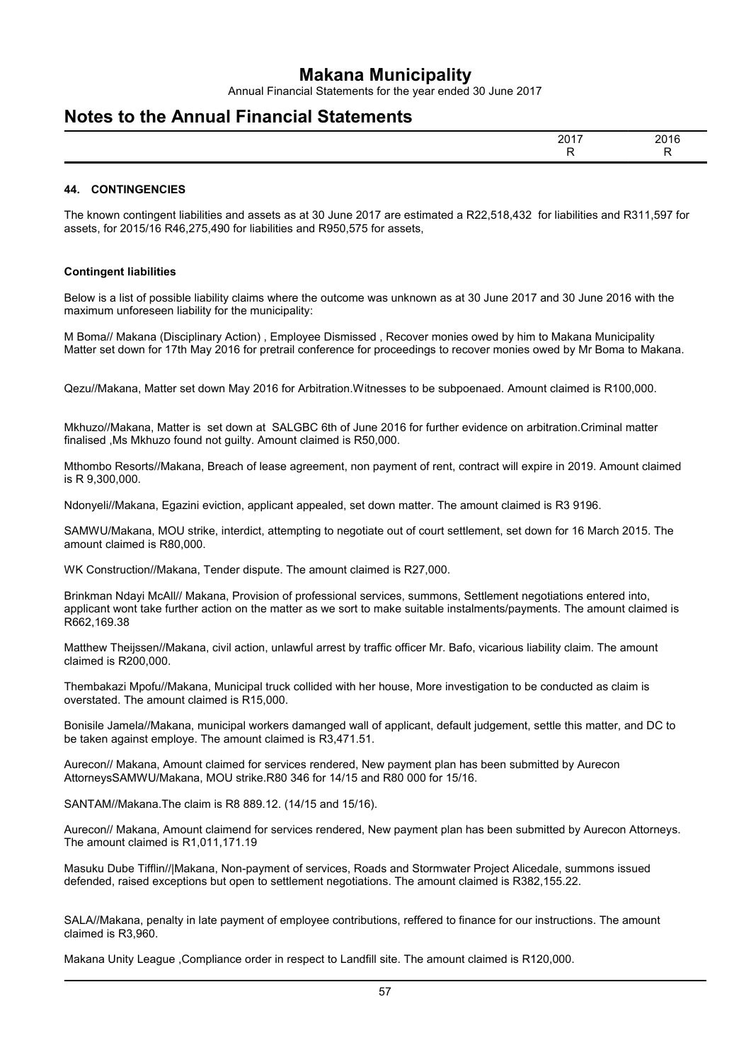| | 2017 | 2016 |
|---|---|---|
| | R | R |

### 44. CONTINGENCIES

The known contingent liabilities and assets as at 30 June 2017 are estimated a R22,518,432 for liabilities and R311,597 for assets, for 2015/16 R46,275,490 for liabilities and R950,575 for assets,

**Contingent liabilities**

Below is a list of possible liability claims where the outcome was unknown as at 30 June 2017 and 30 June 2016 with the maximum unforeseen liability for the municipality:

M Boma// Makana (Disciplinary Action) , Employee Dismissed , Recover monies owed by him to Makana Municipality Matter set down for 17th May 2016 for pretrail conference for proceedings to recover monies owed by Mr Boma to Makana.

Qezu//Makana, Matter set down May 2016 for Arbitration.Witnesses to be subpoenaed. Amount claimed is R100,000.

Mkhuzo//Makana, Matter is set down at SALGBC 6th of June 2016 for further evidence on arbitration.Criminal matter finalised ,Ms Mkhuzo found not guilty. Amount claimed is R50,000.

Mthombo Resorts//Makana, Breach of lease agreement, non payment of rent, contract will expire in 2019. Amount claimed is R 9,300,000.

Ndonyeli//Makana, Egazini eviction, applicant appealed, set down matter. The amount claimed is R3 9196.

SAMWU/Makana, MOU strike, interdict, attempting to negotiate out of court settlement, set down for 16 March 2015. The amount claimed is R80,000.

WK Construction//Makana, Tender dispute. The amount claimed is R27,000.

Brinkman Ndayi McAll// Makana, Provision of professional services, summons, Settlement negotiations entered into, applicant wont take further action on the matter as we sort to make suitable instalments/payments. The amount claimed is R662,169.38

Matthew Theijssen//Makana, civil action, unlawful arrest by traffic officer Mr. Bafo, vicarious liability claim. The amount claimed is R200,000.

Thembakazi Mpofu//Makana, Municipal truck collided with her house, More investigation to be conducted as claim is overstated. The amount claimed is R15,000.

Bonisile Jamela//Makana, municipal workers damanged wall of applicant, default judgement, settle this matter, and DC to be taken against employe. The amount claimed is R3,471.51.

Aurecon// Makana, Amount claimed for services rendered, New payment plan has been submitted by Aurecon AttorneysSAMWU/Makana, MOU strike.R80 346 for 14/15 and R80 000 for 15/16.

SANTAM//Makana.The claim is R8 889.12. (14/15 and 15/16).

Aurecon// Makana, Amount claimend for services rendered, New payment plan has been submitted by Aurecon Attorneys. The amount claimed is R1,011,171.19

Masuku Dube Tifflin//|Makana, Non-payment of services, Roads and Stormwater Project Alicedale, summons issued defended, raised exceptions but open to settlement negotiations. The amount claimed is R382,155.22.

SALA//Makana, penalty in late payment of employee contributions, reffered to finance for our instructions. The amount claimed is R3,960.

Makana Unity League ,Compliance order in respect to Landfill site. The amount claimed is R120,000.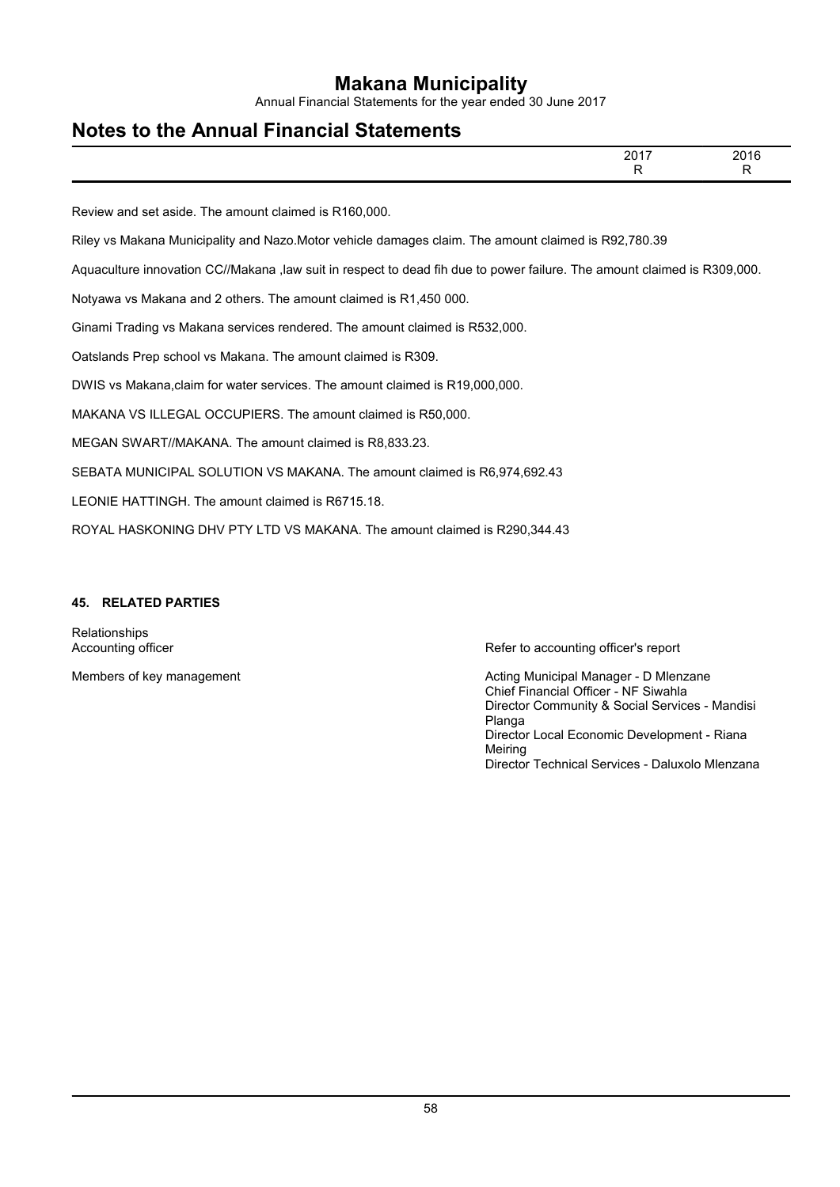| | 2017 | 2016 |
|---|---|---|
| | R | R |

Review and set aside. The amount claimed is R160,000.

Riley vs Makana Municipality and Nazo.Motor vehicle damages claim. The amount claimed is R92,780.39

Aquaculture innovation CC//Makana ,law suit in respect to dead fih due to power failure. The amount claimed is R309,000.

Notyawa vs Makana and 2 others. The amount claimed is R1,450 000.

Ginami Trading vs Makana services rendered. The amount claimed is R532,000.

Oatslands Prep school vs Makana. The amount claimed is R309.

DWIS vs Makana,claim for water services. The amount claimed is R19,000,000.

MAKANA VS ILLEGAL OCCUPIERS. The amount claimed is R50,000.

MEGAN SWART//MAKANA. The amount claimed is R8,833.23.

SEBATA MUNICIPAL SOLUTION VS MAKANA. The amount claimed is R6,974,692.43

LEONIE HATTINGH. The amount claimed is R6715.18.

ROYAL HASKONING DHV PTY LTD VS MAKANA. The amount claimed is R290,344.43

**45. RELATED PARTIES**

Relationships

| | |
|---|---|
| Accounting officer | Refer to accounting officer's report |
| Members of key management | Acting Municipal Manager - D Mlenzane<br>Chief Financial Officer - NF Siwahla<br>Director Community & Social Services - Mandisi Planga<br>Director Local Economic Development - Riana Meiring<br>Director Technical Services - Daluxolo Mlenzana |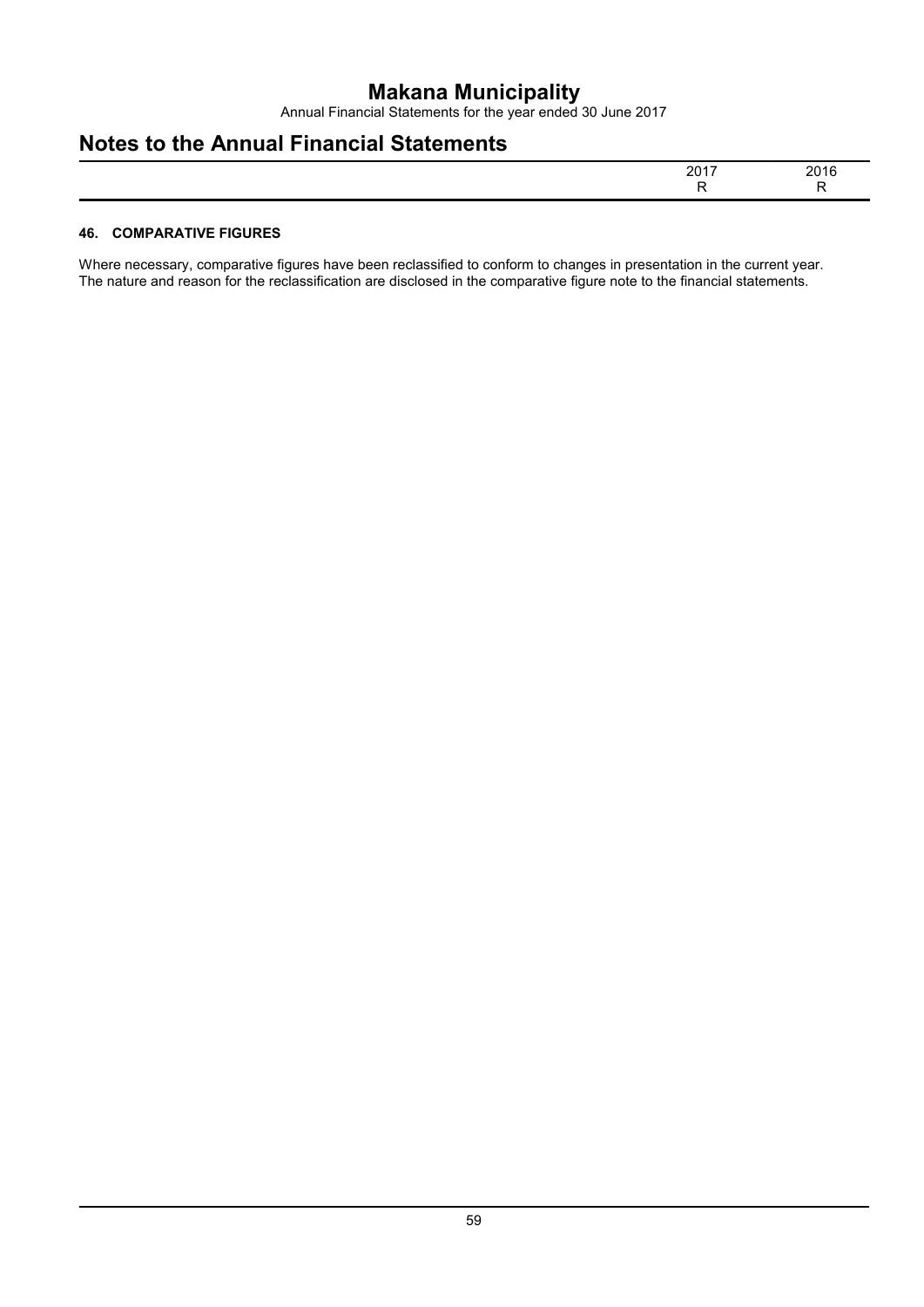## 46. COMPARATIVE FIGURES

Where necessary, comparative figures have been reclassified to conform to changes in presentation in the current year. The nature and reason for the reclassification are disclosed in the comparative figure note to the financial statements.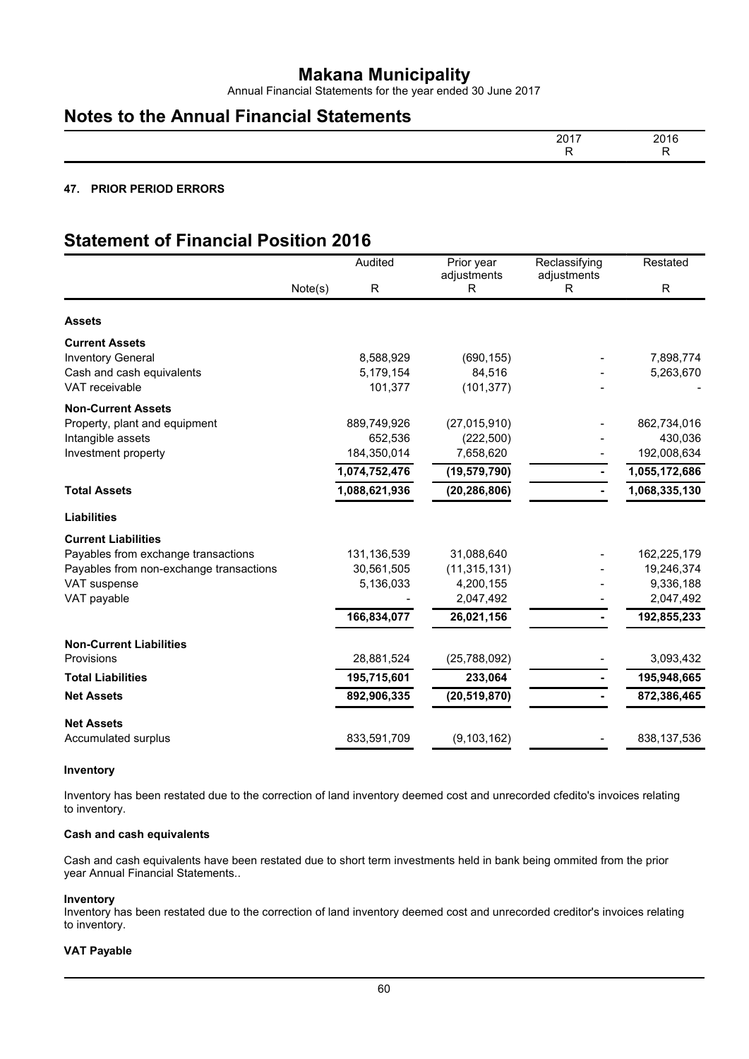# Makana Municipality

Annual Financial Statements for the year ended 30 June 2017

## Notes to the Annual Financial Statements

| | 2017 R | 2016 R |
|---|---|---|

### 47. PRIOR PERIOD ERRORS

## Statement of Financial Position 2016

| | Note(s) | Audited R | Prior year adjustments R | Reclassifying adjustments R | Restated R |
|---|---|---|---|---|---|
| **Assets** | | | | | |
| **Current Assets** | | | | | |
| Inventory General | | 8,588,929 | (690,155) | - | 7,898,774 |
| Cash and cash equivalents | | 5,179,154 | 84,516 | - | 5,263,670 |
| VAT receivable | | 101,377 | (101,377) | - | - |
| **Non-Current Assets** | | | | | |
| Property, plant and equipment | | 889,749,926 | (27,015,910) | - | 862,734,016 |
| Intangible assets | | 652,536 | (222,500) | - | 430,036 |
| Investment property | | 184,350,014 | 7,658,620 | - | 192,008,634 |
| | | 1,074,752,476 | (19,579,790) | - | 1,055,172,686 |
| **Total Assets** | | 1,088,621,936 | (20,286,806) | - | 1,068,335,130 |
| **Liabilities** | | | | | |
| **Current Liabilities** | | | | | |
| Payables from exchange transactions | | 131,136,539 | 31,088,640 | - | 162,225,179 |
| Payables from non-exchange transactions | | 30,561,505 | (11,315,131) | - | 19,246,374 |
| VAT suspense | | 5,136,033 | 4,200,155 | - | 9,336,188 |
| VAT payable | | - | 2,047,492 | - | 2,047,492 |
| | | 166,834,077 | 26,021,156 | - | 192,855,233 |
| **Non-Current Liabilities** | | | | | |
| Provisions | | 28,881,524 | (25,788,092) | - | 3,093,432 |
| **Total Liabilities** | | 195,715,601 | 233,064 | - | 195,948,665 |
| **Net Assets** | | 892,906,335 | (20,519,870) | - | 872,386,465 |
| **Net Assets** | | | | | |
| Accumulated surplus | | 833,591,709 | (9,103,162) | - | 838,137,536 |

**Inventory**

Inventory has been restated due to the correction of land inventory deemed cost and unrecorded cfedito's invoices relating to inventory.

**Cash and cash equivalents**

Cash and cash equivalents have been restated due to short term investments held in bank being ommited from the prior year Annual Financial Statements..

**Inventory**

Inventory has been restated due to the correction of land inventory deemed cost and unrecorded creditor's invoices relating to inventory.

**VAT Payable**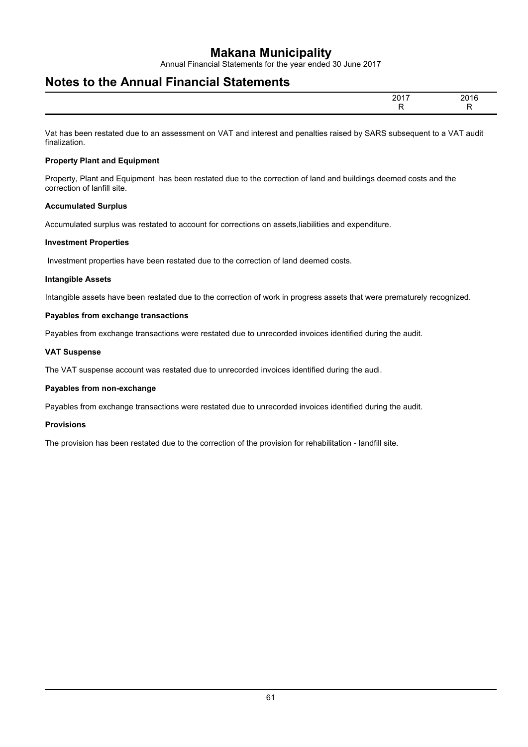Vat has been restated due to an assessment on VAT and interest and penalties raised by SARS subsequent to a VAT audit finalization.

**Property Plant and Equipment**

Property, Plant and Equipment has been restated due to the correction of land and buildings deemed costs and the correction of lanfill site.

**Accumulated Surplus**

Accumulated surplus was restated to account for corrections on assets,liabilities and expenditure.

**Investment Properties**

Investment properties have been restated due to the correction of land deemed costs.

**Intangible Assets**

Intangible assets have been restated due to the correction of work in progress assets that were prematurely recognized.

**Payables from exchange transactions**

Payables from exchange transactions were restated due to unrecorded invoices identified during the audit.

**VAT Suspense**

The VAT suspense account was restated due to unrecorded invoices identified during the audi.

**Payables from non-exchange**

Payables from exchange transactions were restated due to unrecorded invoices identified during the audit.

**Provisions**

The provision has been restated due to the correction of the provision for rehabilitation - landfill site.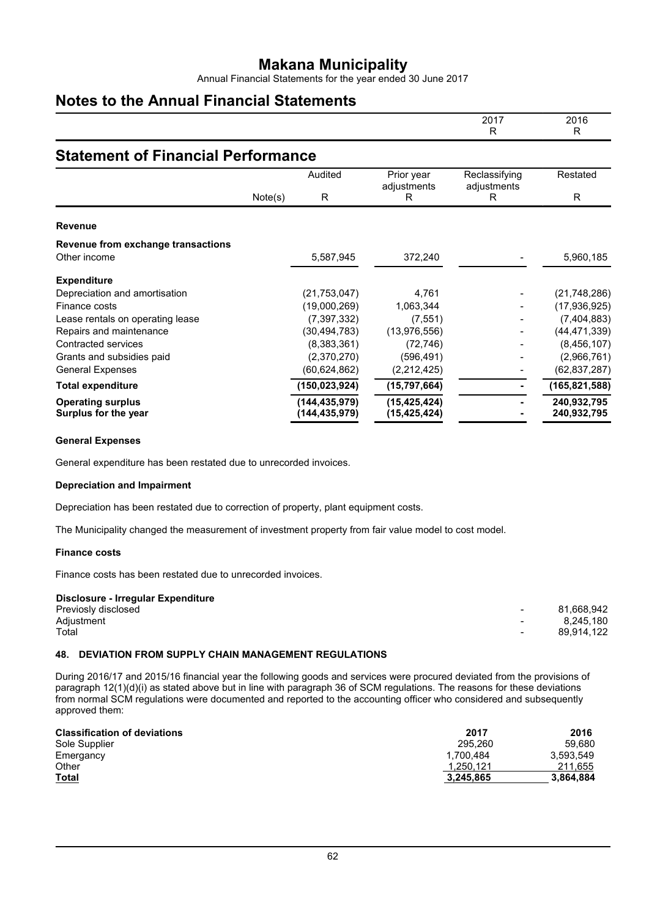# Makana Municipality

Annual Financial Statements for the year ended 30 June 2017

# Notes to the Annual Financial Statements

| | 2017 | 2016 |
|---|---|---|
| | R | R |

## Statement of Financial Performance

| | Note(s) | Audited R | Prior year adjustments R | Reclassifying adjustments R | Restated R |
|---|---|---|---|---|---|
| **Revenue** | | | | | |
| **Revenue from exchange transactions** | | | | | |
| Other income | | 5,587,945 | 372,240 | - | 5,960,185 |
| **Expenditure** | | | | | |
| Depreciation and amortisation | | (21,753,047) | 4,761 | - | (21,748,286) |
| Finance costs | | (19,000,269) | 1,063,344 | - | (17,936,925) |
| Lease rentals on operating lease | | (7,397,332) | (7,551) | - | (7,404,883) |
| Repairs and maintenance | | (30,494,783) | (13,976,556) | - | (44,471,339) |
| Contracted services | | (8,383,361) | (72,746) | - | (8,456,107) |
| Grants and subsidies paid | | (2,370,270) | (596,491) | - | (2,966,761) |
| General Expenses | | (60,624,862) | (2,212,425) | - | (62,837,287) |
| **Total expenditure** | | **(150,023,924)** | **(15,797,664)** | **-** | **(165,821,588)** |
| **Operating surplus** | | **(144,435,979)** | **(15,425,424)** | **-** | **240,932,795** |
| **Surplus for the year** | | **(144,435,979)** | **(15,425,424)** | **-** | **240,932,795** |

**General Expenses**

General expenditure has been restated due to unrecorded invoices.

**Depreciation and Impairment**

Depreciation has been restated due to correction of property, plant equipment costs.

The Municipality changed the measurement of investment property from fair value model to cost model.

**Finance costs**

Finance costs has been restated due to unrecorded invoices.

**Disclosure - Irregular Expenditure**

| | 2017 | 2016 |
|---|---|---|
| Previosly disclosed | - | 81,668,942 |
| Adjustment | - | 8,245,180 |
| Total | - | 89,914,122 |

### 48. DEVIATION FROM SUPPLY CHAIN MANAGEMENT REGULATIONS

During 2016/17 and 2015/16 financial year the following goods and services were procured deviated from the provisions of paragraph 12(1)(d)(i) as stated above but in line with paragraph 36 of SCM regulations. The reasons for these deviations from normal SCM regulations were documented and reported to the accounting officer who considered and subsequently approved them:

| **Classification of deviations** | **2017** | **2016** |
|---|---|---|
| Sole Supplier | 295,260 | 59,680 |
| Emergancy | 1,700,484 | 3,593,549 |
| Other | 1,250,121 | 211,655 |
| **Total** | **3,245,865** | **3,864,884** |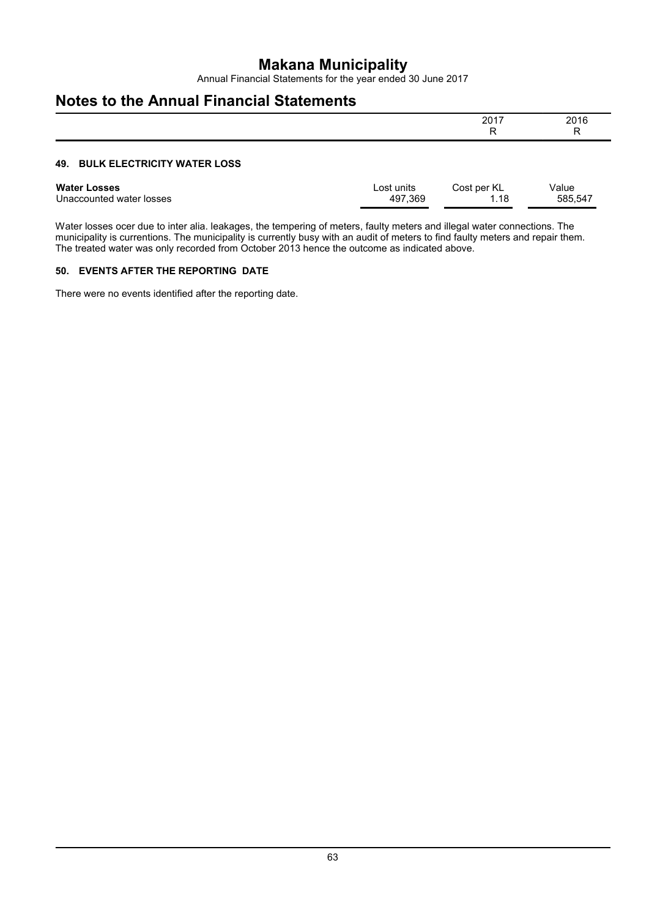# Makana Municipality

Annual Financial Statements for the year ended 30 June 2017

## Notes to the Annual Financial Statements

| | 2017 R | 2016 R |
|---|---|---|

### 49. BULK ELECTRICITY WATER LOSS

| **Water Losses** | Lost units | Cost per KL | Value |
|---|---|---|---|
| Unaccounted water losses | 497,369 | 1.18 | 585,547 |

Water losses ocer due to inter alia. leakages, the tempering of meters, faulty meters and illegal water connections. The municipality is currentions. The municipality is currently busy with an audit of meters to find faulty meters and repair them. The treated water was only recorded from October 2013 hence the outcome as indicated above.

### 50. EVENTS AFTER THE REPORTING DATE

There were no events identified after the reporting date.